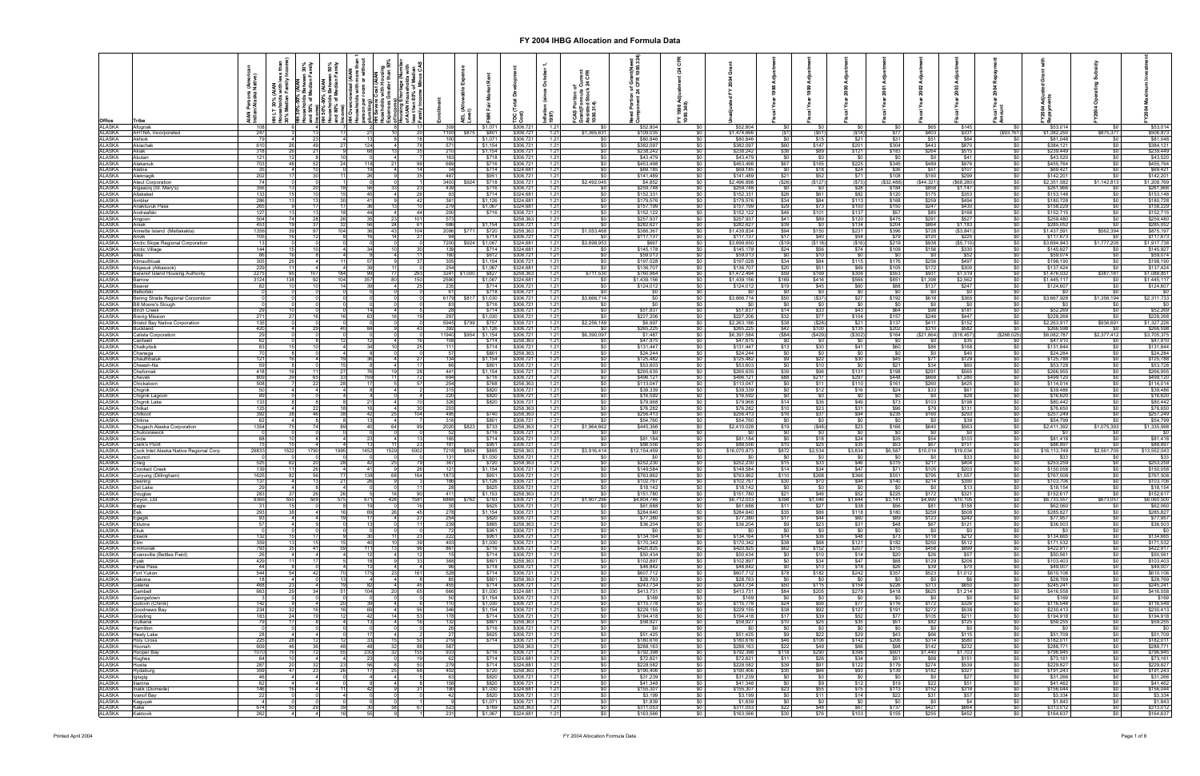# FY 2004 IHBG Allocation and Formula Data

| Office | Tribe | AIAN Persons (American Indian/Alaska Native) | HH LT 30% (AIAN Households with income less than 30% Median Family Income) | HH 30%-50% (AIAN Households between 30% and 50% of Median Family Income) | HH 50%-80% (AIAN Households between 50% and 80% of Median Family Income) | HH Overcrowded (AIAN Households with more than 1 person per room or without kitchen or plumbing) | HH Severe Cost (AIAN Households with Housing Expenses Greater than 50% of Income) | Housing Shortage (Number of AIAN Households with less than 80% of Median Family Income Minus CAS) | Enrollment | AEL (Allowable Expense Level) | FMR (Fair Market Rent) | TDC (Total Development Cost) | Inflation (since October 1, 1997) | FCAS Portion of Grant (Formula Current Assisted Stock 24 CFR 1000.312-1000.322) | Need Portion of Grant (Need Component 24 CFR 1000.324) | FY 1996 Adjustment (24 CFR 1000.340) | Unadjusted FY 2004 Grant | Fiscal Year 1998 Adjustment | Fiscal Year 1999 Adjustment | Fiscal Year 2000 Adjustment | Fiscal Year 2001 Adjustment | Fiscal Year 2002 Adjustment | Fiscal Year 2003 Adjustment | Fiscal Year 2004 Repayment Amount | FY2004 Adjusted Grant with Repayments | FY2004 Operating Subsidy | FY2004 Maximum Investment |
|---|---|---|---|---|---|---|---|---|---|---|---|---|---|---|---|---|---|---|---|---|---|---|---|---|---|---|---|
| ALASKA | Afognak | 108 | 0 | 0 | 0 | 8 | 0 | 17 | 309 | $0 | $1,071 | $306,721 | 1.21 | $0 | $52,804 | $0 | $52,804 | $0 | $0 | $0 | $0 | $65 | $145 | $0 | $53,014 | $0 | $53,014 |
| ALASKA | AHTNA, Incorporated | 247 | 20 | 30 | 17 | 21 | 10 | 20 | 1195 | $875 | $801 | $306,721 | 1.21 | $1,365,631 | $109,035 | $0 | $1,474,666 | ($1) | ($51) | ($14) | $77 | $403 | $331 | ($93,161) | $1,382,250 | $875,377 | $506,873 |
| ALASKA | Akhiok | 79 | 4 | 23 | 4 | 13 | 8 | 18 | 100 | $0 | $1,071 | $306,721 | 1.21 | $0 | $80,846 | $0 | $80,846 | $0 | $12 | $21 | $31 | $51 | $84 | $0 | $81,048 | $0 | $81,048 |
| ALASKA | Akiachak | 610 | 26 | 49 | 27 | 124 | 4 | 78 | 571 | $0 | $1,154 | $306,721 | 1.21 | $0 | $382,097 | $0 | $382,097 | $60 | $147 | $201 | $304 | $443 | $870 | $0 | $384,121 | $0 | $384,121 |
| ALASKA | Akiak | 318 | 26 | 21 | 9 | 68 | 13 | 35 | 210 | $0 | $1,154 | $306,721 | 1.21 | $0 | $238,242 | $0 | $238,242 | $36 | $87 | $121 | $183 | $264 | $515 | $0 | $239,449 | $0 | $239,449 |
| ALASKA | Akutan | 121 | 12 | 8 | 10 | 0 | 4 | 7 | 163 | $0 | $718 | $306,721 | 1.21 | $0 | $43,479 | $0 | $43,479 | $0 | $0 | $0 | $0 | $0 | $41 | $0 | $43,520 | $0 | $43,520 |
| ALASKA | Alakanuk | 703 | 46 | 52 | 24 | 118 | 21 | 96 | 689 | $0 | $716 | $306,721 | 1.21 | $0 | $453,498 | $0 | $453,498 | $67 | $165 | $225 | $345 | $489 | $976 | $0 | $455,764 | $0 | $455,764 |
| ALASKA | Alatna | 35 | 4 | 10 | 0 | 19 | 4 | 14 | 34 | $0 | $714 | $324,681 | 1.21 | $0 | $69,185 | $0 | $69,185 | $10 | $18 | $24 | $36 | $51 | $107 | $0 | $69,421 | $0 | $69,421 |
| ALASKA | Aleknagik | 202 | 17 | 30 | 11 | 26 | 9 | 35 | 487 | $0 | $951 | $306,721 | 1.21 | $0 | $141,489 | $0 | $141,489 | $21 | $52 | $71 | $108 | $160 | $299 | $0 | $142,201 | $0 | $142,201 |
| ALASKA | Aleut Corporation | 74 | 0 | 0 | 0 | 0 | 0 | 0 | 3400 | $924 | $718 | $306,721 | 1.21 | $2,492,045 | $4,852 | $0 | $2,496,898 | ($26) | ($127) | ($73) | ($32,488) | ($44,321) | ($68,280) | $0 | $2,351,582 | $1,142,813 | $1,208,769 |
| ALASKA | Algaaciq (St. Mary's) | 356 | 13 | 20 | 18 | 56 | 33 | 22 | 439 | $0 | $716 | $306,721 | 1.21 | $0 | $259,748 | $0 | $259,748 | $0 | $0 | $28 | $184 | $858 | $1,147 | $0 | $261,966 | $0 | $261,966 |
| ALASKA | Allakaket | 133 | 15 | 10 | 15 | 45 | 4 | 26 | 93 | $0 | $714 | $324,681 | 1.21 | $0 | $152,331 | $0 | $152,331 | $26 | $61 | $82 | $120 | $175 | $353 | $0 | $153,148 | $0 | $153,148 |
| ALASKA | Ambler | 286 | 13 | 15 | 30 | 41 | 9 | 42 | 361 | $0 | $1,126 | $324,681 | 1.21 | $0 | $179,576 | $0 | $179,576 | $34 | $84 | $113 | $168 | $259 | $494 | $0 | $180,728 | $0 | $180,728 |
| ALASKA | Anaktuvuk Pass | 265 | 9 | 17 | 17 | 36 | 13 | 10 | 279 | $0 | $1,067 | $324,681 | 1.21 | $0 | $157,199 | $0 | $157,199 | $29 | $73 | $100 | $150 | $247 | $430 | $0 | $158,229 | $0 | $158,229 |
| ALASKA | Andreafski | 127 | 13 | 13 | 18 | 44 | 4 | 44 | 200 | $0 | $716 | $306,721 | 1.21 | $0 | $152,122 | $0 | $152,122 | $46 | $101 | $137 | $67 | $85 | $168 | $0 | $152,715 | $0 | $152,715 |
| ALASKA | Angoon | 504 | 74 | 28 | 26 | 35 | 23 | 101 | 573 | $0 | $0 | $258,363 | 1.21 | $0 | $257,937 | $0 | $257,937 | $41 | $89 | $120 | $475 | $291 | $527 | $0 | $259,480 | $0 | $259,480 |
| ALASKA | Aniak | 453 | 19 | 37 | 32 | 56 | 24 | 61 | 688 | $0 | $1,154 | $306,721 | 1.21 | $0 | $282,627 | $0 | $282,627 | $39 | $0 | $134 | $204 | $864 | $1,183 | $0 | $285,052 | $0 | $285,052 |
| ALASKA | Annette Island (Metlakakla) | 1356 | 39 | 97 | 104 | 38 | 43 | 104 | 2096 | $771 | $720 | $258,363 | 1.21 | $1,053,468 | $386,367 | $0 | $1,439,834 | $94 | $150 | $231 | $396 | $728 | ($3,841) | $0 | $1,437,591 | $562,394 | $875,197 |
| ALASKA | Anvik | 105 | 16 | 12 | 8 | 16 | 14 | 27 | 94 | $0 | $714 | $306,721 | 1.21 | $0 | $117,137 | $0 | $117,137 | $17 | $40 | $54 | $79 | $120 | $225 | $0 | $117,673 | $0 | $117,673 |
| ALASKA | Arctic Slope Regional Corporation | 13 | 0 | 0 | 0 | 0 | 0 | 0 | 7200 | $924 | $1,067 | $324,681 | 1.21 | $3,698,953 | $697 | $0 | $3,699,650 | ($19) | ($118) | ($16) | $219 | $938 | ($5,710) | $0 | $3,694,943 | $1,777,205 | $1,917,738 |
| ALASKA | Arctic Village | 144 | 15 | 10 | 4 | 34 | 10 | 30 | 139 | $0 | $714 | $324,681 | 1.21 | $0 | $145,178 | $0 | $145,178 | $24 | $56 | $74 | $109 | $156 | $330 | $0 | $145,927 | $0 | $145,927 |
| ALASKA | Atka | 86 | 16 | 5 | 4 | 8 | 4 | 11 | 186 | $0 | $612 | $306,721 | 1.21 | $0 | $59,013 | $0 | $59,013 | $0 | $10 | $0 | $0 | $0 | $52 | $0 | $59,074 | $0 | $59,074 |
| ALASKA | Atmautluak | 303 | 26 | 4 | 11 | 57 | 9 | 37 | 305 | $0 | $1,154 | $306,721 | 1.21 | $0 | $197,028 | $0 | $197,028 | $34 | $84 | $115 | $176 | $256 | $497 | $0 | $198,190 | $0 | $198,190 |
| ALASKA | Atqasuk (Atkasook) | 229 | 11 | 4 | 4 | 39 | 9 | 11 | 254 | $0 | $1,067 | $324,681 | 1.21 | $0 | $136,707 | $0 | $136,707 | $20 | $51 | $69 | $105 | $172 | $300 | $0 | $137,424 | $0 | $137,424 |
| ALASKA | Baranof Island Housing Authority | 2275 | 95 | 107 | 164 | 99 | 77 | 293 | 3241 | $1,000 | $827 | $258,363 | 1.21 | $711,530 | $760,964 | $0 | $1,472,494 | $59 | $169 | $306 | $553 | $931 | $1,519 | $0 | $1,476,032 | $387,181 | $1,088,851 |
| ALASKA | Barrow | 3124 | 138 | 92 | 104 | 357 | 61 | 150 | 2590 | $0 | $1,067 | $324,681 | 1.21 | $0 | $1,439,156 | $0 | $1,439,156 | $180 | $416 | $566 | $851 | $1,398 | $2,562 | $0 | $1,445,117 | $0 | $1,445,117 |
| ALASKA | Beaver | 82 | 10 | 10 | 14 | 39 | 4 | 25 | 235 | $0 | $714 | $306,721 | 1.21 | $0 | $124,012 | $0 | $124,012 | $19 | $45 | $60 | $88 | $137 | $247 | $0 | $124,607 | $0 | $124,607 |
| ALASKA | Belkofski | 0 | 0 | 0 | 0 | 0 | 0 | 0 | 61 | $0 | $718 | $306,721 | 1.21 | $0 | $0 | $0 | $0 | $0 | $0 | $0 | $0 | $0 | $0 | $0 | $0 | $0 | $0 |
| ALASKA | Bering Straits Regional Corporation | 0 | 0 | 0 | 0 | 0 | 0 | 0 | 6179 | $817 | $1,030 | $306,721 | 1.21 | $3,666,714 | $0 | $0 | $3,666,714 | $50 | ($37) | $27 | $192 | $618 | $365 | $0 | $3,667,928 | $1,356,194 | $2,311,733 |
| ALASKA | Bill Moore's Slough | 0 | 0 | 0 | 0 | 0 | 0 | 0 | 83 | $0 | $716 | $306,721 | 1.21 | $0 | $0 | $0 | $0 | $0 | $0 | $0 | $0 | $0 | $0 | $0 | $0 | $0 | $0 |
| ALASKA | Birch Creek | 29 | 10 | 0 | 0 | 14 | 4 | 5 | 28 | $0 | $714 | $306,721 | 1.21 | $0 | $51,837 | $0 | $51,837 | $14 | $33 | $43 | $64 | $86 | $181 | $0 | $52,259 | $0 | $52,259 |
| ALASKA | Brevig Mission | 271 | 27 | 16 | 16 | 63 | 16 | 19 | 297 | $0 | $1,030 | $306,721 | 1.21 | $0 | $227,206 | $0 | $227,206 | $32 | $71 | $104 | $157 | $246 | $447 | $0 | $228,268 | $0 | $228,268 |
| ALASKA | Bristol Bay Native Corporation | 135 | 0 | 0 | 0 | 0 | 0 | 0 | 5945 | $799 | $757 | $306,721 | 1.21 | $2,256,189 | $6,997 | $0 | $2,263,186 | $38 | ($26) | $21 | $137 | $411 | $152 | $0 | $2,263,917 | $936,691 | $1,327,226 |
| ALASKA | Buckland | 420 | 4 | 29 | 40 | 84 | 9 | 43 | 392 | $0 | $1,126 | $306,721 | 1.21 | $0 | $265,225 | $0 | $265,225 | $42 | $100 | $135 | $202 | $310 | $582 | $0 | $266,598 | $0 | $266,598 |
| ALASKA | Calista Corporation | 29 | 0 | 0 | 0 | 0 | 0 | 0 | 11964 | $954 | $1,154 | $306,721 | 1.21 | $6,390,097 | $1,487 | $0 | $6,391,584 | ($84) | ($429) | ($302) | $164 | ($21,864) | ($18,457) | ($268,025) | $6,082,587 | $2,377,412 | $3,705,175 |
| ALASKA | Cantwell | 62 | 0 | 8 | 12 | 12 | 4 | 16 | 108 | $0 | $714 | $306,721 | 1.21 | $0 | $47,875 | $0 | $47,875 | $0 | $0 | $0 | $0 | $0 | $35 | $0 | $47,910 | $0 | $47,910 |
| ALASKA | Chalkyitsik | 83 | 15 | 10 | 4 | 34 | 10 | 25 | 111 | $0 | $714 | $324,681 | 1.21 | $0 | $131,447 | $0 | $131,447 | $13 | $30 | $41 | $61 | $86 | $168 | $0 | $131,844 | $0 | $131,844 |
| ALASKA | Chanega | 70 | 8 | 0 | 4 | 0 | 0 | 0 | 57 | $0 | $801 | $258,363 | 1.21 | $0 | $24,244 | $0 | $24,244 | $0 | $0 | $0 | $0 | $0 | $40 | $0 | $24,284 | $0 | $24,284 |
| ALASKA | Chauthbaluk | 121 | 16 | 4 | 19 | 36 | 4 | 27 | 134 | $0 | $1,154 | $306,721 | 1.21 | $0 | $125,482 | $0 | $125,482 | $9 | $22 | $30 | $45 | $71 | $129 | $0 | $125,788 | $0 | $125,788 |
| ALASKA | Cheesh-Na | 59 | 8 | 0 | 15 | 8 | 4 | 17 | 66 | $0 | $801 | $306,721 | 1.21 | $0 | $53,603 | $0 | $53,603 | $0 | $10 | $0 | $21 | $34 | $60 | $0 | $53,728 | $0 | $53,728 |
| ALASKA | Chefornak | 418 | 16 | 11 | 27 | 76 | 19 | 28 | 441 | $0 | $1,154 | $306,721 | 1.21 | $0 | $265,635 | $0 | $265,635 | $39 | $96 | $131 | $198 | $291 | $565 | $0 | $266,955 | $0 | $266,955 |
| ALASKA | Chevak | 809 | 39 | 65 | 33 | 159 | 11 | 72 | 694 | $0 | $716 | $306,721 | 1.21 | $0 | $496,121 | $0 | $496,121 | $88 | $217 | $297 | $448 | $668 | $1,280 | $0 | $499,120 | $0 | $499,120 |
| ALASKA | Chickaloon | 508 | 7 | 22 | 28 | 17 | 5 | 57 | 254 | $0 | $768 | $258,363 | 1.21 | $0 | $113,047 | $0 | $113,047 | $0 | $11 | $110 | $161 | $260 | $425 | $0 | $114,014 | $0 | $114,014 |
| ALASKA | Chignik | 50 | 4 | 4 | 4 | 8 | 4 | 2 | 315 | $0 | $820 | $306,721 | 1.21 | $0 | $39,339 | $0 | $39,339 | $0 | $12 | $16 | $24 | $33 | $61 | $0 | $39,486 | $0 | $39,486 |
| ALASKA | Chignik Lagoon | 89 | 0 | 0 | 0 | 4 | 4 | 0 | 220 | $0 | $820 | $306,721 | 1.21 | $0 | $18,592 | $0 | $18,592 | $0 | $0 | $0 | $0 | $0 | $28 | $0 | $18,620 | $0 | $18,620 |
| ALASKA | Chignik Lake | 133 | 8 | 8 | 8 | 21 | 4 | 10 | 326 | $0 | $820 | $306,721 | 1.21 | $0 | $79,968 | $0 | $79,968 | $14 | $36 | $49 | $73 | $103 | $198 | $0 | $80,442 | $0 | $80,442 |
| ALASKA | Chilkat | 125 | 4 | 22 | 18 | 16 | 4 | 30 | 203 | $0 | $0 | $258,363 | 1.21 | $0 | $76,282 | $0 | $76,282 | $14 | $23 | $31 | $96 | $79 | $131 | $0 | $76,650 | $0 | $76,650 |
| ALASKA | Chilkoot | 302 | 36 | 46 | 39 | 42 | 25 | 104 | 495 | $0 | $740 | $258,363 | 1.21 | $0 | $256,413 | $0 | $256,413 | $16 | $37 | $94 | $235 | $160 | $293 | $0 | $257,249 | $0 | $257,249 |
| ALASKA | Chitina | 62 | 4 | 8 | 8 | 13 | 4 | 0 | 316 | $0 | $801 | $306,721 | 1.21 | $0 | $54,760 | $0 | $54,760 | $0 | $0 | $0 | $0 | $0 | $39 | $0 | $54,799 | $0 | $54,799 |
| ALASKA | Chugach Alaska Corporation | 1354 | 75 | 74 | 89 | 40 | 64 | 99 | 2020 | $823 | $733 | $258,363 | 1.21 | $1,964,662 | $445,366 | $0 | $2,410,028 | $19 | ($48) | $23 | $166 | $640 | $563 | $0 | $2,411,392 | $1,075,393 | $1,335,998 |
| ALASKA | Chuloonawick | 0 | 0 | 0 | 0 | 0 | 0 | 0 | 52 | $0 | $716 | $306,721 | 1.21 | $0 | $0 | $0 | $0 | $0 | $0 | $0 | $0 | $0 | $0 | $0 | $0 | $0 | $0 |
| ALASKA | Circle | 88 | 10 | 8 | 8 | 23 | 4 | 13 | 185 | $0 | $714 | $306,721 | 1.21 | $0 | $81,184 | $0 | $81,184 | $0 | $18 | $24 | $35 | $54 | $103 | $0 | $81,418 | $0 | $81,418 |
| ALASKA | Clark's Point | 75 | 15 | 4 | 4 | 11 | 4 | 23 | 161 | $0 | $951 | $306,721 | 1.21 | $0 | $88,556 | $0 | $88,556 | $10 | $25 | $35 | $53 | $67 | $151 | $0 | $88,897 | $0 | $88,897 |
| ALASKA | Cook Inlet Alaska Native Regional Corp | 29833 | 1522 | 1790 | 1995 | 1452 | 1529 | 5002 | 7218 | $804 | $885 | $258,363 | 1.21 | $3,916,414 | $12,154,459 | $0 | $16,070,873 | $872 | $2,534 | $3,834 | $6,587 | $10,014 | $19,034 | $0 | $16,113,749 | $2,561,705 | $13,552,043 |
| ALASKA | Council | 0 | 0 | 0 | 0 | 0 | 0 | 0 | 131 | $0 | $1,030 | $306,721 | 1.21 | $0 | $0 | $0 | $0 | $0 | $0 | $0 | $0 | $0 | $33 | $0 | $33 | $0 | $33 |
| ALASKA | Craig | 525 | 62 | 20 | 28 | 42 | 25 | 79 | 367 | $0 | $720 | $258,363 | 1.21 | $0 | $252,230 | $0 | $252,230 | $15 | $33 | $46 | $376 | $217 | $404 | $0 | $253,059 | $0 | $253,059 |
| ALASKA | Crooked Creek | 139 | 11 | 26 | 4 | 41 | 9 | 26 | 121 | $0 | $1,154 | $306,721 | 1.21 | $0 | $149,584 | $0 | $149,584 | $14 | $34 | $47 | $71 | $105 | $203 | $0 | $150,058 | $0 | $150,058 |
| ALASKA | Curyung (Dillingham) | 1625 | 82 | 56 | 77 | 138 | 68 | 164 | 1873 | $0 | $951 | $306,721 | 1.21 | $0 | $763,862 | $0 | $763,862 | $110 | $268 | $366 | $551 | $795 | $1,557 | $0 | $767,508 | $0 | $767,508 |
| ALASKA | Deering | 137 | 4 | 13 | 21 | 26 | 9 | 9 | 186 | $0 | $1,126 | $306,721 | 1.21 | $0 | $102,767 | $0 | $102,767 | $30 | $70 | $94 | $140 | $214 | $390 | $0 | $103,705 | $0 | $103,705 |
| ALASKA | Dot Lake | 29 | 4 | 8 | 4 | 0 | 0 | 11 | 28 | $0 | $625 | $306,721 | 1.21 | $0 | $18,142 | $0 | $18,142 | $0 | $0 | $0 | $0 | $0 | $13 | $0 | $18,154 | $0 | $18,154 |
| ALASKA | Douglas | 283 | 37 | 15 | 22 | 4 | 18 | 30 | 411 | $0 | $1,153 | $258,363 | 1.21 | $0 | $151,780 | $0 | $151,780 | $21 | $46 | $52 | $225 | $172 | $321 | $0 | $152,617 | $0 | $152,617 |
| ALASKA | Doyon, Ltd. | 9368 | 585 | 509 | 575 | 671 | 428 | 1581 | 14800 | $762 | $740 | $306,721 | 1.21 | $1,907,286 | $4,804,746 | $0 | $6,712,033 | $308 | $1,046 | $1,644 | $3,141 | $4,990 | $10,105 | $0 | $6,733,267 | $673,057 | $6,060,209 |
| ALASKA | Eagle | 31 | 15 | 0 | 8 | 19 | 0 | 16 | 30 | $0 | $625 | $306,721 | 1.21 | $0 | $61,688 | $0 | $61,688 | $11 | $27 | $38 | $56 | $81 | $158 | $0 | $62,060 | $0 | $62,060 |
| ALASKA | Eek | 293 | 38 | 4 | 16 | 69 | 26 | 45 | 278 | $0 | $1,154 | $306,721 | 1.21 | $0 | $284,640 | $0 | $284,640 | $35 | $86 | $118 | $180 | $259 | $508 | $0 | $285,827 | $0 | $285,827 |
| ALASKA | Egegik | 93 | 4 | 4 | 19 | 11 | 4 | 27 | 254 | $0 | $820 | $306,721 | 1.21 | $0 | $77,380 | $0 | $77,380 | $17 | $44 | $60 | $89 | $123 | $242 | $0 | $77,955 | $0 | $77,955 |
| ALASKA | Eklutna | 57 | 4 | 4 | 0 | 13 | 0 | 11 | 238 | $0 | $885 | $258,363 | 1.21 | $0 | $36,204 | $0 | $36,204 | $9 | $23 | $31 | $48 | $67 | $121 | $0 | $36,503 | $0 | $36,503 |
| ALASKA | Ekuk | 0 | 0 | 0 | 0 | 0 | 0 | 0 | 72 | $0 | $951 | $306,721 | 1.21 | $0 | $0 | $0 | $0 | $0 | $0 | $0 | $0 | $0 | $0 | $0 | $0 | $0 | $0 |
| ALASKA | Ekwok | 132 | 15 | 17 | 9 | 30 | 11 | 23 | 222 | $0 | $951 | $306,721 | 1.21 | $0 | $134,164 | $0 | $134,164 | $19 | $46 | $63 | $73 | $118 | $212 | $0 | $134,865 | $0 | $134,865 |
| ALASKA | Elim | 359 | 13 | 15 | 15 | 40 | 10 | 39 | 403 | $0 | $1,030 | $306,721 | 1.21 | $0 | $170,342 | $0 | $170,342 | $38 | $88 | $121 | $182 | $250 | $512 | $0 | $171,532 | $0 | $171,532 |
| ALASKA | Emmonak | 793 | 35 | 41 | 59 | 111 | 13 | 96 | 887 | $0 | $716 | $306,721 | 1.21 | $0 | $420,925 | $0 | $420,925 | $62 | $152 | $207 | $315 | $458 | $899 | $0 | $422,917 | $0 | $422,917 |
| ALASKA | Evansville (Bettles Field) | 26 | 4 | 4 | 4 | 12 | 4 | 12 | 15 | $0 | $714 | $306,721 | 1.21 | $0 | $50,434 | $0 | $50,434 | $0 | $0 | $20 | $26 | $24 | $57 | $0 | $50,561 | $0 | $50,561 |
| ALASKA | Eyak | 429 | 11 | 17 | 5 | 18 | 9 | 33 | 368 | $0 | $801 | $258,363 | 1.21 | $0 | $102,897 | $0 | $102,897 | $0 | $34 | $47 | $88 | $129 | $208 | $0 | $103,403 | $0 | $103,403 |
| ALASKA | False Pass | 44 | 8 | 0 | 4 | 8 | 4 | 12 | 96 | $0 | $718 | $306,721 | 1.21 | $0 | $49,842 | $0 | $49,842 | $0 | $13 | $18 | $26 | $39 | $70 | $0 | $50,007 | $0 | $50,007 |
| ALASKA | Fort Yukon | 544 | 54 | 42 | 70 | 175 | 23 | 161 | 526 | $0 | $714 | $306,721 | 1.21 | $0 | $607,712 | $0 | $607,712 | $78 | $182 | $242 | $357 | $523 | $1,012 | $0 | $610,106 | $0 | $610,106 |
| ALASKA | Gakona | 18 | 4 | 0 | 13 | 4 | 4 | 8 | 85 | $0 | $801 | $258,363 | 1.21 | $0 | $28,763 | $0 | $28,763 | $0 | $0 | $0 | $0 | $0 | $6 | $0 | $28,769 | $0 | $28,769 |
| ALASKA | Galena | 468 | 23 | 4 | 19 | 82 | 4 | 45 | 455 | $0 | $714 | $306,721 | 1.21 | $0 | $243,734 | $0 | $243,734 | $50 | $115 | $154 | $226 | $313 | $650 | $0 | $245,241 | $0 | $245,241 |
| ALASKA | Gambell | 663 | 29 | 34 | 51 | 104 | 20 | 65 | 666 | $0 | $1,030 | $306,721 | 1.21 | $0 | $413,731 | $0 | $413,731 | $84 | $205 | $279 | $418 | $625 | $1,214 | $0 | $416,558 | $0 | $416,558 |
| ALASKA | Georgetown | 0 | 0 | 0 | 0 | 0 | 0 | 0 | 50 | $0 | $1,154 | $306,721 | 1.21 | $0 | $169 | $0 | $169 | $0 | $0 | $0 | $0 | $0 | $0 | $0 | $169 | $0 | $169 |
| ALASKA | Golovin (Chinik) | 142 | 0 | 4 | 20 | 39 | 4 | 6 | 115 | $0 | $1,030 | $306,721 | 1.21 | $0 | $115,778 | $0 | $115,778 | $24 | $58 | $77 | $116 | $172 | $326 | $0 | $116,548 | $0 | $116,548 |
| ALASKA | Goodnews Bay | 234 | 32 | 16 | 16 | 69 | 4 | 56 | 346 | $0 | $1,154 | $306,721 | 1.21 | $0 | $229,155 | $0 | $229,155 | $38 | $92 | $127 | $191 | $272 | $538 | $0 | $230,413 | $0 | $230,413 |
| ALASKA | Grayling | 183 | 24 | 19 | 12 | 42 | 14 | 53 | 178 | $0 | $714 | $306,721 | 1.21 | $0 | $194,418 | $0 | $194,418 | $17 | $39 | $52 | $77 | $105 | $211 | $0 | $194,918 | $0 | $194,918 |
| ALASKA | Gulkana | 79 | 17 | 8 | 4 | 13 | 4 | 16 | 132 | $0 | $801 | $258,363 | 1.21 | $0 | $58,927 | $0 | $58,927 | $10 | $25 | $35 | $51 | $82 | $152 | $0 | $59,255 | $0 | $59,255 |
| ALASKA | Hamilton | 0 | 0 | 0 | 0 | 0 | 0 | 0 | 26 | $0 | $716 | $306,721 | 1.21 | $0 | $0 | $0 | $0 | $0 | $0 | $0 | $0 | $0 | $0 | $0 | $0 | $0 | $0 |
| ALASKA | Healy Lake | 28 | 4 | 4 | 0 | 17 | 0 | 4 | 27 | $0 | $625 | $306,721 | 1.21 | $0 | $51,425 | $0 | $51,425 | $9 | $22 | $29 | $43 | $66 | $115 | $0 | $51,709 | $0 | $51,709 |
| ALASKA | Holy Cross | 225 | 28 | 12 | 12 | 33 | 15 | 50 | 279 | $0 | $714 | $306,721 | 1.21 | $0 | $180,616 | $0 | $180,616 | $46 | $106 | $142 | $206 | $314 | $680 | $0 | $182,011 | $0 | $182,011 |
| ALASKA | Hoonah | 609 | 46 | 36 | 48 | 32 | 32 | 88 | 587 | $0 | $769 | $258,363 | 1.21 | $0 | $288,163 | $0 | $288,163 | $22 | $49 | $66 | $465 | $88 | $142 | $0 | $288,771 | $0 | $288,771 |
| ALASKA | Hooper Bay | 1070 | 76 | 72 | 55 | 236 | 32 | 155 | 933 | $0 | $716 | $306,721 | 1.21 | $0 | $792,398 | $0 | $792,398 | $118 | $290 | $395 | $601 | $1,440 | $1,703 | $0 | $796,945 | $0 | $796,945 |
| ALASKA | Hughes | 64 | 10 | 4 | 4 | 23 | 0 | 19 | 82 | $0 | $714 | $324,681 | 1.21 | $0 | $72,821 | $0 | $72,821 | $11 | $26 | $34 | $51 | $68 | $151 | $0 | $73,161 | $0 | $73,161 |
| ALASKA | Huslia | 287 | 20 | 32 | 23 | 56 | 8 | 50 | 279 | $0 | $714 | $324,681 | 1.21 | $0 | $228,582 | $0 | $228,582 | $39 | $91 | $122 | $179 | $274 | $539 | $0 | $229,827 | $0 | $229,827 |
| ALASKA | Hydaburg | 359 | 47 | 23 | 26 | 11 | 25 | 68 | 402 | $0 | $720 | $258,363 | 1.21 | $0 | $190,406 | $0 | $190,406 | $30 | $66 | $93 | $139 | $182 | $327 | $0 | $191,243 | $0 | $191,243 |
| ALASKA | Igiugig | 46 | 4 | 4 | 4 | 4 | 4 | 8 | 63 | $0 | $820 | $306,721 | 1.21 | $0 | $31,239 | $0 | $31,239 | $0 | $0 | $0 | $0 | $0 | $27 | $0 | $31,266 | $0 | $31,266 |
| ALASKA | Iliamna | 62 | 4 | 4 | 4 | 8 | 8 | 8 | 158 | $0 | $820 | $306,721 | 1.21 | $0 | $41,348 | $0 | $41,348 | $0 | $9 | $12 | $19 | $22 | $51 | $0 | $41,462 | $0 | $41,462 |
| ALASKA | Inalik (Diomede) | 146 | 16 | 4 | 4 | 31 | 4 | 21 | 196 | $0 | $1,030 | $324,681 | 1.21 | $0 | $155,307 | $0 | $155,307 | $23 | $55 | $75 | $113 | $152 | $318 | $0 | $156,044 | $0 | $156,044 |
| ALASKA | Ivanof Bay | 22 | 0 | 0 | 0 | 0 | 0 | 0 | 42 | $0 | $820 | $306,721 | 1.21 | $0 | $3,199 | $0 | $3,199 | $0 | $11 | $14 | $22 | $31 | $57 | $0 | $3,334 | $0 | $3,334 |
| ALASKA | Kaguyak | 4 | 0 | 0 | 0 | 0 | 0 | 0 | 7 | $0 | $1,071 | $306,721 | 1.21 | $0 | $1,839 | $0 | $1,839 | $0 | $0 | $0 | $0 | $0 | $4 | $0 | $1,843 | $0 | $1,843 |
| ALASKA | Kake | 674 | 50 | 29 | 39 | 30 | 58 | 67 | 523 | $0 | $769 | $258,363 | 1.21 | $0 | $311,053 | $0 | $311,053 | $22 | $48 | $67 | $737 | $421 | $664 | $0 | $313,012 | $0 | $313,012 |
| ALASKA | Kaktovik | 262 | 4 | 4 | 16 | 55 | 9 | 17 | 231 | $0 | $1,067 | $324,681 | 1.21 | $0 | $163,566 | $0 | $163,566 | $30 | $76 | $103 | $155 | $255 | $452 | $0 | $164,637 | $0 | $164,637 |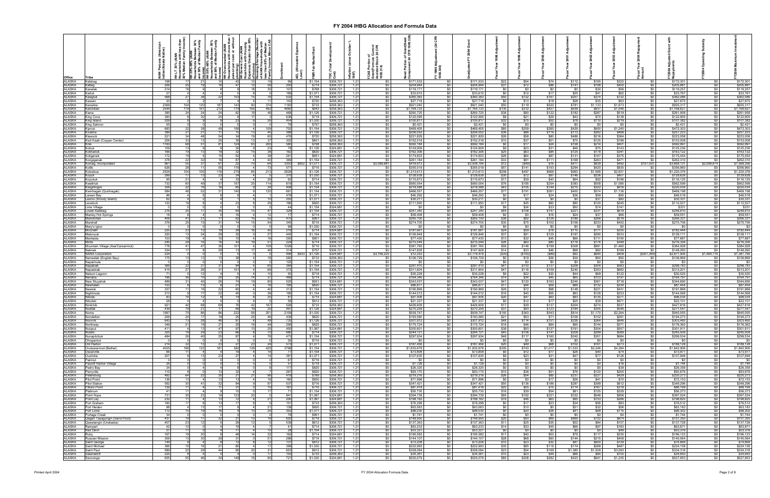# FY 2004 IHBG Allocation and Formula Data

| Office | Tribe | AIAN Persons (American Indian/Alaska Native) | HH LT 30% (AIAN Households with less than 30% Median Family Income) | HH 30%-50% (AIAN Households between 30% and 50% of Median Family Income) | HH 50%-80% (AIAN Households between 50% and 80% of Median Family Income) | HH Overcrowded (AIAN Households with more than 1 person per room or without kitchen or plumbing) | HH Severe Cost (AIAN Households with Housing Expenses Greater than 50% of Income) | Housing Shortage (Number of AIAN Households with less than 80% of Median Family Income Minus CAS) | Enrollment | AEL (Allowable Expense Level) | FMR (Fair Market Rent) | TDC (Total Development Cost) | Inflation (since October 1, 1997) | FCAS Portion of Grant (Formula Current Assisted Stock 24 CFR 1000.312-1000.322) | Need Portion of Grant (Need Component 24 CFR 1000.324) | FY 1996 Adjustment (24 CFR 1000.340) | Unadjusted FY 2004 Grant | Fiscal Year 1998 Adjustment | Fiscal Year 1999 Adjustment | Fiscal Year 2000 Adjustment | Fiscal Year 2001 Adjustment | Fiscal Year 2002 Adjustment | Fiscal Year 2003 Adjustment | Fiscal Year 2004 Repayment Amount | FY2004 Adjusted Grant with Repayments | FY2004 Operating Subsidy | FY2004 Maximum Investment |
|---|---|---|---|---|---|---|---|---|---|---|---|---|---|---|---|---|---|---|---|---|---|---|---|---|---|---|---|
| ALASKA | Kalskag | 198 | 17 | 21 | 15 | 42 | 13 | 19 | 99 | | $1,154 | $306,721 | 1.21 | $0 | $171,533 | $0 | $171,533 | $22 | $54 | $74 | $112 | $185 | $322 | $0 | $172,301 | $0 | $172,301 |
| ALASKA | Kaltag | 206 | 25 | 19 | 16 | 47 | 12 | 58 | 230 | | $714 | $306,721 | 1.21 | $0 | $204,944 | $0 | $204,944 | $31 | $72 | $98 | $141 | $186 | $400 | $0 | $205,861 | $0 | $205,861 |
| ALASKA | Kanatak | 214 | 18 | 9 | 8 | 8 | 18 | 35 | 107 | | $768 | $306,721 | 1.21 | $0 | $119,171 | $0 | $119,171 | $0 | $0 | $0 | $0 | $30 | $56 | $0 | $119,257 | $0 | $119,257 |
| ALASKA | Karluk | 27 | 4 | 4 | 4 | 8 | 0 | 0 | 189 | | $1,071 | $306,721 | 1.21 | $0 | $33,610 | $0 | $33,610 | $6 | $12 | $17 | $25 | $41 | $62 | $0 | $33,767 | $0 | $33,767 |
| ALASKA | Kasigluk | 568 | 27 | 38 | 22 | 103 | 15 | 76 | 532 | | $1,154 | $306,721 | 1.21 | $0 | $360,383 | $0 | $360,383 | $50 | $122 | $167 | $257 | $374 | $732 | $0 | $362,086 | $0 | $362,086 |
| ALASKA | Kassan | 20 | 2 | 2 | 2 | 4 | 4 | 11 | 143 | | $720 | $258,363 | 1.21 | $0 | $27,718 | $0 | $27,718 | $0 | $13 | $18 | $28 | $35 | $63 | $0 | $27,875 | $0 | $27,875 |
| ALASKA | Kenaitze | 2366 | 104 | 120 | 187 | 143 | 90 | 374 | 1183 | | $733 | $258,363 | 1.21 | $0 | $921,040 | $0 | $921,040 | $50 | $119 | $520 | $781 | $1,133 | $1,673 | $0 | $925,317 | $0 | $925,317 |
| ALASKA | Ketchikan | 2544 | 119 | 161 | 212 | 119 | 165 | 492 | 4680 | | $943 | $258,363 | 1.21 | $0 | $1,164,733 | $0 | $1,164,733 | $135 | $312 | $427 | $639 | $837 | $1,546 | $0 | $1,168,627 | $0 | $1,168,627 |
| ALASKA | Kiana | 385 | 24 | 24 | 24 | 62 | 19 | 48 | 468 | | $1,126 | $306,721 | 1.21 | $0 | $260,720 | $0 | $260,720 | $38 | $90 | $122 | $182 | $287 | $519 | $0 | $261,958 | $0 | $261,958 |
| ALASKA | King Cove | 393 | 8 | 30 | 24 | 8 | 17 | 3 | 636 | | $718 | $306,721 | 1.21 | $0 | $122,595 | $0 | $122,595 | $8 | $21 | $29 | $43 | $70 | $138 | $0 | $122,905 | $0 | $122,905 |
| ALASKA | King Island | 209 | 9 | 9 | 9 | 23 | 9 | 26 | 454 | | $1,030 | $306,721 | 1.21 | $0 | $100,817 | $0 | $100,817 | $32 | $75 | $52 | $75 | $110 | $219 | $0 | $101,382 | $0 | $101,382 |
| ALASKA | King Salmon | 55 | 0 | 0 | 0 | 0 | 0 | 0 | 78 | | $757 | $258,363 | 1.21 | $0 | $2,421 | $0 | $2,421 | $0 | $0 | $0 | $0 | $0 | $0 | $0 | $2,421 | $0 | $2,421 |
| ALASKA | Kipnuk | 683 | 32 | 38 | 49 | 156 | 4 | 109 | 702 | | $1,154 | $306,721 | 1.21 | $0 | $469,405 | $0 | $469,405 | $85 | $209 | $285 | $428 | $650 | $1,240 | $0 | $472,303 | $0 | $472,303 |
| ALASKA | Kivalina | 389 | 21 | 21 | 11 | 75 | 13 | 45 | 389 | | $1,126 | $306,721 | 1.21 | $0 | $256,052 | $0 | $256,052 | $36 | $86 | $116 | $173 | $262 | $498 | $0 | $257,223 | $0 | $257,223 |
| ALASKA | Klawock | 521 | 34 | 46 | 54 | 34 | 19 | 65 | 476 | | $720 | $258,363 | 1.21 | $0 | $221,829 | $0 | $221,829 | $26 | $58 | $80 | $486 | $216 | $364 | $0 | $223,058 | $0 | $223,058 |
| ALASKA | Klukti Kaah (Copper Center) | 208 | 33 | 13 | 25 | 26 | 13 | 37 | 302 | | $801 | $258,363 | 1.21 | $0 | $152,518 | $0 | $152,518 | $15 | $37 | $51 | $75 | $125 | $188 | $0 | $153,008 | $0 | $153,008 |
| ALASKA | Knik | 1160 | 66 | 51 | 81 | 124 | 63 | 200 | 580 | | $768 | $258,363 | 1.21 | $0 | $592,184 | $0 | $592,184 | $0 | $17 | $24 | $158 | $214 | $401 | $0 | $592,997 | $0 | $592,997 |
| ALASKA | Kobuk | 109 | 13 | 9 | 9 | 30 | 9 | 23 | 78 | | $1,126 | $324,681 | 1.21 | $0 | $124,909 | $0 | $124,909 | $9 | $23 | $31 | $46 | $75 | $143 | $0 | $125,236 | $0 | $125,236 |
| ALASKA | Kokhanok | 166 | 19 | 13 | 19 | 32 | 15 | 38 | 162 | | $820 | $306,721 | 1.21 | $0 | $162,306 | $0 | $162,306 | $25 | $63 | $84 | $125 | $178 | $341 | $0 | $163,122 | $0 | $163,122 |
| ALASKA | Koliganek | 172 | 19 | 4 | 15 | 52 | 4 | 39 | 281 | | $951 | $324,681 | 1.21 | $0 | $174,603 | $0 | $174,603 | $26 | $64 | $87 | $131 | $167 | $375 | $0 | $175,454 | $0 | $175,454 |
| ALASKA | Kongiganak | 378 | 22 | 32 | 16 | 87 | 4 | 40 | 389 | | $1,154 | $306,721 | 1.21 | $0 | $261,184 | $0 | $261,184 | $33 | $81 | $111 | $168 | $263 | $471 | $0 | $262,310 | $0 | $262,310 |
| ALASKA | Koniag, Incorporated | 961 | 35 | 37 | 61 | 22 | 70 | 64 | 3305 | $802 | $1,071 | $306,721 | 1.21 | $3,088,681 | $419,913 | $0 | $3,508,594 | $12 | ($40) | $76 | $417 | $839 | $492 | $157,550 | $3,666,531 | $2,099,874 | $1,566,656 |
| ALASKA | Kotlik | 626 | 28 | 11 | 55 | 116 | 4 | 73 | 571 | | $716 | $306,721 | 1.21 | $0 | $355,019 | $0 | $355,019 | $57 | $141 | $193 | $294 | $420 | $835 | $0 | $356,960 | $0 | $356,960 |
| ALASKA | Kotzebue | 2526 | 104 | 105 | 116 | 279 | 85 | 213 | 2629 | | $1,126 | $306,721 | 1.21 | $0 | $1,213,613 | $0 | $1,213,613 | $208 | $497 | $666 | $993 | $1,568 | $2,831 | $0 | $1,220,376 | $0 | $1,220,376 |
| ALASKA | Koyuk | 299 | 17 | 13 | 23 | 34 | 4 | 5 | 370 | | $1,030 | $306,721 | 1.21 | $0 | $128,639 | $0 | $128,639 | $30 | $72 | $97 | $145 | $236 | $407 | $0 | $129,628 | $0 | $129,628 |
| ALASKA | Koyukuk | 95 | 21 | 4 | 4 | 32 | 4 | 29 | 92 | | $714 | $306,721 | 1.21 | $0 | $115,673 | $0 | $115,673 | $17 | $39 | $43 | $64 | $92 | $196 | $0 | $116,125 | $0 | $116,125 |
| ALASKA | Kwethluk | 732 | 60 | 49 | 37 | 157 | 25 | 114 | 819 | | $1,154 | $306,721 | 1.21 | $0 | $560,054 | $0 | $560,054 | $76 | $185 | $254 | $383 | $558 | $1,090 | $0 | $562,599 | $0 | $562,599 |
| ALASKA | Kwigillingok | 358 | 22 | 16 | 16 | 65 | 9 | 34 | 408 | | $1,154 | $306,721 | 1.21 | $0 | $218,588 | $0 | $218,588 | $43 | $105 | $144 | $215 | $322 | $616 | $0 | $220,034 | $0 | $220,034 |
| ALASKA | Kwinhagak (Quinhagak) | 584 | 46 | 52 | 31 | 140 | 9 | 120 | 661 | | $1,154 | $306,721 | 1.21 | $0 | $466,557 | $0 | $466,557 | $77 | $191 | $261 | $400 | $574 | $1,136 | $0 | $469,198 | $0 | $469,198 |
| ALASKA | Larsen Bay | 96 | 4 | 8 | 8 | 8 | 4 | 1 | 479 | | $1,071 | $306,721 | 1.21 | $0 | $46,292 | $0 | $46,292 | $0 | $17 | $24 | $36 | $59 | $90 | $0 | $46,518 | $0 | $46,518 |
| ALASKA | Lesnoi (Woody Island) | 62 | 4 | 2 | 4 | 4 | 4 | 10 | 255 | | $1,071 | $306,721 | 1.21 | $0 | $30,211 | $0 | $30,211 | $0 | $0 | $0 | $0 | $37 | $82 | $0 | $30,331 | $0 | $30,331 |
| ALASKA | Levelock | 122 | 19 | 8 | 4 | 23 | 8 | 29 | 166 | | $820 | $306,721 | 1.21 | $0 | $111,950 | $0 | $111,950 | $17 | $45 | $60 | $80 | $120 | $245 | $0 | $112,527 | $0 | $112,527 |
| ALASKA | Lime Village | 0 | 0 | 0 | 0 | 0 | 0 | 0 | 44 | | $1,154 | $324,681 | 1.21 | $0 | $0 | $0 | $0 | $9 | $24 | $33 | $50 | $74 | $141 | $0 | $331 | $0 | $331 |
| ALASKA | Lower Kalskag | 276 | 25 | 17 | 30 | 64 | 15 | 47 | 329 | | $1,154 | $306,721 | 1.21 | $0 | $247,340 | $0 | $247,340 | $44 | $108 | $147 | $221 | $331 | $619 | $0 | $248,810 | $0 | $248,810 |
| ALASKA | Manley Hot Springs | 18 | 8 | 4 | 0 | 16 | 4 | 12 | 17 | | $714 | $306,721 | 1.21 | $0 | $59,408 | $0 | $59,408 | $0 | $12 | $16 | $24 | $37 | $66 | $0 | $59,551 | $0 | $59,551 |
| ALASKA | Manokotak | 409 | 41 | 21 | 17 | 62 | 15 | 55 | 475 | | $951 | $306,721 | 1.21 | $0 | $265,700 | $0 | $265,700 | $38 | $92 | $126 | $189 | $268 | $518 | $0 | $266,331 | $0 | $266,331 |
| ALASKA | Marshall | 376 | 25 | 15 | 31 | 74 | 15 | 54 | 345 | | $716 | $306,721 | 1.21 | $0 | $274,705 | $0 | $274,705 | $30 | $75 | $102 | $158 | $233 | $452 | $0 | $275,756 | $0 | $275,756 |
| ALASKA | Mary's Igloo | 0 | 0 | 0 | 0 | 0 | 0 | 0 | 98 | | $1,030 | $306,721 | 1.21 | $0 | $0 | $0 | $0 | $0 | $0 | $0 | $0 | $0 | $0 | $0 | $0 | $0 | $0 |
| ALASKA | McGrath | 225 | 23 | 12 | 19 | 29 | 16 | 45 | 279 | | $714 | $324,681 | 1.21 | $0 | $181,661 | $0 | $181,661 | $24 | $59 | $78 | $115 | $171 | $335 | $0 | $182,444 | $0 | $182,444 |
| ALASKA | Mekoryuk | 220 | 13 | 24 | 29 | 32 | 0 | 27 | 445 | | $1,154 | $306,721 | 1.21 | $0 | $126,848 | $0 | $126,848 | $37 | $91 | $125 | $187 | $290 | $533 | $0 | $128,111 | $0 | $128,111 |
| ALASKA | Mentasta | 103 | 19 | 4 | 10 | 15 | 4 | 16 | 250 | | $801 | $306,721 | 1.21 | $0 | $77,430 | $0 | $77,430 | $13 | $32 | $45 | $66 | $111 | $190 | $0 | $77,887 | $0 | $77,887 |
| ALASKA | Minto | 245 | 29 | 16 | 16 | 43 | 19 | 51 | 224 | | $714 | $306,721 | 1.21 | $0 | $215,549 | $0 | $215,549 | $26 | $60 | $80 | $118 | $176 | $348 | $0 | $216,356 | $0 | $216,356 |
| ALASKA | Mountain Village (Asa'Carsarmiut) | 778 | 41 | 47 | 36 | 101 | 4 | 109 | 1026 | | $716 | $306,721 | 1.21 | $0 | $381,765 | $0 | $381,765 | $59 | $146 | $199 | $308 | $991 | $1,460 | $0 | $384,928 | $0 | $384,928 |
| ALASKA | Naknek | 334 | 17 | 8 | 29 | 13 | 17 | 49 | 314 | | $757 | $306,721 | 1.21 | $0 | $147,828 | $0 | $147,828 | $14 | $33 | $46 | $68 | $82 | $189 | $0 | $148,260 | $0 | $148,260 |
| ALASKA | NANA Corporation | 224 | 0 | 0 | 0 | 0 | 0 | 0 | 499 | $933 | $1,126 | $324,681 | 1.21 | $3,166,225 | $12,253 | $0 | $3,178,478 | ($35) | ($193) | ($89) | $92 | $644 | $409 | ($307,399) | $2,871,906 | $1,484,116 | $1,387,790 |
| ALASKA | Nanwalek (English Bay) | 175 | 13 | 13 | 13 | 38 | 4 | 18 | 260 | | $733 | $258,363 | 1.21 | $0 | $106,729 | $0 | $106,729 | $0 | $19 | $26 | $39 | $64 | $92 | $0 | $106,969 | $0 | $106,969 |
| ALASKA | Napaimute | 0 | 0 | 0 | 0 | 0 | 0 | 0 | 125 | | $1,154 | $306,721 | 1.21 | $0 | $0 | $0 | $0 | $0 | $0 | $0 | $0 | $0 | $0 | $0 | $0 | $0 | $0 |
| ALASKA | Napakiak | 369 | 22 | 37 | 31 | 94 | 4 | 65 | 384 | | $1,154 | $306,721 | 1.21 | $0 | $297,410 | $0 | $297,410 | $41 | $100 | $137 | $208 | $304 | $583 | $0 | $298,783 | $0 | $298,783 |
| ALASKA | Napaskiak | 415 | 27 | 26 | 31 | 101 | 4 | 68 | 372 | | $1,154 | $306,721 | 1.21 | $0 | $311,604 | $0 | $311,604 | $47 | $116 | $159 | $240 | $353 | $682 | $0 | $313,201 | $0 | $313,201 |
| ALASKA | Nelson Lagoon | 71 | 0 | 12 | 4 | 4 | 0 | 10 | 50 | | $718 | $306,721 | 1.21 | $0 | $30,228 | $0 | $30,228 | $9 | $22 | $30 | $44 | $69 | $122 | $0 | $30,525 | $0 | $30,525 |
| ALASKA | Nenana | 196 | 36 | 10 | 20 | 25 | 14 | 37 | 499 | | $714 | $306,721 | 1.21 | $0 | $164,346 | $0 | $164,346 | $14 | $34 | $45 | $65 | $103 | $191 | $0 | $164,797 | $0 | $164,797 |
| ALASKA | New Stuyahok | 489 | 31 | 40 | 26 | 74 | 19 | 80 | 525 | | $951 | $324,681 | 1.21 | $0 | $343,037 | $0 | $343,037 | $47 | $120 | $163 | $245 | $361 | $716 | $0 | $344,690 | $0 | $344,690 |
| ALASKA | Newhalen | 153 | 8 | 13 | 8 | 21 | 4 | 16 | 195 | | $820 | $306,721 | 1.21 | $0 | $86,877 | $0 | $86,877 | $17 | $44 | $59 | $89 | $132 | $234 | $0 | $87,454 | $0 | $87,454 |
| ALASKA | Newtok | 337 | 11 | 16 | 22 | 60 | 4 | 40 | 313 | | $1,154 | $306,721 | 1.21 | $0 | $190,869 | $0 | $190,869 | $29 | $72 | $98 | $148 | $221 | $431 | $0 | $191,868 | $0 | $191,868 |
| ALASKA | Nightmute | 213 | 9 | 17 | 22 | 45 | 4 | 38 | 195 | | $1,154 | $306,721 | 1.21 | $0 | $144,012 | $0 | $144,012 | $16 | $40 | $55 | $83 | $128 | $233 | $0 | $144,568 | $0 | $144,568 |
| ALASKA | Nikolai | 83 | 14 | 12 | 8 | 14 | 8 | 25 | 81 | | $714 | $324,681 | 1.21 | $0 | $97,406 | $0 | $97,406 | $20 | $47 | $63 | $93 | $135 | $271 | $0 | $98,034 | $0 | $98,034 |
| ALASKA | Nikolski | 28 | 4 | 4 | 4 | 4 | 0 | 4 | 59 | | $612 | $306,721 | 1.21 | $0 | $21,337 | $0 | $21,337 | $0 | $12 | $17 | $25 | $39 | $671 | $0 | $22,101 | $0 | $22,101 |
| ALASKA | Ninilchik | 921 | 40 | 68 | 69 | 76 | 42 | 167 | 526 | | $733 | $258,363 | 1.21 | $0 | $426,609 | $0 | $426,609 | $17 | $39 | $137 | $204 | $274 | $537 | $0 | $427,816 | $0 | $427,816 |
| ALASKA | Noatak | 439 | 19 | 21 | 17 | 88 | 19 | 25 | 407 | | $1,126 | $324,681 | 1.21 | $0 | $270,259 | $0 | $270,259 | $37 | $93 | $123 | $184 | $305 | $546 | $0 | $271,547 | $0 | $271,547 |
| ALASKA | Nome | 1997 | 75 | 88 | 86 | 222 | 56 | 201 | 2106 | | $1,030 | $306,721 | 1.21 | $0 | $939,747 | $0 | $939,747 | $155 | $363 | $543 | $814 | $1,170 | $2,264 | $0 | $945,055 | $0 | $945,055 |
| ALASKA | Nondalton | 209 | 24 | 17 | 19 | 25 | 25 | 46 | 439 | | $820 | $306,721 | 1.21 | $0 | $193,580 | $0 | $193,580 | $21 | $53 | $71 | $106 | $152 | $291 | $0 | $194,273 | $0 | $194,273 |
| ALASKA | Noorvik | 643 | 53 | 28 | 46 | 97 | 4 | 49 | 735 | | $1,126 | $306,721 | 1.21 | $0 | $301,912 | $0 | $301,912 | $48 | $114 | $151 | $228 | $364 | $646 | $0 | $303,460 | $0 | $303,460 |
| ALASKA | Northway | 349 | 21 | 19 | 21 | 25 | 16 | 49 | 256 | | $625 | $306,721 | 1.21 | $0 | $175,724 | $0 | $175,724 | $18 | $46 | $64 | $95 | $144 | $271 | $0 | $176,362 | $0 | $176,362 |
| ALASKA | Nuiqsut | 411 | 4 | 13 | 47 | 97 | 13 | 25 | 450 | | $1,067 | $324,681 | 1.21 | $0 | $300,601 | $0 | $300,601 | $38 | $93 | $127 | $191 | $304 | $557 | $0 | $301,911 | $0 | $301,911 |
| ALASKA | Nulato | 325 | 19 | 29 | 23 | 66 | 8 | 70 | 686 | | $714 | $306,721 | 1.21 | $0 | $244,121 | $0 | $244,121 | $45 | $106 | $141 | $208 | $299 | $589 | $0 | $245,509 | $0 | $245,509 |
| ALASKA | Nunapitchuk | 484 | 26 | 40 | 25 | 87 | 4 | 76 | 473 | | $1,154 | $306,721 | 1.21 | $0 | $297,934 | $0 | $297,934 | $48 | $117 | $160 | $242 | $351 | $684 | $0 | $299,534 | $0 | $299,534 |
| ALASKA | Ohogamiut | 0 | 0 | 0 | 0 | 0 | 0 | 0 | 26 | | $716 | $306,721 | 1.21 | $0 | $0 | $0 | $0 | $0 | $0 | $0 | $0 | $0 | $0 | $0 | $0 | $0 | $0 |
| ALASKA | Old Harbor | 214 | 32 | 13 | 23 | 27 | 23 | 24 | 573 | | $1,071 | $306,721 | 1.21 | $0 | $187,456 | $0 | $187,456 | $20 | $49 | $66 | $102 | $161 | $273 | $0 | $188,128 | $0 | $188,128 |
| ALASKA | Orutsararmuit (Bethel) | 4025 | 188 | 122 | 181 | 382 | 129 | 425 | 3798 | | $1,154 | $306,721 | 1.21 | $0 | $1,832,678 | $0 | $1,832,678 | $305 | $743 | $1,017 | $1,533 | $2,248 | $4,384 | $0 | $1,842,906 | $0 | $1,842,906 |
| ALASKA | Oscarville | 66 | 11 | 4 | 4 | 19 | 4 | 14 | 77 | | $1,154 | $306,721 | 1.21 | $0 | $73,808 | $0 | $73,808 | $0 | $12 | $17 | $26 | $40 | $74 | $0 | $73,977 | $0 | $73,977 |
| ALASKA | Ouzinkie | 207 | 8 | 13 | 23 | 27 | 8 | 14 | 381 | | $1,071 | $306,721 | 1.21 | $0 | $107,635 | $0 | $107,635 | $9 | $23 | $31 | $47 | $77 | $126 | $0 | $107,948 | $0 | $107,948 |
| ALASKA | Paimiut | 0 | 0 | 0 | 0 | 0 | 0 | 0 | 67 | | $716 | $306,721 | 1.21 | $0 | $0 | $0 | $0 | $0 | $0 | $0 | $0 | $0 | $0 | $0 | $0 | $0 | $0 |
| ALASKA | Pauloff Harbor Village | 26 | 0 | 0 | 0 | 0 | 0 | 0 | 51 | | $718 | $306,721 | 1.21 | $0 | $1,728 | $0 | $1,728 | $0 | $0 | $0 | $0 | $0 | $0 | $0 | $1,728 | $0 | $1,728 |
| ALASKA | Pedro Bay | 34 | 4 | 4 | 4 | 8 | 0 | 0 | 117 | | $820 | $306,721 | 1.21 | $0 | $26,320 | $0 | $26,320 | $0 | $0 | $0 | $0 | $0 | $39 | $0 | $26,359 | $0 | $26,359 |
| ALASKA | Perryville | 110 | 8 | 0 | 13 | 32 | 4 | 7 | 267 | | $820 | $306,721 | 1.21 | $0 | $93,170 | $0 | $93,170 | $15 | $38 | $51 | $76 | $120 | $205 | $0 | $93,676 | $0 | $93,676 |
| ALASKA | Petersburg | 482 | 64 | 22 | 30 | 21 | 21 | 96 | 418 | | $769 | $258,363 | 1.21 | $0 | $219,216 | $0 | $219,216 | $26 | $54 | $85 | $231 | $227 | $429 | $0 | $220,273 | $0 | $220,273 |
| ALASKA | Pilot Point | 136 | 13 | 4 | 13 | 13 | 4 | 18 | 160 | | $820 | $306,721 | 1.21 | $0 | $71,998 | $0 | $71,998 | $0 | $0 | $17 | $26 | $41 | $70 | $0 | $72,153 | $0 | $72,153 |
| ALASKA | Pilot Station | 592 | 30 | 41 | 32 | 94 | 9 | 97 | 537 | | $716 | $306,721 | 1.21 | $0 | $347,421 | $0 | $347,421 | $55 | $136 | $186 | $287 | $399 | $812 | $0 | $349,296 | $0 | $349,296 |
| ALASKA | Pitka's Point | 129 | 11 | 4 | 11 | 31 | 0 | 10 | 161 | | $716 | $306,721 | 1.21 | $0 | $87,418 | $0 | $87,418 | $22 | $55 | $75 | $114 | $167 | $319 | $0 | $88,169 | $0 | $88,169 |
| ALASKA | Platinum | 41 | 11 | 4 | 9 | 15 | 0 | 17 | 71 | | $1,154 | $306,721 | 1.21 | $0 | $55,730 | $0 | $55,730 | $16 | $39 | $54 | $81 | $125 | $228 | $0 | $56,273 | $0 | $56,273 |
| ALASKA | Point Hope | 731 | 30 | 23 | 19 | 123 | 20 | 0 | 841 | | $1,067 | $324,681 | 1.21 | $0 | $394,739 | $0 | $394,739 | $65 | $162 | $221 | $332 | $546 | $958 | $0 | $397,024 | $0 | $397,024 |
| ALASKA | Point Lay | 232 | 11 | 4 | 13 | 72 | 4 | 21 | 206 | | $1,067 | $324,681 | 1.21 | $0 | $198,162 | $0 | $198,162 | $19 | $46 | $63 | $95 | $153 | $286 | $0 | $198,825 | $0 | $198,825 |
| ALASKA | Port Graham | 160 | 17 | 13 | 13 | 17 | 8 | 9 | 151 | | $733 | $258,363 | 1.21 | $0 | $76,299 | $0 | $76,299 | $0 | $17 | $23 | $34 | $56 | $83 | $0 | $76,512 | $0 | $76,512 |
| ALASKA | Port Heiden | 98 | 4 | 13 | 17 | 8 | 4 | 21 | 139 | | $820 | $306,721 | 1.21 | $0 | $63,063 | $0 | $63,063 | $0 | $10 | $0 | $21 | $32 | $56 | $0 | $63,183 | $0 | $63,183 |
| ALASKA | Port Lions | 172 | 15 | 19 | 16 | 4 | 13 | 24 | 352 | | $1,071 | $306,721 | 1.21 | $0 | $98,030 | $0 | $98,030 | $0 | $20 | $28 | $41 | $68 | $115 | $0 | $98,302 | $0 | $98,302 |
| ALASKA | Portage Creek | 34 | 0 | 0 | 0 | 0 | 0 | 0 | 78 | | $951 | $306,721 | 1.21 | $0 | $1,741 | $0 | $1,741 | $0 | $0 | $0 | $0 | $0 | $3 | $0 | $1,744 | $0 | $1,744 |
| ALASKA | Qagan Tayagungin (Sand Point) | 437 | 19 | 17 | 32 | 21 | 12 | 18 | 626 | | $718 | $306,721 | 1.21 | $0 | $148,950 | $0 | $148,950 | $20 | $50 | $69 | $669 | $722 | $874 | $0 | $151,355 | $0 | $151,355 |
| ALASKA | Qawalangin (Unalaska) | 407 | 23 | 12 | 29 | 12 | 0 | 20 | 539 | | $612 | $306,721 | 1.21 | $0 | $137,363 | $0 | $137,363 | $11 | $25 | $35 | $52 | $84 | $157 | $0 | $137,728 | $0 | $137,728 |
| ALASKA | Rampart | 42 | 10 | 4 | 4 | 19 | 4 | 4 | 41 | | $714 | $306,721 | 1.21 | $0 | $63,233 | $0 | $63,233 | $14 | $33 | $45 | $66 | $97 | $183 | $0 | $63,671 | $0 | $63,671 |
| ALASKA | Red Devil | 27 | 11 | 0 | 4 | 11 | 4 | 15 | 28 | | $1,154 | $306,721 | 1.21 | $0 | $53,327 | $0 | $53,327 | $0 | $0 | $0 | $0 | $0 | $49 | $0 | $53,376 | $0 | $53,376 |
| ALASKA | Ruby | 167 | 19 | 20 | 8 | 46 | 14 | 32 | 162 | | $714 | $324,681 | 1.21 | $0 | $195,582 | $0 | $195,582 | $17 | $40 | $53 | $79 | $117 | $235 | $0 | $196,123 | $0 | $196,123 |
| ALASKA | Russian Mission | 306 | 13 | 30 | 29 | 31 | 0 | 51 | 296 | | $716 | $306,721 | 1.21 | $0 | $144,107 | $0 | $144,107 | $28 | $68 | $93 | $144 | $215 | $408 | $0 | $145,064 | $0 | $145,064 |
| ALASKA | Saint George | 144 | 8 | 4 | 8 | 12 | 8 | 12 | 131 | | $612 | $306,721 | 1.21 | $0 | $73,208 | $0 | $73,208 | $10 | $23 | $32 | $47 | $220 | $129 | $0 | $73,669 | $0 | $73,669 |
| ALASKA | Saint Michael | 366 | 16 | 16 | 21 | 80 | 4 | 17 | 399 | | $1,030 | $306,721 | 1.21 | $0 | $222,993 | $0 | $222,993 | $35 | $85 | $116 | $174 | $268 | $487 | $0 | $224,158 | $0 | $224,158 |
| ALASKA | Saint Paul | 589 | 22 | 29 | 44 | 90 | 21 | 60 | 653 | | $612 | $306,721 | 1.21 | $0 | $328,084 | $0 | $328,084 | $22 | $54 | $169 | $1,385 | $1,509 | $3,093 | $0 | $334,316 | $0 | $334,316 |
| ALASKA | Salamatoff | 225 | 8 | 4 | 8 | 12 | 4 | 0 | 156 | | $733 | $258,363 | 1.21 | $0 | $34,361 | $0 | $34,361 | $10 | $23 | $44 | $66 | $84 | $105 | $0 | $34,693 | $0 | $34,693 |
| ALASKA | Savoonga | 655 | 55 | 46 | 34 | 148 | 16 | 90 | 721 | | $1,030 | $306,721 | 1.21 | $0 | $525,079 | $0 | $525,079 | $85 | $208 | $282 | $423 | $641 | $1,235 | $0 | $527,953 | $0 | $527,953 |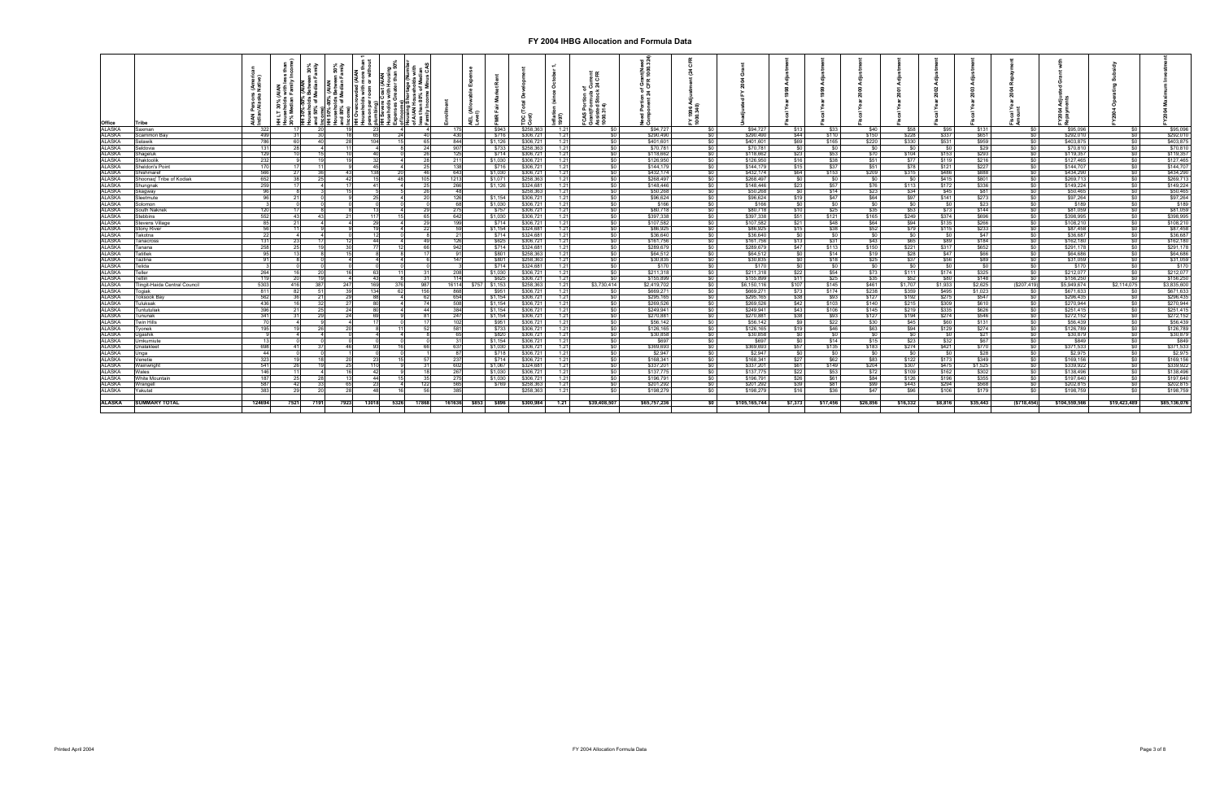# FY 2004 IHBG Allocation and Formula Data

| Office | Tribe | AIAN Persons (American Indian/Alaska Native) | HH LT 30% (AIAN Households with less than 30% Median Family Income) | HH 30%-50% (AIAN Households Between 30% and 50% of Median Family Income) | HH 50%-80% (AIAN Households Between 50% and 80% of Median Family Income) | HH Overcrowded (AIAN Households with more than 1 person per room or without plumbing) | HH Severe Cost (AIAN Households with Housing Expenses Greater than 50% of Income) | Housing Shortage (Number of AIAN Households with less than 80% of Median Family Income Minus CAS | Enrollment | AEL (Allowable Expense Level) | FMR Fair Market Rent | TDC (Total Development Cost) | Inflation (since October 1, 1997) | CAS Portion of Grant(Formula Current Assisted Stock 24 CFR 1000.314) | Need Portion of Grant(Need Component 24 CFR 1000.324) | FY 1996 Adjustment (24 CFR 1000.340) | Unadjusted FY 2004 Grant | Fiscal Year 1998 Adjustment | Fiscal Year 1999 Adjustment | Fiscal Year 2000 Adjustment | Fiscal Year 2001 Adjustment | Fiscal Year 2002 Adjustment | Fiscal Year 2003 Adjustment | Fiscal Year 2004 Repayment Amount | FY2004 Adjusted Grant with Repayments | FY2004 Operating Subsidy | FY2004 Maximum Investment |
|---|---|---|---|---|---|---|---|---|---|---|---|---|---|---|---|---|---|---|---|---|---|---|---|---|---|---|---|
| ALASKA | Saxman | 322 | 17 | 20 | 19 | 23 | 4 | 4 | 175 | | $943 | $258,363 | 1.21 | $0 | $94,727 | $0 | $94,727 | $13 | $33 | $40 | $58 | $95 | $131 | $0 | $95,096 | $0 | $95,096 |
| ALASKA | Scammon Bay | 499 | 31 | 30 | 18 | 65 | 24 | 40 | 430 | | $716 | $306,721 | 1.21 | $0 | $280,490 | $0 | $280,490 | $44 | $110 | $150 | $228 | $337 | $651 | $0 | $282,010 | $0 | $282,010 |
| ALASKA | Selawik | 786 | 60 | 40 | 28 | 104 | 15 | 65 | 844 | | $1,126 | $306,721 | 1.21 | $0 | $401,601 | $0 | $401,601 | $69 | $165 | $220 | $330 | $531 | $959 | $0 | $403,875 | $0 | $403,875 |
| ALASKA | Seldovia | 131 | 28 | 4 | 11 | 4 | 8 | 24 | 907 | | $733 | $258,363 | 1.21 | $0 | $70,781 | $0 | $70,781 | $0 | $0 | $0 | $0 | $0 | $29 | $0 | $70,810 | $0 | $70,810 |
| ALASKA | Shageluk | 129 | 10 | 15 | 10 | 40 | 0 | 26 | 125 | | $714 | $306,721 | 1.21 | $0 | $118,662 | $0 | $118,662 | $23 | $53 | $70 | $104 | $153 | $293 | $0 | $119,357 | $0 | $119,357 |
| ALASKA | Shaktoolik | 232 | 9 | 19 | 19 | 32 | 4 | 28 | 211 | | $1,030 | $306,721 | 1.21 | $0 | $126,950 | $0 | $126,950 | $16 | $38 | $51 | $77 | $119 | $216 | $0 | $127,465 | $0 | $127,465 |
| ALASKA | Sheldon's Point | 170 | 17 | 11 | 9 | 45 | 4 | 25 | 138 | | $716 | $306,721 | 1.21 | $0 | $144,179 | $0 | $144,179 | $15 | $37 | $51 | $78 | $121 | $227 | $0 | $144,707 | $0 | $144,707 |
| ALASKA | Shishmaref | 566 | 27 | 36 | 43 | 138 | 20 | 46 | 643 | | $1,030 | $306,721 | 1.21 | $0 | $432,174 | $0 | $432,174 | $64 | $153 | $200 | $315 | $486 | $888 | $0 | $434,280 | $0 | $434,280 |
| ALASKA | Shoonaq' Tribe of Kodiak | 652 | 38 | 25 | 42 | 15 | 48 | 105 | 1213 | | $1,071 | $258,363 | 1.21 | $0 | $268,497 | $0 | $268,497 | $0 | $0 | $0 | $0 | $415 | $801 | $0 | $269,713 | $0 | $269,713 |
| ALASKA | Shungnak | 259 | 17 | 4 | 17 | 41 | 4 | 25 | 266 | | $1,126 | $324,681 | 1.21 | $0 | $148,446 | $0 | $148,446 | $23 | $57 | $76 | $113 | $172 | $336 | $0 | $149,224 | $0 | $149,224 |
| ALASKA | Skagway | 96 | 8 | 3 | 15 | 5 | 5 | 26 | 48 | | | $258,363 | 1.21 | $0 | $50,268 | $0 | $50,268 | $0 | $14 | $23 | $34 | $45 | $81 | $0 | $50,465 | $0 | $50,465 |
| ALASKA | Sleetmute | 96 | 21 | 0 | 9 | 25 | 4 | 20 | 126 | | $1,154 | $306,721 | 1.21 | $0 | $96,624 | $0 | $96,624 | $19 | $47 | $64 | $97 | $141 | $273 | $0 | $97,264 | $0 | $97,264 |
| ALASKA | Solomon | 3 | 0 | 0 | 0 | 0 | 0 | 0 | 68 | | $1,030 | $306,721 | 1.21 | $0 | $166 | $0 | $166 | $0 | $0 | $0 | $0 | $0 | $23 | $0 | $189 | $0 | $189 |
| ALASKA | South Naknek | 120 | 17 | 8 | 8 | 13 | 4 | 29 | 275 | | $757 | $306,721 | 1.21 | $0 | $80,718 | $0 | $80,718 | $10 | $25 | $35 | $53 | $73 | $144 | $0 | $81,059 | $0 | $81,059 |
| ALASKA | Stebbins | 552 | 43 | 43 | 21 | 117 | 15 | 65 | 642 | | $1,030 | $306,721 | 1.21 | $0 | $397,338 | $0 | $397,338 | $51 | $121 | $165 | $249 | $374 | $696 | $0 | $398,995 | $0 | $398,995 |
| ALASKA | Stevens Village | 85 | 21 | 4 | 4 | 29 | 4 | 29 | 199 | | $714 | $306,721 | 1.21 | $0 | $107,582 | $0 | $107,582 | $21 | $48 | $64 | $84 | $135 | $266 | $0 | $108,210 | $0 | $108,210 |
| ALASKA | Stony River | 56 | 11 | 9 | 9 | 19 | 4 | 22 | 59 | | $1,154 | $324,681 | 1.21 | $0 | $86,925 | $0 | $86,925 | $15 | $38 | $52 | $79 | $115 | $233 | $0 | $87,458 | $0 | $87,458 |
| ALASKA | Takotna | 22 | 4 | 4 | 0 | 12 | 0 | 8 | 21 | | $714 | $324,681 | 1.21 | $0 | $36,640 | $0 | $36,640 | $0 | $0 | $0 | $0 | $0 | $47 | $0 | $36,687 | $0 | $36,687 |
| ALASKA | Tanacross | 131 | 23 | 17 | 12 | 44 | 4 | 49 | 126 | | $625 | $306,721 | 1.21 | $0 | $161,756 | $0 | $161,756 | $13 | $31 | $43 | $65 | $89 | $184 | $0 | $162,180 | $0 | $162,180 |
| ALASKA | Tanana | 258 | 25 | 19 | 30 | 77 | 12 | 66 | 942 | | $714 | $324,681 | 1.21 | $0 | $289,679 | $0 | $289,679 | $47 | $113 | $150 | $221 | $317 | $652 | $0 | $291,178 | $0 | $291,178 |
| ALASKA | Tatitlek | 95 | 13 | 8 | 15 | 8 | 8 | 17 | 91 | | $801 | $258,363 | 1.21 | $0 | $64,512 | $0 | $64,512 | $0 | $14 | $19 | $28 | $47 | $66 | $0 | $64,686 | $0 | $64,686 |
| ALASKA | Tazlina | 91 | 8 | 0 | 4 | 4 | 4 | 6 | 147 | | $801 | $258,363 | 1.21 | $0 | $30,835 | $0 | $30,835 | $0 | $18 | $25 | $37 | $56 | $89 | $0 | $31,059 | $0 | $31,059 |
| ALASKA | Telida | 3 | 0 | 0 | 0 | 0 | 0 | 0 | 3 | | $714 | $324,681 | 1.21 | $0 | $170 | $0 | $170 | $0 | $0 | $0 | $0 | $0 | $0 | $0 | $170 | $0 | $170 |
| ALASKA | Teller | 264 | 16 | 20 | 16 | 63 | 11 | 31 | 208 | | $1,030 | $306,721 | 1.21 | $0 | $211,318 | $0 | $211,318 | $22 | $54 | $73 | $111 | $174 | $325 | $0 | $212,077 | $0 | $212,077 |
| ALASKA | Tetlin | 119 | 20 | 19 | 4 | 43 | 8 | 31 | 114 | | $625 | $306,721 | 1.21 | $0 | $155,899 | $0 | $155,899 | $11 | $25 | $35 | $52 | $80 | $148 | $0 | $156,250 | $0 | $156,250 |
| ALASKA | Tlingit-Haida Central Council | 5303 | 416 | 387 | 247 | 169 | 376 | 987 | 16114 | $757 | $1,153 | $258,363 | 1.21 | $3,730,414 | $2,419,702 | $0 | $6,150,116 | $107 | $145 | $461 | $1,707 | $1,933 | $2,625 | ($207,419) | $5,949,674 | $2,114,075 | $3,835,600 |
| ALASKA | Togiak | 811 | 82 | 51 | 39 | 134 | 62 | 156 | 868 | | $951 | $306,721 | 1.21 | $0 | $669,271 | $0 | $669,271 | $73 | $174 | $238 | $359 | $495 | $1,023 | $0 | $671,633 | $0 | $671,633 |
| ALASKA | Toksook Bay | 562 | 36 | 21 | 29 | 88 | 4 | 62 | 654 | | $1,154 | $306,721 | 1.21 | $0 | $295,165 | $0 | $295,165 | $38 | $93 | $127 | $192 | $275 | $547 | $0 | $296,435 | $0 | $296,435 |
| ALASKA | Tuluksak | 436 | 16 | 32 | 27 | 80 | 4 | 74 | 508 | | $1,154 | $306,721 | 1.21 | $0 | $269,526 | $0 | $269,526 | $42 | $103 | $140 | $215 | $309 | $610 | $0 | $270,944 | $0 | $270,944 |
| ALASKA | Tuntutuliak | 396 | 21 | 25 | 24 | 80 | 4 | 44 | 384 | | $1,154 | $306,721 | 1.21 | $0 | $249,941 | $0 | $249,941 | $43 | $106 | $145 | $219 | $335 | $626 | $0 | $251,415 | $0 | $251,415 |
| ALASKA | Tununak | 341 | 31 | 29 | 24 | 69 | 9 | 81 | 247 | | $1,154 | $306,721 | 1.21 | $0 | $270,881 | $0 | $270,881 | $38 | $93 | $127 | $194 | $274 | $546 | $0 | $272,152 | $0 | $272,152 |
| ALASKA | Twin Hills | 70 | 4 | 9 | 4 | 17 | 0 | 17 | 102 | | $951 | $306,721 | 1.21 | $0 | $56,142 | $0 | $56,142 | $9 | $22 | $30 | $45 | $60 | $131 | $0 | $56,439 | $0 | $56,439 |
| ALASKA | Tyonek | 195 | 19 | 26 | 20 | 8 | 11 | 52 | 581 | | $733 | $306,721 | 1.21 | $0 | $126,165 | $0 | $126,165 | $19 | $46 | $63 | $94 | $129 | $274 | $0 | $126,789 | $0 | $126,789 |
| ALASKA | Ugashik | 9 | 4 | 4 | 0 | 4 | 4 | 8 | 65 | | $820 | $306,721 | 1.21 | $0 | $30,858 | $0 | $30,858 | $0 | $0 | $0 | $0 | $0 | $21 | $0 | $30,879 | $0 | $30,879 |
| ALASKA | Umkumiute | 13 | 0 | 0 | 0 | 0 | 0 | 0 | 31 | | $1,154 | $306,721 | 1.21 | $0 | $697 | $0 | $697 | $0 | $14 | $15 | $23 | $32 | $67 | $0 | $849 | $0 | $849 |
| ALASKA | Unalakleet | 698 | 41 | 37 | 46 | 93 | 16 | 66 | 637 | | $1,030 | $306,721 | 1.21 | $0 | $369,693 | $0 | $369,693 | $57 | $135 | $183 | $274 | $421 | $770 | $0 | $371,533 | $0 | $371,533 |
| ALASKA | Unga | 44 | 0 | 0 | 1 | 0 | 0 | 1 | 87 | | $718 | $306,721 | 1.21 | $0 | $2,947 | $0 | $2,947 | $0 | $0 | $0 | $0 | $0 | $28 | $0 | $2,975 | $0 | $2,975 |
| ALASKA | Venetie | 323 | 19 | 18 | 20 | 23 | 15 | 57 | 237 | | $714 | $306,721 | 1.21 | $0 | $168,341 | $0 | $168,341 | $27 | $62 | $83 | $122 | $173 | $349 | $0 | $169,158 | $0 | $169,158 |
| ALASKA | Wainwright | 541 | 26 | 19 | 25 | 115 | 9 | 31 | 602 | | $1,067 | $324,681 | 1.21 | $0 | $337,201 | $0 | $337,201 | $61 | $149 | $204 | $307 | $475 | $1,525 | $0 | $339,922 | $0 | $339,922 |
| ALASKA | Wales | 146 | 11 | 4 | 16 | 42 | 9 | 18 | 267 | | $1,030 | $306,721 | 1.21 | $0 | $137,775 | $0 | $137,775 | $22 | $53 | $72 | $109 | $162 | $302 | $0 | $138,496 | $0 | $138,496 |
| ALASKA | White Mountain | 187 | 25 | 28 | 13 | 44 | 15 | 35 | 275 | | $1,030 | $306,721 | 1.21 | $0 | $196,791 | $0 | $196,791 | $26 | $61 | $84 | $126 | $198 | $355 | $0 | $197,640 | $0 | $197,640 |
| ALASKA | Wrangell | 587 | 42 | 33 | 65 | 23 | 4 | 122 | 565 | | $769 | $258,363 | 1.21 | $0 | $201,292 | $0 | $201,292 | $39 | $81 | $99 | $443 | $294 | $568 | $0 | $202,815 | $0 | $202,815 |
| ALASKA | Yakutat | 383 | 29 | 20 | 28 | 48 | 16 | 56 | 389 | | | $258,363 | 1.21 | $0 | $198,279 | $0 | $198,279 | $16 | $36 | $47 | $96 | $106 | $179 | $0 | $198,759 | $0 | $198,759 |
| | | | | | | | | | | | | | | | | | | | | | | | | | | | |
| ALASKA | SUMMARY TOTAL | 124694 | 7521 | 7191 | 7923 | 13019 | 5326 | 17868 | 161636 | $853 | $896 | $300,984 | 1.21 | $39,408,907 | $65,757,236 | $0 | $105,165,744 | $7,373 | $17,456 | $26,856 | $16,332 | $8,816 | $35,443 | ($718,454) | $104,559,566 | $19,423,489 | $85,136,076 |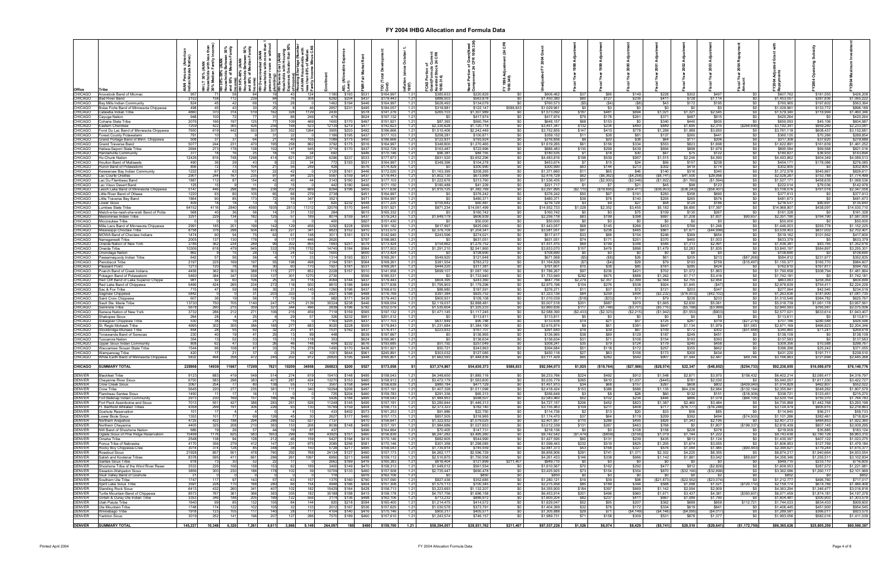# FY 2004 IHBG Allocation and Formula Data

| Office | Tribe | AIAN Persons (American Indian/Alaska Native) | HH LT 30% (AIAN Households with less than 30% Median Family Income) | HH 30%-50% (AIAN Households between 30% and 50% of Median Family Income) | HH 50%-80% (AIAN Households between 50% and 80% of Median Family Income) | HH Overcrowded (AIAN Households with more than 1 person per room or without kitchen or plumbing) | HH Severe Cost (AIAN Households with Housing Expenses Greater than 50% of Income) | Housing Shortage (Number of AIAN Households with less than 80% of Median Family Income Minus CAS) | Enrollment | AEL (Allowable Expense Level) | FMR (Fair Market Rent) | TDC (Total Development Cost) | Inflation (since October 1, 1997) | FCAS Portion of Grant (Formula Current Assisted Stock 24 CFR 1000.312) | Need Portion of Grant (Need Component 24 CFR 1000.324) | FY 1996 Adjustment (24 CFR 1000.340) | Unadjusted FY 2004 Grant | Fiscal Year 1998 Adjustment | Fiscal Year 1999 Adjustment | Fiscal Year 2000 Adjustment | Fiscal Year 2001 Adjustment | Fiscal Year 2002 Adjustment | Fiscal Year 2003 Adjustment | Fiscal Year 2004 Repayment Amount | FY2004 Adjusted Grant with Repayments | FY2004 Operating Subsidy | FY2004 Maximum Investment |
|---|---|---|---|---|---|---|---|---|---|---|---|---|---|---|---|---|---|---|---|---|---|---|---|---|---|---|---|
| CHICAGO | Aroostook Band of Micmac | 957 | 71 | 58 | 84 | 19 | 43 | 124 | 1182 | $193 | $531 | $164,697 | 1.21 | $385,633 | $220,829 | $0 | $606,462 | $37 | $86 | $149 | $228 | $302 | $497 | $0 | $607,762 | $181,555 | $426,206 |
| CHICAGO | Bad River Band | 2152 | 158 | 112 | 239 | 94 | 76 | 308 | 6282 | $204 | $437 | $179,443 | 1.21 | $886,503 | $563,876 | $0 | $1,450,380 | $60 | $127 | $236 | $411 | $728 | $1,114 | $0 | $1,453,057 | $387,836 | $1,065,222 |
| CHICAGO | Bay Mills Indian Community | 824 | 45 | 42 | 68 | 15 | 28 | 0 | 1462 | $194 | $446 | $164,997 | 1.21 | $626,493 | $134,079 | $0 | $760,573 | ($5) | ($4) | ($8) | $43 | $172 | $195 | $0 | $760,965 | $197,602 | $563,364 |
| CHICAGO | Boise Forte Band of Minnesota Chippewa | 498 | 45 | 43 | 49 | 25 | 8 | 46 | 2857 | $231 | $495 | $184,057 | 1.21 | $318,981 | $122,147 | $588,813 | $1,029,941 | $0 | $0 | $0 | $0 | $0 | $0 | $0 | $1,029,941 | $133,772 | $896,169 |
| CHICAGO | Catawba Indian Tribe | 4980 | 370 | 314 | 519 | 162 | 328 | 1129 | 2430 |  | $578 | $141,276 | 1.21 | $265,103 | $1,307,989 | $0 | $1,573,092 | $187 | $481 | $694 | $1,021 | $1,321 | $2,545 | $0 | $1,579,340 | $119,994 | $1,460,346 |
| CHICAGO | Cayuga Nation | 948 | 100 | 72 | 77 | 31 | 85 | 249 | 474 |  | $624 | $197,132 | 1.21 | $0 | $417,974 | $0 | $417,974 | $79 | $178 | $261 | $371 | $487 | $915 | $0 | $420,264 | $0 | $420,264 |
| CHICAGO | Coharie State Tribe | 2076 | 166 | 197 | 125 | 77 | 109 | 469 | 1600 | $170 | $467 | $151,921 | 1.21 | $87,893 | $560,764 | $0 | $648,157 | $68 | $153 | $0 | $340 | $440 | $935 | $0 | $650,093 | $45,106 | $604,987 |
| CHICAGO | Eastern Cherokee | 7259 | 422 | 365 | 426 | 256 | 168 | 523 | 12139 | $219 | $417 | $142,823 | 1.21 | $2,330,628 | $1,120,718 | $0 | $3,451,347 | $132 | $234 | $460 | $849 | $1,695 | $2,315 | ($264,609) | $3,192,341 | $959,260 | $2,233,081 |
| CHICAGO | Fond Du Lac Band of Minnesota Chippewa | 7692 | 619 | 442 | 553 | 307 | 332 | 1264 | 3905 | $203 | $482 | $188,866 | 1.21 | $1,510,406 | $2,242,449 | $0 | $3,752,855 | $147 | $415 | $778 | $1,286 | $1,989 | $3,850 | $0 | $3,761,118 | $608,437 | $3,152,681 |
| CHICAGO | Forest County Potawatami | 791 | 10 | 3 | 9 | 31 | 22 | 0 | 1166 | $185 | $437 | $177,103 | 1.21 | $258,281 | $100,871 | $0 | $359,152 | $11 | $38 | $81 | $137 | $260 | $441 | $0 | $360,120 | $70,266 | $289,854 |
| CHICAGO | Grand Portage Band of Minn. Chippewa | 508 | 37 | 19 | 64 | 21 | 40 | 105 | 1089 | $175 | $506 | $186,886 | 1.21 | $122,601 | $193,924 | $0 | $316,896 | $9 | $20 | $38 | $64 | $117 | $206 | $0 | $317,308 | $37,620 | $279,688 |
| CHICAGO | Grand Traverse Band | 5077 | 244 | 231 | 470 | 195 | 238 | 862 | 3792 | $175 | $516 | $164,697 | 1.21 | $348,800 | $1,270,465 | $0 | $1,619,265 | $61 | $156 | $334 | $553 | $823 | $1,698 | $0 | $1,622,891 | $161,639 | $1,461,252 |
| CHICAGO | Haliwa-Saponi State Tribe | 2694 | 275 | 178 | 138 | 102 | 147 | 545 | 3119 | $170 | $467 | $152,729 | 1.21 | $163,487 | $722,996 | $0 | $886,483 | $130 | $209 | $439 | $656 | $868 | $1,879 | $0 | $890,584 | $69,568 | $821,016 |
| CHICAGO | Hannahville Community | 377 | 18 | 18 | 25 | 19 | 16 | 34 | 692 |  | $446 | $170,146 | 1.21 | $96,381 | $84,155 | $0 | $180,535 | $1 | $18 | $30 | $47 | $75 | $122 | $0 | $180,827 | $36,933 | $143,894 |
| CHICAGO | Ho-Chunk Nation | 12426 | 816 | 748 | 1268 | 414 | 621 | 2657 | 6296 | $237 | $533 | $177,973 | 1.21 | $831,520 | $3,652,296 | $0 | $4,483,816 | $198 | $539 | $957 | $1,515 | $2,246 | $4,590 | $0 | $4,493,862 | $404,349 | $4,089,513 |
| CHICAGO | Houlton Band of Maliseets | 490 | 36 | 29 | 43 | 9 | 22 | 34 | 772 | $193 | $531 | $164,997 | 1.21 | $349,396 | $104,278 | $0 | $453,674 | $7 | $15 | $24 | $66 | $157 | $238 | $0 | $454,171 | $178,086 | $276,085 |
| CHICAGO | Huron Band of Potawatomi | 856 | 72 | 73 | 104 | 21 | 56 | 249 | 428 |  | $578 | $174,429 | 1.21 | $0 | $300,990 | $0 | $300,990 | $63 | $144 | $213 | $302 | $419 | $774 | $0 | $302,905 | $0 | $302,905 |
| CHICAGO | Keweenaw Bay Indian Community | 5222 | 67 | 63 | 101 | 22 | 42 | 0 | 3143 | $161 | $446 | $172,020 | 1.21 | $1,163,395 | $208,265 | $0 | $1,371,660 | $11 | $65 | $46 | $140 | $316 | $340 | $0 | $1,372,578 | $545,967 | $826,611 |
| CHICAGO | Lac Courte Oreilles | 2901 | 244 | 167 | 235 | 97 | 94 | 225 | 5587 | $159 | $437 | $179,443 | 1.21 | $1,802,130 | $673,999 | $0 | $2,476,129 | $62 | ($6,362) | ($4,258) | ($8,741) | $41,500 | $29,956 | $0 | $2,528,287 | $753,788 | $1,774,499 |
| CHICAGO | Lac Du Flambeau Band | 1887 | 112 | 87 | 154 | 42 | 40 | 44 | 3143 | $160 | $437 | $177,103 | 1.21 | $1,222,676 | $313,760 | $0 | $1,536,435 | $57 | ($2,000) | ($2,046) | ($1,922) | ($1,760) | ($1,594) | $0 | $1,527,171 | $458,635 | $1,068,536 |
| CHICAGO | Lac Vieux Desert Band | 125 | 15 | 9 | 11 | 0 | 15 | 0 | 442 | $180 | $446 | $171,150 | 1.21 | $180,488 | $41,229 | $0 | $221,717 | $1 | $7 | $21 | $45 | $99 | $123 | $0 | $222,014 | $79,036 | $142,978 |
| CHICAGO | Leech Lake Band of Minnesota Chippewa | 5147 | 446 | 295 | 395 | 236 | 202 | 669 | 8294 | $196 | $455 | $177,638 | 1.21 | $1,915,129 | $1,382,749 | $0 | $3,297,895 | ($2,110) | ($19,695) | ($34,411) | ($36,953) | ($38,243) | ($38,407) | $0 | $3,108,076 | $761,018 | $2,347,058 |
| CHICAGO | Little River Band of Ottawa | 1220 | 93 | 80 | 105 | 66 | 68 | 279 | 2738 |  | $451 | $164,697 | 1.21 | $0 | $376,242 | $0 | $376,242 | $50 | $97 | $191 | $283 | $358 | $690 | $0 | $377,913 | $0 | $377,913 |
| CHICAGO | Little Traverse Bay Band | 1864 | 90 | 85 | 173 | 72 | 95 | 347 | 3521 |  | $516 | $164,697 | 1.21 | $0 | $480,371 | $0 | $480,371 | $39 | $76 | $140 | $205 | $265 | $576 | $0 | $481,673 | $0 | $481,673 |
| CHICAGO | Lower Sioux | 409 | 18 | 18 | 13 | 4 | 13 | 17 | 820 | $232 | $448 | $171,220 | 1.21 | $155,642 | $60,487 | $0 | $216,129 | $3 | $9 | $27 | $58 | $124 | $188 | $0 | $216,537 | $60,697 | $155,840 |
| CHICAGO | Lumbee State Tribe | 64153 | 4116 | 2840 | 4560 | 1935 | 2613 | 11312 | 52018 | $170 | $445 | $151,921 | 1.21 | $871,234 | $14,061,499 | $0 | $14,932,733 | $1,028 | $2,352 | $3,455 | $5,182 | $6,890 | $17,367 | $0 | $14,968,907 | $438,097 | $14,530,810 |
| CHICAGO | Match-e-be-nash-she-wish Band of Pottawatomi | 568 | 40 | 36 | 56 | 14 | 31 | 132 | 284 |  | $615 | $165,332 | 1.21 | $0 | $160,742 | $0 | $160,742 | $0 | $0 | $75 | $109 | $135 | $267 | $0 | $161,328 | $0 | $161,328 |
| CHICAGO | Menominee Indian Tribe | 3251 | 229 | 134 | 182 | 125 | 57 | 189 | 8074 | $159 | $437 | $179,243 | 1.21 | $1,649,179 | $606,939 | $0 | $2,256,118 | $63 | $199 | $398 | $697 | $1,208 | $1,831 | $90,657 | $2,351,170 | $764,190 | $1,587,000 |
| CHICAGO | Miccosukee Tribe | 0 | 0 | 0 | 0 | 0 | 0 | 0 | 400 |  | $827 | $151,430 | 1.21 | $0 | $50,000 | $0 | $50,000 | $0 | $0 | $0 | $0 | $0 | $0 | $0 | $50,000 | $0 | $50,000 |
| CHICAGO | Mille Lacs Band of Minnesota Chippewa | 2991 | 185 | 201 | 199 | 142 | 129 | 456 | 3292 | $228 | $509 | $181,182 | 1.21 | $617,997 | $825,060 | $0 | $1,443,057 | $68 | $145 | $266 | $453 | $768 | $1,246 | $0 | $1,446,003 | $293,778 | $1,152,225 |
| CHICAGO | Mississippi Choctaw Tribe | 9758 | 376 | 296 | 504 | 403 | 227 | 341 | 8820 | $152 | $410 | $133,070 | 1.21 | $2,376,709 | $1,204,341 | $0 | $3,581,051 | $97 | $238 | $485 | $861 | $1,671 | ($4,999) | $0 | $3,539,403 | $837,002 | $2,702,401 |
| CHICAGO | MOWA Band of Choctaw Indians | 1474 | 90 | 54 | 75 | 63 | 61 | 148 | 3011 | $161 | $374 | $142,940 | 1.21 | $243,596 | $274,021 | $0 | $517,617 | $33 | $88 | $154 | $246 | $369 | $654 | $0 | $519,162 | $101,562 | $417,600 |
| CHICAGO | Narragansett Tribe | 2005 | 137 | 130 | 178 | 9 | 117 | 446 | 2620 |  | $797 | $198,363 | 1.21 | $0 | $631,051 | $0 | $631,051 | $74 | $171 | $251 | $370 | $460 | $1,003 | $0 | $633,379 | $0 | $633,379 |
| CHICAGO | Oneida Nation of New York | 3786 | 362 | 234 | 289 | 96 | 302 | 853 | 1850 | $251 | $579 | $173,424 | 1.21 | $154,992 | $1,276,752 | $0 | $1,431,415 | $69 | $199 | $348 | $546 | $1,312 | $2,491 | $0 | $1,436,381 | $83,765 | $1,352,616 |
| CHICAGO | Oneida Tribe of Wisconsin | 10305 | 618 | 479 | 945 | 332 | 378 | 1752 | 14745 | $184 | $564 | $177,553 | 1.21 | $1,291,210 | $2,541,860 | $0 | $3,833,070 | $157 | $476 | $896 | $1,478 | $2,283 | $1,835 | $0 | $3,840,197 | $564,897 | $3,255,301 |
| CHICAGO | Onondaga Nation | 862 | 9 | 15 | 28 | 13 | 24 | 52 | 1600 |  | $600 | $173,424 | 1.21 | $0 | $108,690 | $0 | $108,690 | $0 | $0 | $0 | $0 | $0 | $0 | $0 | $108,690 | $0 | $108,690 |
| CHICAGO | Passamaquoddy Indian Township | 642 | 54 | 46 | 56 | 37 | 33 | 0 | 1314 | $193 | $531 | $169,261 | 1.21 | $549,020 | $121,648 | $0 | $671,568 | ($55) | ($4) | $26 | $81 | $205 | $213 | ($87,266) | $584,812 | $231,977 | $352,835 |
| CHICAGO | Penobscot Tribe | 2197 | 225 | 169 | 197 | 55 | 198 | 498 | 2194 | $181 | $564 | $169,261 | 1.21 | $381,554 | $783,272 | $0 | $1,164,826 | ($7) | ($4) | $29 | $79 | $193 | $759 | ($15,497) | $1,150,377 | $165,770 | $984,607 |
| CHICAGO | Pleasant Point | 1213 | 120 | 76 | 89 | 30 | 60 | 170 | 1907 | $181 | $531 | $169,261 | 1.21 | $444,220 | $317,381 | $0 | $761,601 | $15 | $38 | $85 | $161 | $285 | $424 | $0 | $762,610 | $167,817 | $594,792 |
| CHICAGO | Poarch Band of Creek Indians | 4456 | 362 | 363 | 388 | 113 | 277 | 852 | 2226 | $157 | $510 | $141,958 | 1.21 | $699,107 | $1,087,160 | $0 | $1,786,267 | $97 | $236 | $421 | $702 | $1,072 | $1,863 | $0 | $1,790,658 | $308,794 | $1,481,864 |
| CHICAGO | Pokagon Band of Potawatomi | 5460 | 384 | 347 | 539 | 137 | 301 | 1270 | 2730 |  | $556 | $185,531 | 1.21 | $0 | $1,733,940 | $0 | $1,733,940 | $282 | $675 | $888 | $1,262 | $1,717 | $3,416 | $0 | $1,742,181 | $0 | $1,742,181 |
| CHICAGO | Red Cliff Band of Lake Superior Chippewa | 981 | 92 | 60 | 106 | 25 | 30 | 118 | 4084 | $144 | $437 | $179,443 | 1.21 | $604,395 | $243,390 | $0 | $847,786 | $2,279 | $2,357 | $2,399 | $2,564 | $2,755 | $2,954 | $0 | $863,093 | $258,394 | $604,699 |
| CHICAGO | Red Lake Band of Chippewa | 5466 | 424 | 265 | 234 | 272 | 118 | 500 | 9610 | $188 | $484 | $177,638 | 1.21 | $1,795,903 | $1,179,296 | $0 | $2,975,198 | $104 | $276 | $538 | $924 | $1,645 | ($47) | $0 | $2,978,639 | $754,411 | $2,224,228 |
| CHICAGO | Sac & Fox Tribe | 715 | 47 | 59 | 58 | 36 | 21 | 145 | 1283 | $196 | $437 | $168,610 | 1.21 | $88,680 | $187,591 | $0 | $276,271 | $11 | $37 | $72 | $121 | $203 | $347 | $0 | $277,064 | $42,545 | $234,519 |
| CHICAGO | Saginaw Chippewa | 5842 | 0 | 0 | 31 | 203 | 333 | 0 | 2921 | $188 | $488 | $176,769 | 1.21 | $397,384 | $925,752 | $0 | $1,323,136 | $84 | $259 | $494 | ($2,232) | ($16,003) | ($42,102) | $0 | $1,263,636 | $181,900 | $1,081,736 |
| CHICAGO | Saint Croix Chippewa | 607 | 36 | 19 | 56 | 17 | 19 | 0 | 982 | $171 | $439 | $179,443 | 1.21 | $900,931 | $109,108 | $0 | $1,010,039 | ($18) | ($33) | $11 | $78 | $238 | $233 | $0 | $1,010,548 | $384,782 | $625,767 |
| CHICAGO | Sault Ste. Marie Tribe | 13730 | 750 | 705 | 1140 | 247 | 475 | 2139 | 30324 | $238 | $446 | $169,054 | 1.21 | $2,109,037 | $2,888,481 | $0 | $5,007,518 | $201 | $687 | $979 | $1,665 | $2,630 | $5,061 | $0 | $5,018,739 | $1,061,178 | $3,957,561 |
| CHICAGO | Seminole Tribe | 5678 | 290 | 215 | 359 | 327 | 344 | 490 | 2839 | $186 | $740 | $152,079 | 1.21 | $1,535,606 | $1,325,233 | $0 | $2,860,839 | $177 | ($1,748) | ($3,713) | ($5,715) | ($5,190) | ($3,999) | $0 | $2,840,592 | $765,587 | $2,075,005 |
| CHICAGO | Seneca Nation of New York | 3732 | 286 | 212 | 271 | 108 | 215 | 459 | 7718 | $159 | $565 | $197,132 | 1.21 | $1,471,145 | $1,117,245 | $0 | $2,588,390 | ($2,433) | ($2,323) | ($2,215) | ($1,942) | ($1,553) | ($903) | $0 | $2,577,021 | $633,614 | $1,943,407 |
| CHICAGO | Shakopee Sioux | 264 | 28 | 4 | 25 | 4 | 29 | 57 | 326 | $232 | $951 | $201,512 | 1.21 | $0 | $113,811 | $0 | $113,811 | $0 | $0 | $0 | $0 | $0 | $0 | $0 | $113,811 | $0 | $113,811 |
| CHICAGO | Sokaogon Chippewa | 530 | 38 | 19 | 24 | 21 | 15 | 0 | 1160 | $205 | $437 | $177,103 | 1.21 | $621,949 | $95,788 | $0 | $717,638 | $14 | $21 | $57 | $125 | $287 | $319 | ($27,276) | $707,186 | $280,588 | $426,598 |
| CHICAGO | St. Regis Mohawk Tribe | 4995 | 302 | 305 | 386 | 185 | 277 | 683 | 9020 | $228 | $509 | $179,843 | 1.21 | $1,231,684 | $1,384,190 | $0 | $2,615,874 | $9 | $61 | $381 | $647 | $1,134 | $1,979 | $51,083 | $2,671,169 | $466,823 | $2,204,346 |
| CHICAGO | Stockbridge-Munsee Tribe | 644 | 28 | 33 | 60 | 32 | 20 | 81 | 1531 | $182 | $437 | $178,417 | 1.21 | $223,933 | $167,707 | $0 | $391,640 | $19 | $39 | $67 | $109 | $172 | $302 | ($51,488) | $340,860 | $71,241 | $269,619 |
| CHICAGO | Tonawanda Band of Senecas | 230 | 40 | 19 | 41 | 25 | 13 | 99 | 448 |  | $639 | $197,667 | 1.21 | $0 | $136,965 | $0 | $136,965 | $38 | $89 | $129 | $187 | $249 | $451 | $0 | $138,109 | $0 | $138,109 |
| CHICAGO | Tuscarora Nation | 394 | 13 | 52 | 53 | 15 | 15 | 118 | 353 |  | $624 | $195,961 | 1.21 | $0 | $136,834 | $0 | $136,834 | $31 | $71 | $106 | $154 | $193 | $393 | $0 | $137,583 | $0 | $137,583 |
| CHICAGO | Upper Sioux Indian Community | 608 | 62 | 40 | 53 | 26 | 46 | 148 | 404 | $232 | $678 | $193,685 | 1.21 | $51,190 | $257,049 | $0 | $308,241 | $30 | $79 | $124 | $179 | $240 | $458 | $0 | $309,350 | $10,588 | $298,767 |
| CHICAGO | Waccamaw Siouan State Tribe | 1544 | 96 | 108 | 87 | 33 | 75 | 278 | 1450 | $170 | $438 | $151,921 | 1.21 | $50,721 | $343,963 | $0 | $394,684 | $51 | $118 | $172 | $257 | $335 | $662 | $0 | $396,296 | $25,242 | $371,055 |
| CHICAGO | Wampanoag Tribe | 420 | 17 | 21 | 37 | 0 | 25 | 42 | 1001 | $644 | $961 | $245,891 | 1.21 | $303,032 | $127,085 | $0 | $430,118 | $27 | $63 | $106 | $173 | $300 | $434 | $0 | $431,220 | $191,711 | $239,510 |
| CHICAGO | White Earth Band of Minnesota Chippewa | 5832 | 494 | 358 | 472 | 245 | 202 | 912 | 20825 | $195 | $448 | $165,801 | 1.21 | $1,662,593 | $1,448,836 | $0 | $3,111,429 | $65 | $282 | $542 | $907 | $1,544 | $2,447 | $49,746 | $3,168,963 | $721,694 | $2,445,268 |
| **CHICAGO** | **SUMMARY TOTAL** | **229908** | **14939** | **11667** | **17209** | **7621** | **10209** | **34958** | **260823** | **$200** | **$527** | **$173,058** | **$1** | **$37,374,867** | **$54,630,373** | **$588,813** | **$92,594,073** | **$1,925** | **($19,764)** | **($27,566)** | **($28,574)** | **$22,347** | **($48,852)** | **($254,733)** | **$92,238,855** | **$16,098,079** | **$76,140,776** |
| DENVER | Blackfeet Tribe | 9123 | 683 | 419 | 849 | 514 | 274 | 619 | 15410 | $148 | $495 | $158,043 | 1.21 | $4,348,650 | $1,885,116 | $0 | $6,233,766 | $224 | $492 | $912 | $1,548 | $2,871 | $3,970 | $158,432 | $6,402,214 | $2,085,417 | $4,316,797 |
| DENVER | Cheyenne River Sioux | 6750 | 583 | 298 | 383 | 401 | 287 | 424 | 13270 | $153 | $460 | $158,913 | 1.21 | $3,472,179 | $1,563,600 | $0 | $5,035,779 | $265 | $610 | $1,037 | ($445) | $781 | $2,030 | $0 | $5,040,057 | $1,617,330 | $3,422,727 |
| DENVER | Crow Creek Sioux | 2067 | 254 | 77 | 80 | 138 | 55 | 172 | 3501 | $158 | $464 | $156,639 | 1.21 | $980,784 | $471,129 | $0 | $1,451,913 | $34 | $68 | $157 | $287 | $606 | $802 | ($439,040) | $1,014,829 | $462,807 | $552,022 |
| DENVER | Crow Tribe | 5445 | 259 | 220 | 277 | 235 | 181 | 111 | 10294 | $208 | $467 | $157,191 | 1.21 | $1,407,328 | $1,011,096 | $0 | $2,418,424 | $153 | $386 | $686 | $1,135 | $64,238 | $2,984 | ($132,164) | $2,355,841 | $548,262 | $1,807,579 |
| DENVER | Flandreau Santee Sioux | 1460 | 11 | 17 | 16 | 11 | 0 | 0 | 725 | $204 | $460 | $159,783 | 1.21 | $291,336 | $65,313 | $0 | $356,649 | $3 | $8 | $28 | $60 | $132 | $151 | ($18,309) | $338,721 | $123,451 | $215,270 |
| DENVER | Fort Belknap Indian Community | 2873 | 230 | 169 | 157 | 186 | 99 | 0 | 5426 | $184 | $495 | $158,043 | 1.21 | $1,984,953 | $598,507 | $0 | $2,583,460 | $52 | $102 | $234 | $446 | $888 | $1,079 | ($866,108) | $1,720,153 | $155,770 | $1,564,383 |
| DENVER | Fort Peck Assiniboine and Sioux | 7013 | 551 | 427 | 388 | 283 | 251 | 526 | 11248 | $145 | $495 | $157,191 | 1.21 | $3,280,846 | $1,446,313 | $0 | $4,727,157 | $206 | $452 | $823 | $1,387 | $2,460 | $3,484 | $0 | $4,735,968 | $1,442,768 | $3,293,199 |
| DENVER | Ft. Berthold Affiliated Tribes | 4358 | 299 | 191 | 306 | 229 | 93 | 133 | 10769 | $159 | $494 | $156,177 | 1.21 | $2,373,520 | $782,140 | $0 | $3,155,663 | $104 | $211 | $408 | $717 | ($16,177) | ($18,248) | $0 | $3,124,477 | $905,615 | $2,218,863 |
| DENVER | Goshute Reservation | 107 | 17 | 4 | 4 | 4 | 0 | 4 | 430 | $402 | $573 | $161,253 | 1.21 | $91,986 | $22,750 | $0 | $114,736 | $2 | $13 | $20 | $33 | $56 | $85 | $0 | $114,945 | $56,211 | $58,733 |
| DENVER | Lower Brule Sioux | 1353 | 101 | 77 | 69 | 128 | 45 | 30 | 2627 | $177 | $460 | $157,173 | 1.21 | $857,505 | $316,965 | $0 | $1,174,470 | $37 | $64 | $119 | $209 | $392 | $494 | ($74,500) | $1,101,286 | $382,461 | $718,824 |
| DENVER | Northern Arapahoe | 4725 | 422 | 198 | 294 | 286 | 152 | 527 | 7137 | $190 | $470 | $158,641 | 1.21 | $1,322,932 | $1,079,025 | $0 | $2,401,957 | $110 | $286 | $495 | $826 | $1,343 | $2,195 | $0 | $2,407,213 | $484,853 | $1,922,360 |
| DENVER | Northern Cheyenne | 4405 | 325 | 208 | 210 | 383 | 153 | 206 | 8036 | $148 | $495 | $157,191 | 1.21 | $1,984,686 | $1,027,653 | $0 | $3,012,339 | $131 | $267 | $463 | $768 | $0 | $1,807 | ($199,337) | $2,816,439 | $807,145 | $2,009,295 |
| DENVER | NW Band of Shoshone Nation | 686 | 19 | 26 | 57 | 44 | 19 | 87 | 437 |  | $495 | $164,864 | 1.21 | $70,405 | $147,731 | $0 | $218,136 | $0 | $0 | $108 | $158 | $228 | $378 | $0 | $219,009 | $35,885 | $183,124 |
| DENVER | Oglala Sioux of Pine Ridge Reservation | 15498 | 1176 | 625 | 583 | 1653 | 299 | 788 | 43925 | $151 | $460 | $156,839 | 1.21 | $6,247,282 | $3,495,260 | $0 | $9,742,542 | ($1,474) | ($859) | ($156) | $1,079 | $1,144 | $1,222 | $0 | $9,743,438 | $2,780,128 | $6,963,310 |
| DENVER | Omaha Tribe | 2548 | 138 | 94 | 128 | 212 | 46 | 159 | 5427 | $164 | $416 | $170,146 | 1.21 | $882,605 | $544,990 | $0 | $1,427,595 | $60 | $131 | $239 | $435 | $813 | $1,124 | $0 | $1,430,397 | $407,122 | $1,023,275 |
| DENVER | Ponca Tribe of Nebraska | 4170 | 356 | 279 | 412 | 147 | 231 | 975 | 2085 | $256 | $581 | $170,146 | 1.21 | $301,358 | $1,298,085 | $0 | $1,599,443 | $232 | $519 | $825 | $1,205 | $1,674 | $3,055 | $0 | $1,606,953 | $127,769 | $1,479,184 |
| DENVER | Rocky Boy Chippewa-Cree | 3014 | 374 | 128 | 85 | 246 | 38 | 150 | 5728 | $217 | $495 | $158,043 | 1.21 | $1,735,814 | $745,559 | $0 | $2,481,373 | $52 | $168 | $327 | $576 | $1,064 | $1,485 | ($90,443) | $2,394,621 | $779,244 | $1,615,377 |
| DENVER | Rosebud Sioux | 21928 | 857 | 501 | 478 | 760 | 292 | 768 | 24134 | $127 | $460 | $157,173 | 1.21 | $4,262,177 | $2,596,729 | $0 | $6,858,906 | $291 | $741 | $1,371 | $2,332 | $4,220 | $6,355 | $0 | $6,874,217 | $1,940,664 | $4,933,554 |
| DENVER | Salish and Kootenai Tribes | 8378 | 595 | 411 | 661 | 286 | 261 | 1097 | 6950 | $211 | $498 | $159,113 | 1.21 | $2,510,875 | $1,750,558 | $0 | $4,261,433 | $146 | $338 | $666 | $1,142 | $1,881 | $3,042 | $89,697 | $4,358,346 | $1,255,511 | $3,102,834 |
| DENVER | Santee Sioux Tribe | 618 | 73 | 30 | 52 | 22 | 0 | 0 | 2662 | $180 | $416 | $160,383 | 1.21 | $616,404 | $121,899 | $211,407 | $949,710 | $0 | $0 | $0 | $0 | $0 | $0 | $0 | $949,710 | $233,110 | $716,600 |
| DENVER | Shoshone Tribe of the Wind River Reser | 2533 | 226 | 108 | 156 | 153 | 82 | 189 | 3400 | $190 | $470 | $158,313 | 1.21 | $1,049,012 | $561,554 | $0 | $1,610,567 | $70 | $162 | $292 | $477 | $812 | ($2,826) | $0 | $1,609,553 | $387,572 | $1,221,981 |
| DENVER | Sisseton-Wahpeton Sioux | 3859 | 300 | 230 | 186 | 178 | 102 | 39 | 10709 | $133 | $460 | $157,508 | 1.21 | $2,735,447 | $690,478 | $0 | $3,425,925 | $73 | $154 | $354 | $670 | ($32,190) | ($32,896) | $0 | $3,362,086 | $1,260,117 | $2,101,969 |
| DENVER | Skull Valley Band of Goshute | 31 | 0 | 0 | 0 | 0 | 0 | 0 | 118 |  | $616 | $162,706 | 1.21 | $0 | $850 | $0 | $850 | $0 | $0 | $0 | $0 | $0 | $0 | $0 | $850 | $0 | $850 |
| DENVER | Southern Ute Tribe | 1747 | 117 | 97 | 143 | 57 | 63 | 157 | 1375 | $160 | $790 | $157,090 | 1.21 | $927,436 | $352,685 | $0 | $1,280,121 | $19 | $39 | $98 | ($21,873) | ($22,552) | ($23,074) | $0 | $1,212,777 | $495,760 | $717,017 |
| DENVER | Spirit Lake Sioux Tribe | 3591 | 228 | 170 | 168 | 280 | 66 | 154 | 4949 | $169 | $404 | $157,306 | 1.21 | $1,575,133 | $700,345 | $0 | $2,275,468 | $65 | $159 | $344 | $588 | $1,098 | $1,521 | ($120,110) | $2,159,174 | $674,766 | $1,484,408 |
| DENVER | Standing Rock Sioux | 6415 | 432 | 260 | 341 | 407 | 102 | 182 | 15426 | $164 | $428 | $158,713 | 1.21 | $3,223,693 | $1,132,207 | $0 | $4,355,900 | $184 | $397 | $669 | $1,142 | $2,094 | $2,909 | $0 | $4,363,294 | $1,346,477 | $3,016,818 |
| DENVER | Turtle Mountain Band of Chippewa | 8573 | 767 | 361 | 366 | 383 | 335 | 182 | 30188 | $188 | $415 | $158,178 | 1.21 | $4,757,756 | $1,696,158 | $0 | $6,453,914 | $201 | $496 | $960 | $1,671 | $3,437 | $4,381 | ($393,601) | $6,071,459 | $1,874,181 | $4,197,278 |
| DENVER | Uintah & Ouray Ute Indian Tribe | 2353 | 346 | 186 | 205 | 189 | 122 | 556 | 3174 | $136 | $498 | $162,149 | 1.21 | $713,232 | $886,972 | $0 | $1,600,204 | $62 | $222 | $411 | $667 | $1,089 | $1,780 | $0 | $1,604,438 | $300,903 | $1,303,535 |
| DENVER | Utah Paiute Tribe | 1640 | 99 | 85 | 132 | 105 | 84 | 144 | 820 | $218 | $594 | $160,400 | 1.21 | $1,214,475 | $414,572 | $0 | $1,629,047 | $52 | $95 | $207 | $362 | $689 | $859 | $112,721 | $1,744,033 | $834,433 | $909,600 |
| DENVER | Ute Mountain Tribe | 1748 | 174 | 122 | 102 | 105 | 32 | 133 | 2012 | $167 | $536 | $157,625 | 1.21 | $1,030,578 | $373,791 | $0 | $1,404,369 | $32 | $78 | $172 | $334 | $619 | $841 | $0 | $1,406,445 | $451,900 | $954,545 |
| DENVER | Winnebago Tribe | 1816 | 123 | 105 | 171 | 140 | 26 | 171 | 4194 | $146 | $416 | $170,146 | 1.21 | $905,308 | $405,571 | $0 | $1,310,880 | $29 | $71 | ($4,146) | ($4,206) | ($4,011) | ($1,270) | $0 | $1,289,961 | $309,660 | $980,301 |
| DENVER | Yankton Sioux | 3019 | 252 | 141 | 196 | 207 | 127 | 286 | 7570 | $189 | $460 | $157,610 | 1.21 | $1,243,574 | $746,157 | $0 | $1,989,731 | $71 | $158 | $302 | $516 | $870 | $1,377 | $0 | $1,993,056 | $582,016 | $1,411,040 |
| **DENVER** | **SUMMARY TOTAL** | **145,227** | **10,348** | **6,320** | **7,261** | **8,611** | **3,866** | **9,149** | **264,097** | **$180** | **$490** | **$159,700** | **1.21** | **$58,394,057** | **$28,931,762** | **$211,407** | **$87,537,226** | **$1,526** | **$6,074** | **$8,429** | **($5,741)** | **$20,510** | **($29,641)** | **($1,172,759)** | **$86,365,626** | **$25,805,259** | **$60,560,367** |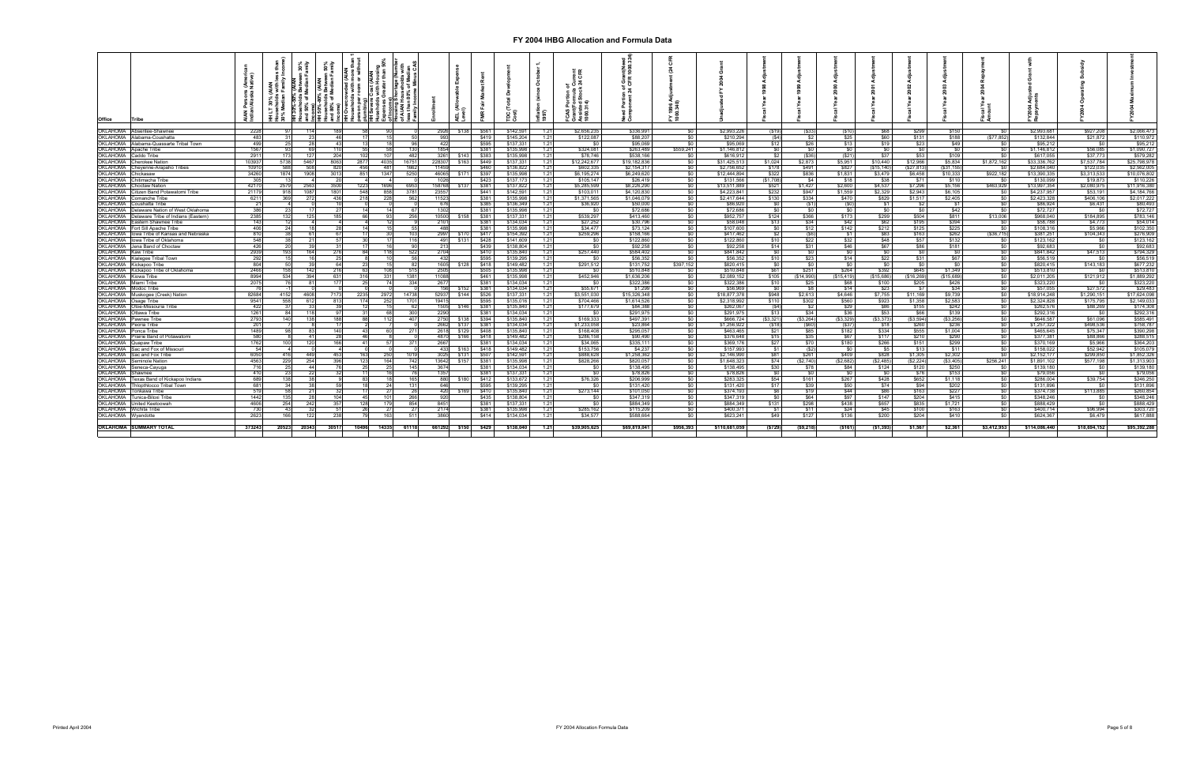# FY 2004 IHBG Allocation and Formula Data

| Office | Tribe | AIAN Persons (American Indian/Alaska Native) | HH LT 30% (AIAN Households with less than 30% Median Family Income) | HH 30%-50% (AIAN Households between 30% and 50% of Median Family Income) | HH 50%-80% (AIAN Households Between 50% and 80% of Median Family Income) | HH Overcrowded (AIAN Households with more than 1 person per room or without plumbing) | HH Severe Cost (AIAN Households with Housing Expenses Greater than 50% of Income) | Housing Shortage (Number of AIAN Households with less than 80% of Median Family Income Minus CAS) | Enrollment | AEL (Allowable Expense Level) | FMR (Fair Market Rent) | TDC (Total Development Cost) | Inflation (since October 1, 1997) | FCAS Portion of Grant (Formula Current Assisted Stock 24 CFR 1000.312) | Need Portion of Grant (Need Component 24 CFR 1000.324) | FY 1996 Adjustment (24 CFR 1000.340) | Unadjusted FY 2004 Grant | Fiscal Year 1998 Adjustment | Fiscal Year 1999 Adjustment | Fiscal Year 2000 Adjustment | Fiscal Year 2001 Adjustment | Fiscal Year 2002 Adjustment | Fiscal Year 2003 Adjustment | Fiscal Year 2004 Repayment Amount | FY2004 Adjusted Grant with Repayments | FY2004 Operating Subsidy | FY2004 Maximum Investment |
|---|---|---|---|---|---|---|---|---|---|---|---|---|---|---|---|---|---|---|---|---|---|---|---|---|---|---|---|
| OKLAHOMA | Absentee-Shawnee | 2228 | 97 | 114 | 189 | 58 | 90 | 0 | 2926 | $138 | $561 | $142,591 | 1.21 | $2,656,235 | $336,991 | $0 | $2,993,226 | ($19) | ($33) | ($10) | $68 | $299 | $150 | $0 | $2,993,681 | $927,208 | $2,066,473 |
| OKLAHOMA | Alabama-Coushatta | 483 | 31 | 23 | 46 | 17 | 15 | 50 | 993 | | $419 | $145,204 | 1.21 | $122,087 | $88,207 | $0 | $210,294 | ($4) | $2 | $13 | $60 | $131 | $188 | ($77,852) | $132,844 | $21,872 | $110,972 |
| OKLAHOMA | Alabama-Quassarte Tribal Town | 499 | 25 | 26 | 43 | 13 | 18 | 96 | 422 | | $595 | $137,331 | 1.21 | $0 | $95,089 | $0 | $95,089 | $12 | $26 | $13 | $19 | $23 | $49 | $0 | $95,212 | $0 | $95,212 |
| OKLAHOMA | Apache Tribe | 1567 | 93 | 69 | 110 | 56 | 58 | 130 | 1854 | | $381 | $135,998 | 1.21 | $324,081 | $263,489 | $559,241 | $1,146,812 | $0 | $0 | $0 | $0 | $0 | $0 | $0 | $1,146,812 | $56,085 | $1,090,727 |
| OKLAHOMA | Caddo Tribe | 2911 | 173 | 121 | 204 | 102 | 107 | 482 | 3261 | $143 | $383 | $135,998 | 1.21 | $78,746 | $538,166 | $0 | $616,912 | $2 | ($36) | ($21) | $37 | $53 | $109 | $0 | $617,055 | $37,773 | $579,282 |
| OKLAHOMA | Cherokee Nation | 103937 | 5738 | 5467 | 8063 | 2877 | 4035 | 16751 | 228307 | $163 | $449 | $137,331 | 1.21 | $12,242,677 | $19,182,836 | $0 | $31,425,513 | $1,024 | $2,873 | $5,061 | $10,440 | $12,988 | $5,834 | $1,872,162 | $33,336,762 | $7,537,784 | $25,798,978 |
| OKLAHOMA | Cheyenne-Arapaho Tribes | 10910 | 588 | 508 | 820 | 456 | 481 | 1862 | 11459 | | $460 | $136,822 | 1.21 | $602,335 | $2,154,317 | $0 | $2,756,652 | $178 | $491 | $827 | ($15,140) | ($27,813) | ($31,155) | $0 | $2,684,040 | $122,035 | $2,562,005 |
| OKLAHOMA | Chickasaw | 34260 | 1874 | 1908 | 3013 | 851 | 1347 | 5250 | 46083 | $171 | $397 | $135,998 | 1.21 | $6,195,274 | $6,249,620 | $0 | $12,444,894 | $322 | $836 | $1,631 | $3,479 | $6,458 | $10,333 | $922,182 | $13,390,335 | $3,313,533 | $10,076,802 |
| OKLAHOMA | Chitimacha Tribe | 305 | 13 | 4 | 20 | 4 | 4 | 0 | 1026 | | $423 | $137,173 | 1.21 | $105,147 | $26,419 | $0 | $131,566 | ($1,708) | $4 | $18 | $38 | $71 | $110 | $0 | $130,099 | $19,873 | $110,226 |
| OKLAHOMA | Choctaw Nation | 42110 | 2579 | 2563 | 3500 | 1225 | 1696 | 6933 | 158765 | $137 | $381 | $137,822 | 1.21 | $5,285,008 | $8,226,290 | $0 | $13,511,999 | $521 | $1,427 | $2,600 | $4,537 | $7,206 | $5,156 | $463,909 | $13,997,354 | $2,080,975 | $11,916,380 |
| OKLAHOMA | Citizen Band Potawatomi Tribe | 21179 | 918 | 1087 | 1801 | 548 | 858 | 3781 | 23557 | | $441 | $142,591 | 1.21 | $103,011 | $4,120,830 | $0 | $4,223,841 | $232 | $947 | $1,559 | $2,329 | $2,943 | $6,105 | $0 | $4,237,957 | $53,191 | $4,184,766 |
| OKLAHOMA | Comanche Tribe | 6211 | 369 | 272 | 438 | 216 | 228 | 562 | 11523 | | $381 | $135,998 | 1.21 | $1,371,565 | $1,046,079 | $0 | $2,417,644 | $130 | $334 | $470 | $829 | $1,517 | $2,405 | $0 | $2,423,328 | $406,106 | $2,017,222 |
| OKLAHOMA | Coushatta Tribe | 21 | 4 | 0 | 10 | 0 | 0 | 0 | 676 | | $365 | $136,349 | 1.21 | $38,920 | $50,000 | $0 | $88,920 | $0 | ($1) | ($0) | $1 | $2 | $1 | $0 | $88,924 | $8,431 | $80,493 |
| OKLAHOMA | Delaware Nation of West Oklahoma | 386 | 23 | 17 | 27 | 14 | 14 | 67 | 1302 | | $381 | $135,998 | 1.21 | $0 | $72,686 | $0 | $72,686 | $0 | $0 | $0 | $0 | $0 | $42 | $0 | $72,727 | $0 | $72,727 |
| OKLAHOMA | Delaware Tribe of Indians (Eastern) | 2385 | 132 | 125 | 185 | 66 | 93 | 256 | 10500 | $158 | $381 | $137,331 | 1.21 | $539,297 | $413,460 | $0 | $952,757 | $124 | $366 | $173 | $299 | $504 | $811 | $13,006 | $968,040 | $184,895 | $783,146 |
| OKLAHOMA | Eastern Shawnee Tribe | 143 | 12 | 4 | 4 | 4 | 12 | 9 | 2101 | | $381 | $134,034 | 1.21 | $27,252 | $30,796 | $0 | $58,048 | $13 | $34 | $42 | $62 | $195 | $394 | $0 | $58,788 | $4,773 | $54,014 |
| OKLAHOMA | Fort Sill Apache Tribe | 406 | 24 | 18 | 28 | 14 | 15 | 55 | 488 | | $381 | $135,998 | 1.21 | $34,477 | $73,124 | $0 | $107,600 | $0 | $12 | $142 | $212 | $125 | $225 | $0 | $108,316 | $5,966 | $102,350 |
| OKLAHOMA | Iowa Tribe of Kansas and Nebraska | 610 | 38 | 61 | 67 | 17 | 30 | 103 | 2997 | $170 | $417 | $154,392 | 1.21 | $259,296 | $158,166 | $0 | $417,462 | $2 | ($6) | $1 | $83 | $163 | $262 | ($36,715) | $381,251 | $104,343 | $276,909 |
| OKLAHOMA | Iowa Tribe of Oklahoma | 548 | 38 | 21 | 57 | 30 | 17 | 116 | 491 | $131 | $428 | $141,809 | 1.21 | $0 | $122,860 | $0 | $122,860 | $10 | $22 | $32 | $48 | $57 | $132 | $0 | $123,162 | $0 | $123,162 |
| OKLAHOMA | Jena Band of Choctaw | 426 | 20 | 39 | 31 | 17 | 16 | 90 | 213 | | $439 | $138,804 | 1.21 | $0 | $92,258 | $0 | $92,258 | $14 | $31 | $46 | $67 | $86 | $181 | $0 | $92,683 | $0 | $92,683 |
| OKLAHOMA | Kaw Tribe | 2909 | 193 | 164 | 276 | 84 | 118 | 522 | 2704 | | $410 | $135,840 | 1.21 | $257,440 | $584,402 | $0 | $841,842 | $0 | $0 | $0 | $0 | $0 | $0 | $0 | $841,842 | $47,513 | $794,329 |
| OKLAHOMA | Kialegee Tribal Town | 292 | 15 | 16 | 25 | 8 | 10 | 56 | 432 | | $595 | $139,295 | 1.21 | $0 | $56,352 | $0 | $56,352 | $10 | $23 | $14 | $22 | $31 | $67 | $0 | $56,519 | $0 | $56,519 |
| OKLAHOMA | Kickapoo Tribe | 804 | 50 | 39 | 64 | 23 | 15 | 82 | 1605 | $128 | $418 | $149,482 | 1.21 | $291,512 | $131,752 | $397,152 | $820,415 | $0 | $0 | $0 | $0 | $0 | $0 | $0 | $820,415 | $143,183 | $677,232 |
| OKLAHOMA | Kickapoo Tribe of Oklahoma | 2466 | 158 | 142 | 216 | 63 | 108 | 515 | 2505 | | $505 | $135,998 | 1.21 | $0 | $510,848 | $0 | $510,848 | $61 | $251 | $264 | $392 | $645 | $1,349 | $0 | $513,810 | $0 | $513,810 |
| OKLAHOMA | Kiowa Tribe | 8994 | 534 | 394 | 631 | 316 | 331 | 1381 | 11088 | | $461 | $135,998 | 1.21 | $452,946 | $1,636,206 | $0 | $2,089,152 | $105 | ($14,990) | ($15,419) | ($15,686) | ($16,269) | ($15,689) | $0 | $2,011,205 | $121,912 | $1,889,292 |
| OKLAHOMA | Miami Tribe | 2075 | 76 | 81 | 177 | 25 | 74 | 334 | 2677 | | $381 | $134,034 | 1.21 | $0 | $322,386 | $0 | $322,386 | $10 | $25 | $68 | $100 | $205 | $426 | $0 | $323,220 | $0 | $323,220 |
| OKLAHOMA | Modoc Tribe | 76 | 11 | 0 | 0 | 0 | 0 | 0 | 156 | $152 | $381 | $134,034 | 1.21 | $55,671 | $1,299 | $0 | $56,969 | $0 | $8 | $14 | $23 | $7 | $34 | $0 | $57,055 | $27,572 | $29,483 |
| OKLAHOMA | Muskogee (Creek) Nation | 62684 | 4152 | 4608 | 7173 | 2235 | 2972 | 14738 | 52937 | $144 | $526 | $137,331 | 1.21 | $3,551,030 | $15,326,348 | $0 | $18,877,378 | $948 | $2,613 | $4,646 | $7,755 | $11,169 | $9,739 | $0 | $18,914,248 | $1,290,151 | $17,624,098 |
| OKLAHOMA | Osage Tribe | 9541 | 558 | 612 | 813 | 174 | 252 | 1701 | 19415 | | $595 | $135,016 | 1.21 | $704,466 | $1,614,526 | $0 | $2,318,992 | $110 | $302 | $560 | $923 | $1,358 | $2,583 | $0 | $2,324,828 | $175,795 | $2,149,033 |
| OKLAHOMA | Otoe-Missouria Tribe | 422 | 37 | 33 | 39 | 12 | 15 | 62 | 1505 | $146 | $381 | $135,840 | 1.21 | $177,679 | $84,388 | $0 | $262,067 | ($4) | $2 | $29 | $86 | $155 | $242 | $0 | $262,576 | $88,269 | $174,308 |
| OKLAHOMA | Ottawa Tribe | 1261 | 84 | 118 | 97 | 31 | 68 | 300 | 2290 | | $381 | $134,034 | 1.21 | $0 | $291,975 | $0 | $291,975 | $13 | $34 | $36 | $53 | $66 | $139 | $0 | $292,316 | $0 | $292,316 |
| OKLAHOMA | Pawnee Tribe | 2793 | 140 | 138 | 188 | 88 | 112 | 407 | 2750 | $138 | $394 | $135,840 | 1.21 | $169,333 | $497,391 | $0 | $666,724 | ($3,321) | ($3,264) | ($3,329) | ($3,373) | ($3,594) | ($3,256) | $0 | $646,587 | $61,096 | $585,491 |
| OKLAHOMA | Peoria Tribe | 201 | 7 | 8 | 17 | 2 | 7 | 0 | 2662 | $137 | $381 | $134,034 | 1.21 | $1,233,058 | $23,864 | $0 | $1,256,922 | ($18) | ($60) | ($37) | $18 | $260 | $236 | $0 | $1,257,322 | $498,536 | $758,787 |
| OKLAHOMA | Ponca Tribe | 1489 | 98 | 83 | 140 | 43 | 60 | 271 | 2618 | $129 | $408 | $135,840 | 1.21 | $168,408 | $295,057 | $0 | $463,465 | $21 | $85 | $182 | $334 | $555 | $1,004 | $0 | $465,645 | $75,347 | $390,298 |
| OKLAHOMA | Prairie Band of Potawatomi | 580 | 6 | 41 | 28 | 46 | 8 | 0 | 4870 | $166 | $418 | $149,482 | 1.21 | $286,158 | $90,490 | $0 | $376,648 | $15 | $35 | $67 | $117 | $210 | $290 | $0 | $377,381 | $88,866 | $288,515 |
| OKLAHOMA | Quapaw Tribe | 1762 | 100 | 120 | 168 | 41 | 57 | 371 | 2687 | | $381 | $134,034 | 1.21 | $34,065 | $335,111 | $0 | $369,176 | $27 | $70 | $180 | $286 | $151 | $299 | $0 | $370,189 | $5,966 | $364,203 |
| OKLAHOMA | Sac and Fox of Missouri | 54 | 4 | 0 | 4 | 0 | 0 | 0 | 433 | $163 | $418 | $149,482 | 1.21 | $153,756 | $4,237 | $0 | $157,993 | $1 | ($2) | $0 | $5 | $13 | $11 | $0 | $158,022 | $52,942 | $105,079 |
| OKLAHOMA | Sac and Fox Nation | 6050 | 416 | 449 | 453 | 163 | 250 | 1019 | 3025 | $131 | $507 | $142,591 | 1.21 | $888,628 | $1,258,362 | $0 | $2,146,990 | $81 | $261 | $409 | $828 | $1,305 | $2,302 | $0 | $2,152,177 | $299,850 | $1,852,328 |
| OKLAHOMA | Seminole Nation | 4563 | 229 | 254 | 396 | 123 | 164 | 742 | 13642 | $157 | $381 | $135,998 | 1.21 | $828,266 | $820,057 | $0 | $1,648,323 | $74 | ($2,740) | ($2,682) | ($2,485) | ($2,224) | ($3,405) | $256,241 | $1,891,102 | $577,198 | $1,313,903 |
| OKLAHOMA | Seneca-Cayuga | 716 | 25 | 44 | 76 | 25 | 25 | 145 | 3674 | | $381 | $134,034 | 1.21 | $0 | $138,495 | $0 | $138,495 | $30 | $78 | $84 | $124 | $120 | $250 | $0 | $139,180 | $0 | $139,180 |
| OKLAHOMA | Shawnee | 410 | 23 | 22 | 32 | 11 | 16 | 76 | 1357 | | $381 | $137,331 | 1.21 | $0 | $78,826 | $0 | $78,826 | $0 | $0 | $0 | $0 | $76 | $153 | $0 | $79,056 | $0 | $79,056 |
| OKLAHOMA | Texas Band of Kickapoo Indians | 689 | 138 | 38 | 9 | 83 | 18 | 165 | 889 | $180 | $412 | $133,672 | 1.21 | $76,326 | $206,999 | $0 | $283,325 | $54 | $161 | $267 | $428 | $652 | $1,118 | $0 | $286,004 | $39,754 | $246,250 |
| OKLAHOMA | Thlopthlocco Tribal Town | 681 | 34 | 38 | 59 | 18 | 24 | 131 | 646 | | $595 | $139,295 | 1.21 | $0 | $131,420 | $0 | $131,420 | $17 | $39 | $50 | $74 | $94 | $202 | $0 | $131,896 | $0 | $131,896 |
| OKLAHOMA | Tonkawa Tribe | 519 | 58 | 21 | 32 | 17 | 27 | 28 | 420 | $169 | $410 | $135,840 | 1.21 | $273,144 | $101,050 | $0 | $374,193 | $6 | $19 | $44 | $86 | $163 | $227 | $0 | $374,738 | $113,885 | $260,854 |
| OKLAHOMA | Tunica-Biloxi Tribe | 1442 | 135 | 28 | 104 | 45 | 101 | 266 | 920 | | $435 | $138,804 | 1.21 | $0 | $347,319 | $0 | $347,319 | $0 | $64 | $97 | $147 | $204 | $415 | $0 | $348,246 | $0 | $348,246 |
| OKLAHOMA | United Keetoowah | 4606 | 254 | 242 | 357 | 128 | 179 | 854 | 8451 | | $381 | $137,331 | 1.21 | $0 | $884,349 | $0 | $884,349 | $131 | $298 | $438 | $657 | $835 | $1,721 | $0 | $888,429 | $0 | $888,429 |
| OKLAHOMA | Wichita Tribe | 730 | 43 | 32 | 57 | 26 | 27 | 27 | 2174 | | $381 | $135,998 | 1.21 | $285,192 | $115,209 | $0 | $400,371 | $1 | $11 | $24 | $45 | $100 | $163 | $0 | $400,714 | $96,994 | $303,720 |
| OKLAHOMA | Wyandotte | 2623 | 166 | 122 | 238 | 79 | 163 | 511 | 3860 | | $414 | $134,034 | 1.21 | $34,577 | $588,664 | $0 | $623,241 | $49 | $127 | $136 | $200 | $204 | $410 | $0 | $624,367 | $6,479 | $617,888 |
| OKLAHOMA | SUMMARY TOTAL | 373243 | 20523 | 20343 | 30517 | 10496 | 14335 | 61118 | 661292 | $150 | $429 | $138,040 | 1.21 | $39,905,625 | $69,819,041 | $956,393 | $110,681,059 | ($729) | ($9,218) | ($161) | ($1,393) | $1,967 | $2,361 | $3,412,953 | $114,086,440 | $18,694,152 | $95,392,288 |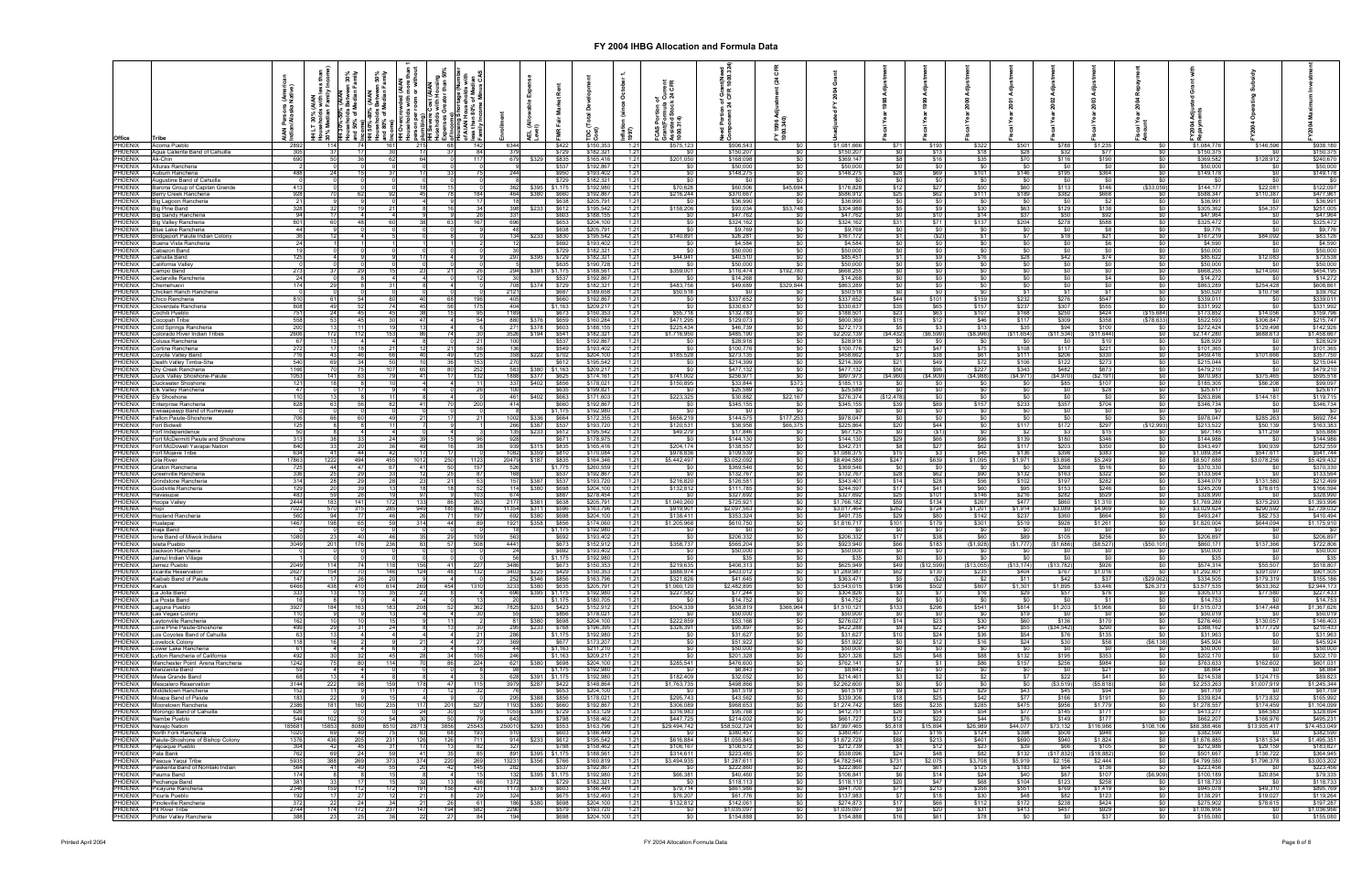# FY 2004 IHBG Allocation and Formula Data

| Office | Tribe | AIAN Persons (American Indian and Alaska Native) | HH LT 30% (AIAN Households with less than 30% Median Family Income) | HH 30%-50% (AIAN Households between 30% and 50% of Median Family Income) | HH 50%-80% (AIAN Households between 50% and 80% of Median Family Income) | HH Overcrowded (AIAN Households with more than 1 person per room or without kitchen or plumbing) | HH Severe Cost (AIAN Households with Housing Expenses Greater than 50% of Income) | Housing Shortage (Number of AIAN Households with less than 80% of Median Family Income Minus CAS) | Enrollment | AEL (Allowable Expense Level) | FMR (Fair Market Rent) | TDC (Total Development Cost) | Inflation (since October 1, 1997) | FCAS Portion of Grant (Formula Current Assisted Stock 24 CFR 1000.312) | Need Portion of Grant (Need Component 24 CFR 1000.324) | FY 1996 Adjustment (24 CFR 1000.340) | Unadjusted FY 2004 Grant | Fiscal Year 1998 Adjustment | Fiscal Year 1999 Adjustment | Fiscal Year 2000 Adjustment | Fiscal Year 2001 Adjustment | Fiscal Year 2002 Adjustment | Fiscal Year 2003 Adjustment | Fiscal Year 2004 Repayment Amount | FY2004 Adjusted Grant with Repayments | FY2004 Operating Subsidy | FY2004 Minimum Investment |
|---|---|---|---|---|---|---|---|---|---|---|---|---|---|---|---|---|---|---|---|---|---|---|---|---|---|---|---|
| PHOENIX | Acoma Pueblo | 2892 | 114 | 74 | 161 | 215 | 68 | 142 | 6344 | | $420 | $150,353 | 1.21 | $575,123 | $506,543 | $0 | $1,081,666 | $71 | $193 | $322 | $501 | $788 | $1,235 | $0 | $1,084,776 | $146,596 | $938,180 |
| PHOENIX | Agua Caliente Band of Cahuilla | 305 | 17 | 17 | 30 | 17 | 37 | 84 | 379 | | $729 | $182,321 | 1.21 | $0 | $150,207 | $0 | $150,207 | $0 | $13 | $18 | $28 | $32 | $77 | $0 | $150,375 | $0 | $150,375 |
| PHOENIX | Ak-Chin | 690 | 50 | 36 | 62 | 64 | 0 | 117 | 679 | $329 | $635 | $165,418 | 1.21 | $201,050 | $168,098 | $0 | $369,147 | $8 | $18 | $35 | $70 | $118 | $190 | $0 | $369,582 | $128,912 | $240,670 |
| PHOENIX | Alturas Rancheria | 2 | 0 | 0 | 0 | 0 | 0 | 0 | 9 | | $537 | $192,867 | 1.21 | $0 | $50,000 | $0 | $50,000 | $0 | $0 | $0 | $0 | $0 | $0 | $0 | $50,000 | $0 | $50,000 |
| PHOENIX | Auburn Rancheria | 488 | 24 | 15 | 37 | 17 | 33 | 75 | 244 | | $950 | $193,402 | 1.21 | $0 | $148,275 | $0 | $148,275 | $28 | $69 | $101 | $146 | $195 | $364 | $0 | $149,178 | $0 | $149,178 |
| PHOENIX | Augustine Band of Cahuilla | 0 | 0 | 0 | 0 | 0 | 0 | 0 | 0 | | $729 | $182,321 | 1.21 | $0 | $0 | $0 | $0 | $0 | $0 | $0 | $0 | $0 | $0 | $0 | $0 | $0 | $0 |
| PHOENIX | Barona Group of Capitan Grande | 413 | 0 | 0 | 0 | 18 | 15 | 0 | 362 | $395 | $1,175 | $192,980 | 1.21 | $70,628 | $60,506 | $45,694 | $176,828 | $12 | $27 | $50 | $60 | $113 | $146 | ($33,059) | $144,177 | $22,051 | $122,097 |
| PHOENIX | Berry Creek Rancheria | 928 | 70 | 62 | 92 | 45 | 78 | 184 | 464 | $380 | $660 | $192,867 | 1.21 | $216,244 | $370,667 | $0 | $586,912 | $25 | $62 | $111 | $189 | $382 | $668 | $0 | $588,347 | $110,387 | $477,961 |
| PHOENIX | Big Lagoon Rancheria | 21 | 0 | 9 | 0 | 0 | 0 | 17 | 18 | | $638 | $205,791 | 1.21 | $0 | $36,990 | $0 | $36,990 | $0 | $0 | $0 | $0 | $0 | $2 | $0 | $36,991 | $0 | $36,991 |
| PHOENIX | Big Pine Band | 328 | 32 | 19 | 21 | 8 | 16 | 34 | 398 | $233 | $612 | $195,542 | 1.21 | $158,206 | $93,034 | $53,748 | $304,988 | $5 | $9 | $30 | $63 | $129 | $138 | $0 | $305,362 | $54,357 | $251,005 |
| PHOENIX | Big Sandy Rancheria | 94 | 17 | 4 | 4 | 6 | 0 | 26 | 331 | | $803 | $188,155 | 1.21 | $0 | $47,762 | $0 | $47,762 | $0 | $10 | $14 | $37 | $50 | $92 | $0 | $47,964 | $0 | $47,964 |
| PHOENIX | Big Valley Rancheria | 601 | 60 | 48 | 60 | 38 | 63 | 167 | 696 | | $653 | $204,100 | 1.21 | $0 | $324,162 | $0 | $324,162 | $31 | $71 | $137 | $204 | $278 | $588 | $0 | $325,472 | $0 | $325,472 |
| PHOENIX | Blue Lake Rancheria | 44 | 9 | 0 | 0 | 0 | 0 | 0 | 48 | | $638 | $205,791 | 1.21 | $0 | $9,769 | $0 | $9,769 | $0 | $0 | $0 | $0 | $0 | $8 | $0 | $9,776 | $0 | $9,776 |
| PHOENIX | Bridgeport Paiute Indian Colony | 36 | 12 | 4 | 5 | 0 | 8 | 0 | 134 | $233 | $830 | $195,542 | 1.21 | $140,891 | $26,281 | $0 | $167,172 | $1 | ($2) | $1 | $7 | $18 | $21 | $0 | $167,219 | $84,092 | $83,126 |
| PHOENIX | Buena Vista Rancheria | 24 | 1 | 1 | 1 | 1 | 1 | 2 | 12 | | $692 | $193,402 | 1.21 | $0 | $4,584 | $0 | $4,584 | $0 | $0 | $0 | $0 | $0 | $6 | $0 | $4,590 | $0 | $4,590 |
| PHOENIX | Cabazon Band | 19 | 0 | 0 | 0 | 0 | 0 | 0 | 30 | | $729 | $182,321 | 1.21 | $0 | $50,000 | $0 | $50,000 | $0 | $0 | $0 | $0 | $0 | $0 | $0 | $50,000 | $0 | $50,000 |
| PHOENIX | Cahuilla Band | 195 | 9 | 9 | 9 | 17 | 4 | 26 | 297 | $395 | $729 | $182,321 | 1.21 | $44,941 | $40,510 | $0 | $85,451 | $1 | $9 | $16 | $28 | $42 | $74 | $0 | $85,622 | $12,083 | $73,538 |
| PHOENIX | California Valley | 0 | 0 | 0 | 0 | 0 | 0 | 0 | 5 | | $635 | $190,728 | 1.21 | $0 | $50,000 | $0 | $50,000 | $0 | $0 | $0 | $0 | $0 | $0 | $0 | $50,000 | $0 | $50,000 |
| PHOENIX | Campo Band | 273 | 37 | 29 | 15 | 23 | 21 | 26 | 294 | $391 | $1,175 | $188,561 | 1.21 | $359,001 | $116,474 | $192,780 | $668,255 | $0 | $0 | $0 | $0 | $0 | $0 | $0 | $668,255 | $214,060 | $454,195 |
| PHOENIX | Cedarville Rancheria | 24 | 0 | 4 | 4 | 0 | 0 | 12 | 30 | | $537 | $192,867 | 1.21 | $0 | $14,268 | $0 | $14,268 | $0 | $0 | $0 | $0 | $0 | $4 | $0 | $14,272 | $0 | $14,272 |
| PHOENIX | Chemehuevi | 174 | 29 | 8 | 31 | 8 | 4 | 0 | 708 | $374 | $729 | $182,321 | 1.21 | $483,756 | $49,689 | $329,844 | $863,289 | $0 | $0 | $0 | $0 | $0 | $0 | $0 | $863,289 | $254,428 | $608,861 |
| PHOENIX | Chicken Ranch Rancheria | 0 | 0 | 0 | 0 | 0 | 0 | 0 | 21 | | $887 | $189,658 | 1.21 | $50,518 | $0 | $0 | $50,518 | $0 | $0 | $0 | $0 | $0 | $0 | $0 | $50,520 | $10,758 | $39,762 |
| PHOENIX | Chico Rancheria | 610 | 61 | 54 | 80 | 46 | 68 | 196 | 405 | | $660 | $192,867 | 1.21 | $0 | $337,652 | $0 | $337,652 | $44 | $101 | $159 | $232 | $276 | $547 | $0 | $339,011 | $0 | $339,011 |
| PHOENIX | Cloverdale Rancheria | 808 | 49 | 52 | 74 | 45 | 56 | 175 | 404 | | $1,163 | $209,217 | 1.21 | $0 | $330,637 | $0 | $330,637 | $35 | $65 | $157 | $237 | $307 | $555 | $0 | $331,992 | $0 | $331,992 |
| PHOENIX | Cochiti Pueblo | 751 | 24 | 45 | 45 | 38 | 15 | 95 | 1189 | | $673 | $150,353 | 1.21 | $55,718 | $132,783 | $0 | $188,501 | $23 | $63 | $107 | $168 | $250 | $424 | ($15,684) | $173,852 | $14,056 | $159,796 |
| PHOENIX | Cocopah Tribe | 558 | 53 | 45 | 30 | 47 | 4 | 54 | 880 | $376 | $650 | $160,084 | 1.21 | $471,295 | $129,073 | $0 | $600,369 | $15 | $13 | $46 | $117 | $309 | $358 | ($78,633) | $522,593 | $306,847 | $215,747 |
| PHOENIX | Cold Springs Rancheria | 200 | 13 | 11 | 19 | 13 | 4 | 0 | 271 | $378 | $603 | $188,155 | 1.21 | $225,434 | $46,739 | $0 | $272,173 | $5 | $3 | $13 | $35 | $94 | $100 | $0 | $272,424 | $129,498 | $142,926 |
| PHOENIX | Colorado River Indian Tribes | 2608 | 172 | 112 | 153 | 86 | 74 | 30 | 3528 | $194 | $541 | $172,285 | 1.21 | $1,716,950 | $485,190 | $0 | $2,202,139 | ($4,432) | ($6,599) | ($8,996) | ($11,654) | ($11,634) | ($11,644) | $0 | $2,147,280 | $688,613 | $1,458,667 |
| PHOENIX | Colusa Rancheria | 67 | 13 | 4 | 4 | 4 | 4 | 4 | 100 | | $537 | $192,867 | 1.21 | $0 | $28,918 | $0 | $28,918 | $0 | $0 | $0 | $0 | $0 | $10 | $0 | $28,929 | $0 | $28,929 |
| PHOENIX | Cortina Rancheria | 272 | 17 | 18 | 21 | 12 | 21 | 56 | 136 | | $549 | $193,402 | 1.21 | $0 | $100,776 | $0 | $100,776 | $21 | $47 | $75 | $108 | $117 | $221 | $0 | $101,365 | $0 | $101,365 |
| PHOENIX | Coyote Valley Band | 776 | 43 | 46 | 66 | 40 | 49 | 125 | 336 | $222 | $702 | $204,100 | 1.21 | $185,528 | $273,135 | $0 | $458,662 | $7 | $38 | $61 | $111 | $206 | $330 | $0 | $459,416 | $101,656 | $357,760 |
| PHOENIX | Death Valley Timba-Sha | 540 | 69 | 34 | 50 | 10 | 36 | 153 | 270 | | $612 | $195,542 | 1.21 | $0 | $214,399 | $0 | $214,399 | $21 | $49 | $72 | $106 | $122 | $273 | $0 | $215,044 | $0 | $215,044 |
| PHOENIX | Dry Creek Rancheria | 1186 | 70 | 71 | 107 | 66 | 80 | 252 | 583 | $380 | $1,163 | $209,717 | 1.21 | $0 | $477,132 | $0 | $477,132 | $56 | $96 | $227 | $343 | $482 | $873 | $0 | $479,210 | $0 | $479,210 |
| PHOENIX | Duck Valley Shoshone-Paiute | 1053 | 141 | 63 | 79 | 41 | 17 | 132 | 1888 | $377 | $625 | $174,561 | 1.21 | $741,002 | $256,971 | $0 | $997,973 | ($4,980) | ($4,909) | ($4,988) | ($4,977) | ($4,970) | ($2,191) | $0 | $970,963 | $375,465 | $595,518 |
| PHOENIX | Duckwater Shoshone | 121 | 18 | 8 | 10 | 4 | 4 | 0 | 337 | $402 | $856 | $178,021 | 1.21 | $150,695 | $33,844 | $373 | $185,113 | $5 | $0 | $0 | $0 | $85 | $107 | $0 | $185,305 | $86,208 | $99,097 |
| PHOENIX | Elk Valley Rancheria | 47 | 0 | 17 | 9 | 4 | 0 | 26 | 100 | | $635 | $189,821 | 1.21 | $0 | $25,589 | $0 | $25,589 | $0 | $0 | $0 | $0 | $0 | $28 | $0 | $25,617 | $0 | $25,617 |
| PHOENIX | Ely Shoshone | 110 | 13 | 8 | 11 | 0 | 4 | 0 | 461 | $402 | $863 | $171,903 | 1.21 | $223,325 | $30,882 | $22,167 | $276,374 | ($12,478) | $0 | $0 | $0 | $0 | $0 | $0 | $263,896 | $144,181 | $119,715 |
| PHOENIX | Enterprise Rancheria | 828 | 63 | 56 | 82 | 41 | 70 | 200 | 414 | | $660 | $192,867 | 1.21 | $0 | $345,155 | $0 | $345,155 | $39 | $89 | $157 | $233 | $357 | $704 | $0 | $346,734 | $0 | $346,734 |
| PHOENIX | Ewiiaapaayp Band of Kumeyaay | 0 | 0 | 0 | 0 | 0 | 0 | 0 | 0 | | $1,175 | $192,980 | 1.21 | $0 | $0 | $0 | $0 | $0 | $0 | $0 | $0 | $0 | $0 | $0 | $0 | $0 | $0 |
| PHOENIX | Fallon Paiute-Shoshone | 706 | 66 | 60 | 49 | 21 | 17 | 21 | 1002 | $336 | $664 | $172,355 | 1.21 | $656,219 | $144,575 | $177,253 | $978,047 | $0 | $0 | $0 | $0 | $0 | $0 | $0 | $978,047 | $285,263 | $692,784 |
| PHOENIX | Fort Bidwell | 125 | 8 | 8 | 11 | 7 | 4 | 4 | 266 | $387 | $537 | $193,720 | 1.21 | $120,531 | $38,958 | $66,375 | $225,864 | $20 | $44 | $0 | $117 | $172 | $297 | ($12,993) | $213,522 | $50,139 | $163,383 |
| PHOENIX | Fort Independence | 50 | 8 | 4 | 4 | 4 | 4 | 4 | 135 | $233 | $612 | $195,542 | 1.21 | $49,279 | $17,846 | $0 | $67,125 | $0 | ($13) | $0 | $2 | $3 | $15 | $0 | $67,135 | $11,259 | $55,880 |
| PHOENIX | Fort McDermitt Paiute and Shoshone | 313 | 38 | 33 | 24 | 39 | 15 | 96 | 928 | | $671 | $178,975 | 1.21 | $0 | $144,130 | $0 | $144,130 | $29 | $66 | $96 | $139 | $180 | $346 | $0 | $144,988 | $0 | $144,988 |
| PHOENIX | Fort McDowell Yavapai Nation | 840 | 33 | 20 | 36 | 49 | 16 | 38 | 939 | $315 | $635 | $165,418 | 1.21 | $204,174 | $138,557 | $0 | $342,731 | $8 | $27 | $62 | $117 | $203 | $350 | $0 | $343,497 | $90,939 | $252,559 |
| PHOENIX | Fort Mojave Tribe | 634 | 41 | 44 | 42 | 17 | 37 | 0 | 1082 | $359 | $810 | $170,084 | 1.21 | $978,636 | $109,539 | $0 | $1,088,175 | $15 | $3 | $45 | $136 | $398 | $383 | $0 | $1,089,354 | $547,611 | $541,744 |
| PHOENIX | Gila River | 17863 | 1222 | 494 | 455 | 1012 | 250 | 1123 | 20479 | $187 | $635 | $164,346 | 1.21 | $5,442,497 | $3,052,092 | $0 | $8,494,589 | $247 | $639 | $1,095 | $1,971 | $3,898 | $5,249 | $0 | $8,507,688 | $3,078,256 | $5,429,432 |
| PHOENIX | Graton Rancheria | 725 | 44 | 47 | 67 | 41 | 50 | 157 | 526 | | $1,775 | $260,559 | 1.21 | $0 | $369,546 | $0 | $369,546 | $0 | $0 | $0 | $0 | $268 | $516 | $0 | $370,330 | $0 | $370,330 |
| PHOENIX | Greenville Rancheria | 336 | 25 | 29 | 33 | 12 | 25 | 87 | 168 | | $537 | $192,867 | 1.21 | $0 | $132,767 | $0 | $132,767 | $28 | $62 | $90 | $132 | $163 | $322 | $0 | $133,564 | $0 | $133,564 |
| PHOENIX | Grindstone Rancheria | 314 | 28 | 29 | 28 | 20 | 21 | 53 | 157 | $387 | $537 | $193,720 | 1.21 | $216,820 | $126,581 | $0 | $343,401 | $14 | $26 | $56 | $102 | $197 | $282 | $0 | $344,079 | $131,580 | $212,499 |
| PHOENIX | Guidiville Rancheria | 129 | 20 | 39 | 13 | 18 | 18 | 52 | 114 | $380 | $698 | $204,100 | 1.21 | $132,812 | $111,785 | $0 | $244,597 | $17 | $41 | $60 | $95 | $153 | $246 | $0 | $245,209 | $78,615 | $166,594 |
| PHOENIX | Havasupai | 483 | 59 | 26 | 19 | 97 | 9 | 103 | 679 | | $867 | $278,454 | 1.21 | $0 | $327,692 | $0 | $327,692 | $25 | $101 | $146 | $216 | $239 | $0 | $0 | $328,990 | $0 | $328,990 |
| PHOENIX | Hoopa Valley | 2444 | 183 | 141 | 172 | 133 | 86 | 263 | 2177 | $381 | $638 | $205,791 | 1.21 | $1,040,260 | $725,921 | $0 | $1,766,182 | $59 | $134 | $267 | $477 | $860 | $1,310 | $0 | $1,769,289 | $375,293 | $1,393,996 |
| PHOENIX | Hopi | 7022 | 570 | 315 | 285 | 949 | 185 | 892 | 11304 | $311 | $590 | $163,796 | 1.21 | $919,961 | $2,097,503 | $0 | $3,017,464 | $282 | $724 | $1,201 | $1,914 | $3,089 | $4,969 | $0 | $3,029,624 | $290,592 | $2,739,032 |
| PHOENIX | Hopland Rancheria | 580 | 94 | 77 | 46 | 26 | 71 | 197 | 692 | $380 | $698 | $204,100 | 1.21 | $138,411 | $353,324 | $0 | $491,735 | $29 | $80 | $142 | $237 | $360 | $664 | $0 | $493,247 | $82,753 | $410,494 |
| PHOENIX | Hualapai | 1467 | 198 | 65 | 59 | 314 | 44 | 89 | 1921 | $358 | $856 | $174,060 | 1.21 | $1,205,966 | $610,750 | $0 | $1,816,717 | $101 | $179 | $301 | $519 | $826 | $1,261 | $0 | $1,820,004 | $644,094 | $1,175,910 |
| PHOENIX | Inaja Band | 0 | 0 | 0 | 0 | 0 | 0 | 0 | 18 | | $1,175 | $192,980 | 1.21 | $0 | $0 | $0 | $0 | $0 | $0 | $0 | $0 | $0 | $0 | $0 | $0 | $0 | $0 |
| PHOENIX | Ione Band of Miwok Indians | 1080 | 23 | 40 | 46 | 35 | 29 | 109 | 563 | | $692 | $193,402 | 1.21 | $0 | $206,332 | $0 | $206,332 | $17 | $38 | $60 | $89 | $105 | $256 | $0 | $206,897 | $0 | $206,897 |
| PHOENIX | Isleta Pueblo | 3049 | 201 | 176 | 236 | 83 | 57 | 508 | 4441 | | $673 | $152,912 | 1.21 | $358,737 | $565,204 | $0 | $923,940 | $66 | $183 | ($1,928) | ($1,777) | ($1,688) | ($8,527) | ($50,101) | $860,171 | $137,366 | $722,806 |
| PHOENIX | Jackson Rancheria | 0 | 0 | 0 | 0 | 0 | 0 | 0 | 24 | | $692 | $193,402 | 1.21 | $0 | $50,000 | $0 | $50,000 | $0 | $0 | $0 | $0 | $0 | $0 | $0 | $50,000 | $0 | $50,000 |
| PHOENIX | Jamul Indian Village | 1 | 0 | 0 | 0 | 0 | 0 | 0 | 56 | | $1,175 | $192,980 | 1.21 | $0 | $35 | $0 | $35 | $0 | $0 | $0 | $0 | $0 | $0 | $0 | $35 | $0 | $35 |
| PHOENIX | Jemez Pueblo | 2049 | 114 | 74 | 118 | 156 | 41 | 227 | 3486 | | $673 | $150,353 | 1.21 | $219,635 | $406,313 | $0 | $625,949 | $49 | ($12,999) | ($13,055) | ($13,174) | ($13,782) | $926 | $0 | $574,314 | $55,507 | $518,807 |
| PHOENIX | Jicarilla Reservation | 2827 | 154 | 70 | 146 | 124 | 48 | 132 | 3404 | $225 | $429 | $150,353 | 1.21 | $886,974 | $403,012 | $0 | $1,289,987 | $62 | $130 | $235 | $444 | $767 | $1,016 | $0 | $1,292,601 | $397,097 | $907,505 |
| PHOENIX | Kaibab Band of Paiute | 147 | 17 | 26 | 20 | 9 | 0 | 0 | 252 | $346 | $856 | $163,796 | 1.21 | $321,826 | $41,645 | $0 | $363,471 | $5 | ($2) | $2 | $11 | $42 | $37 | ($29,062) | $334,505 | $179,319 | $155,186 |
| PHOENIX | Karuk | 6466 | 438 | 410 | 614 | 266 | 454 | 1310 | 3233 | $380 | $635 | $205,791 | 1.21 | $1,060,120 | $2,482,896 | $0 | $3,543,016 | $196 | $502 | $807 | $1,301 | $1,895 | $3,446 | ($26,373) | $3,577,535 | $633,362 | $2,944,173 |
| PHOENIX | La Jolla Band | 333 | 13 | 13 | 35 | 23 | 8 | 4 | 696 | $395 | $1,175 | $192,980 | 1.21 | $77,258 | $227,582 | $0 | $304,826 | $3 | $7 | $16 | $29 | $57 | $76 | $0 | $305,013 | $77,580 | $227,433 |
| PHOENIX | La Posta Band | 16 | 8 | 0 | 4 | 0 | 0 | 0 | 20 | | $1,175 | $180,705 | 1.21 | $0 | $14,752 | $0 | $14,752 | $0 | $0 | $0 | $0 | $0 | $0 | $0 | $14,753 | $0 | $14,753 |
| PHOENIX | Laguna Pueblo | 3927 | 184 | 163 | 183 | 208 | 52 | 362 | 7825 | $203 | $423 | $152,912 | 1.21 | $504,339 | $638,819 | $366,964 | $1,510,121 | $133 | $296 | $541 | $814 | $1,203 | $1,966 | $0 | $1,515,073 | $147,448 | $1,367,626 |
| PHOENIX | Las Vegas Colony | 110 | 9 | 9 | 13 | 4 | 4 | 30 | 55 | | $856 | $178,021 | 1.21 | $0 | $50,000 | $0 | $50,000 | $0 | $0 | $19 | $0 | $0 | $0 | $0 | $50,019 | $0 | $50,019 |
| PHOENIX | Laytonville Rancheria | 162 | 10 | 10 | 15 | 9 | 11 | 2 | 81 | $380 | $698 | $204,100 | 1.21 | $222,859 | $53,168 | $0 | $276,027 | $14 | $23 | $30 | $60 | $136 | $170 | $0 | $276,460 | $130,057 | $146,403 |
| PHOENIX | Lone Pine Paiute-Shoshone | 499 | 29 | 31 | 24 | 8 | 13 | 30 | 289 | $233 | $612 | $196,395 | 1.21 | $326,391 | $95,897 | $0 | $422,288 | $9 | $22 | $40 | $55 | ($34,542) | $260 | $0 | $388,132 | $177,729 | $210,403 |
| PHOENIX | Los Coyotes Band of Cahuilla | 63 | 13 | 4 | 4 | 4 | 4 | 4 | 286 | | $1,175 | $192,980 | 1.21 | $0 | $31,627 | $0 | $31,627 | $10 | $24 | $36 | $54 | $76 | $135 | $0 | $31,963 | $0 | $31,963 |
| PHOENIX | Lovelock Colony | 118 | 16 | 2 | 9 | 21 | 4 | 27 | 369 | | $677 | $173,207 | 1.21 | $0 | $51,922 | $0 | $51,922 | $0 | $11 | $16 | $24 | $30 | $58 | ($6,138) | $45,924 | $0 | $45,924 |
| PHOENIX | Lower Lake Rancheria | 81 | 4 | 4 | 4 | 8 | 4 | 13 | 44 | | $1,163 | $211,210 | 1.21 | $0 | $50,000 | $0 | $50,000 | $0 | $0 | $0 | $0 | $0 | $0 | $0 | $50,000 | $0 | $50,000 |
| PHOENIX | Lytton Rancheria of California | 492 | 30 | 32 | 45 | 28 | 34 | 106 | 246 | | $1,163 | $209,217 | 1.21 | $0 | $201,328 | $0 | $201,328 | $25 | $48 | $88 | $132 | $195 | $353 | $0 | $202,170 | $0 | $202,170 |
| PHOENIX | Manchester Point Arena Rancheria | 1242 | 75 | 80 | 114 | 70 | 86 | 224 | 621 | $380 | $698 | $204,100 | 1.21 | $285,541 | $476,600 | $0 | $762,141 | $7 | $1 | $86 | $157 | $256 | $864 | $0 | $763,633 | $162,602 | $601,031 |
| PHOENIX | Manzanita Band | 59 | 4 | 4 | 0 | 0 | 0 | 0 | 98 | | $1,175 | $192,980 | 1.21 | $0 | $8,843 | $0 | $8,843 | $0 | $0 | $0 | $0 | $21 | $0 | $0 | $8,864 | $0 | $8,864 |
| PHOENIX | Mesa Grande Band | 68 | 13 | 4 | 4 | 8 | 4 | 4 | 626 | $391 | $1,175 | $192,980 | 1.21 | $182,409 | $32,052 | $0 | $214,461 | $3 | $2 | $2 | $7 | $22 | $41 | $0 | $214,538 | $124,715 | $89,823 |
| PHOENIX | Mescalero Reservation | 3144 | 222 | 98 | 159 | 178 | 47 | 115 | 3979 | $287 | $422 | $148,864 | 1.21 | $1,763,735 | $498,866 | $0 | $2,262,600 | $0 | $0 | $0 | ($3,519) | ($5,818) | $0 | $0 | $2,253,263 | $1,007,919 | $1,245,344 |
| PHOENIX | Middletown Rancheria | 152 | 13 | 0 | 8 | 13 | 0 | 32 | 76 | | $653 | $204,100 | 1.21 | $0 | $61,519 | $0 | $61,519 | $0 | $21 | $29 | $43 | $45 | $94 | $0 | $61,759 | $0 | $61,759 |
| PHOENIX | Moapa Band of Paiute | 183 | 22 | 9 | 15 | 4 | 9 | 0 | 295 | $388 | $856 | $178,021 | 1.21 | $295,743 | $43,562 | $0 | $339,306 | $18 | $25 | $42 | $77 | $166 | $191 | $0 | $339,824 | $173,832 | $165,992 |
| PHOENIX | Mooretown Rancheria | 2386 | 181 | 160 | 235 | 117 | 201 | 527 | 1193 | $380 | $660 | $192,867 | 1.21 | $306,089 | $968,653 | $0 | $1,274,742 | $85 | $235 | $285 | $475 | $956 | $1,779 | $0 | $1,278,557 | $174,459 | $1,104,099 |
| PHOENIX | Morongo Band of Cahuilla | 626 | 0 | 0 | 0 | 24 | 30 | 0 | 1055 | $395 | $729 | $183,129 | 1.21 | $316,983 | $95,768 | $0 | $412,751 | $26 | $64 | $54 | $77 | $145 | $171 | $0 | $413,277 | $84,583 | $328,694 |
| PHOENIX | Nambe Pueblo | 544 | 102 | 50 | 54 | 30 | 34 | 79 | 643 | | $798 | $158,462 | 1.21 | $447,725 | $214,002 | $0 | $661,727 | $12 | $22 | $44 | $78 | $149 | $177 | $0 | $662,207 | $166,976 | $495,231 |
| PHOENIX | Navajo Nation | 185681 | 15853 | 8089 | 8510 | 28713 | 3856 | 25543 | 250010 | $293 | $553 | $163,796 | 1.21 | $29,494,742 | $58,502,724 | $0 | $87,997,465 | $5,818 | $15,694 | $26,989 | $44,077 | $73,132 | $116,986 | $106,106 | $88,386,466 | $13,935,417 | $74,453,049 |
| PHOENIX | North Fork Rancheria | 1020 | 69 | 49 | 75 | 83 | 68 | 193 | 510 | | $803 | $188,449 | 1.21 | $0 | $380,457 | $0 | $380,457 | $37 | $116 | $124 | $398 | $508 | $848 | $0 | $382,509 | $0 | $382,509 |
| PHOENIX | Paiute-Shoshone of Bishop Colony | 1242 | 376 | 436 | 205 | 231 | 128 | 711 | 1744 | $233 | $612 | $195,542 | 1.21 | $616,884 | $1,055,845 | $0 | $1,672,729 | $88 | $213 | $401 | $680 | $940 | $1,824 | $0 | $1,676,885 | $181,534 | $1,495,351 |
| PHOENIX | Pajoaque Pueblo | 304 | 42 | 45 | 31 | 17 | 13 | 82 | 327 | | $798 | $158,462 | 1.21 | $106,167 | $106,572 | $0 | $212,739 | $1 | $12 | $23 | $39 | $88 | $105 | $0 | $212,988 | $29,159 | $183,829 |
| PHOENIX | Pala Band | 762 | 69 | 24 | 59 | 41 | 35 | 85 | 891 | $395 | $1,175 | $188,561 | 1.21 | $314,611 | $223,485 | $0 | $538,096 | $24 | $48 | $82 | $132 | ($17,832) | ($18,882) | $0 | $501,667 | $136,722 | $364,945 |
| PHOENIX | Pascua Yaqui Tribe | 5935 | 388 | 269 | 373 | 374 | 220 | 269 | 13233 | $356 | $766 | $160,819 | 1.21 | $3,494,935 | $1,287,611 | $0 | $4,782,546 | $731 | $2,075 | $3,708 | $5,919 | $2,156 | $2,444 | $0 | $4,799,580 | $1,796,378 | $3,003,202 |
| PHOENIX | Paskenta Band of Nomlaki Indian | 564 | 41 | 49 | 55 | 26 | 42 | 145 | 282 | | $537 | $192,867 | 1.21 | $0 | $222,860 | $0 | $222,860 | $21 | $61 | $125 | $183 | $244 | $136 | $0 | $223,436 | $0 | $223,436 |
| PHOENIX | Pauma Band | 174 | 8 | 8 | 15 | 8 | 4 | 0 | 132 | $395 | $1,175 | $192,980 | 1.21 | $66,381 | $40,460 | $0 | $106,841 | $6 | $14 | $24 | $40 | $67 | $107 | ($6,909) | $100,189 | $20,854 | $79,335 |
| PHOENIX | Pechanga Band | 381 | 13 | 17 | 15 | 32 | 13 | 66 | 1372 | | $729 | $182,321 | 1.21 | $0 | $118,113 | $0 | $118,113 | $20 | $47 | $68 | $104 | $123 | $258 | $0 | $118,733 | $0 | $118,733 |
| PHOENIX | Picayune Rancheria | 2346 | 159 | 112 | 172 | 101 | 156 | 431 | 1173 | $378 | $803 | $188,449 | 1.21 | $79,774 | $881,926 | $0 | $961,700 | $71 | $213 | $356 | $551 | $769 | $1,419 | $0 | $965,079 | $49,310 | $915,769 |
| PHOENIX | Picuris Pueblo | 192 | 17 | 27 | 12 | 21 | 8 | 29 | 324 | | $675 | $152,493 | 1.21 | $76,207 | $61,776 | $0 | $137,983 | $7 | $18 | $30 | $48 | $82 | $123 | $0 | $138,291 | $19,027 | $119,264 |
| PHOENIX | Pinoleville Rancheria | 372 | 22 | 24 | 34 | 21 | 26 | 61 | 186 | $380 | $698 | $204,100 | 1.21 | $132,812 | $142,061 | $0 | $274,873 | $13 | $26 | $112 | $172 | $238 | $424 | $0 | $275,902 | $78,615 | $197,287 |
| PHOENIX | Pit River Tribe | 2744 | 174 | 172 | 237 | 147 | 194 | 582 | 2290 | | $579 | $193,720 | 1.21 | $0 | $1,035,097 | $0 | $1,035,097 | $9 | $20 | $31 | $413 | $457 | $929 | $0 | $1,036,956 | $0 | $1,036,956 |
| PHOENIX | Potter Valley Rancheria | 388 | 23 | 25 | 36 | 22 | 27 | 84 | 194 | | $698 | $204,100 | 1.21 | $0 | $154,888 | $0 | $154,888 | $16 | $61 | $78 | $0 | $0 | $37 | $0 | $155,080 | $0 | $155,080 |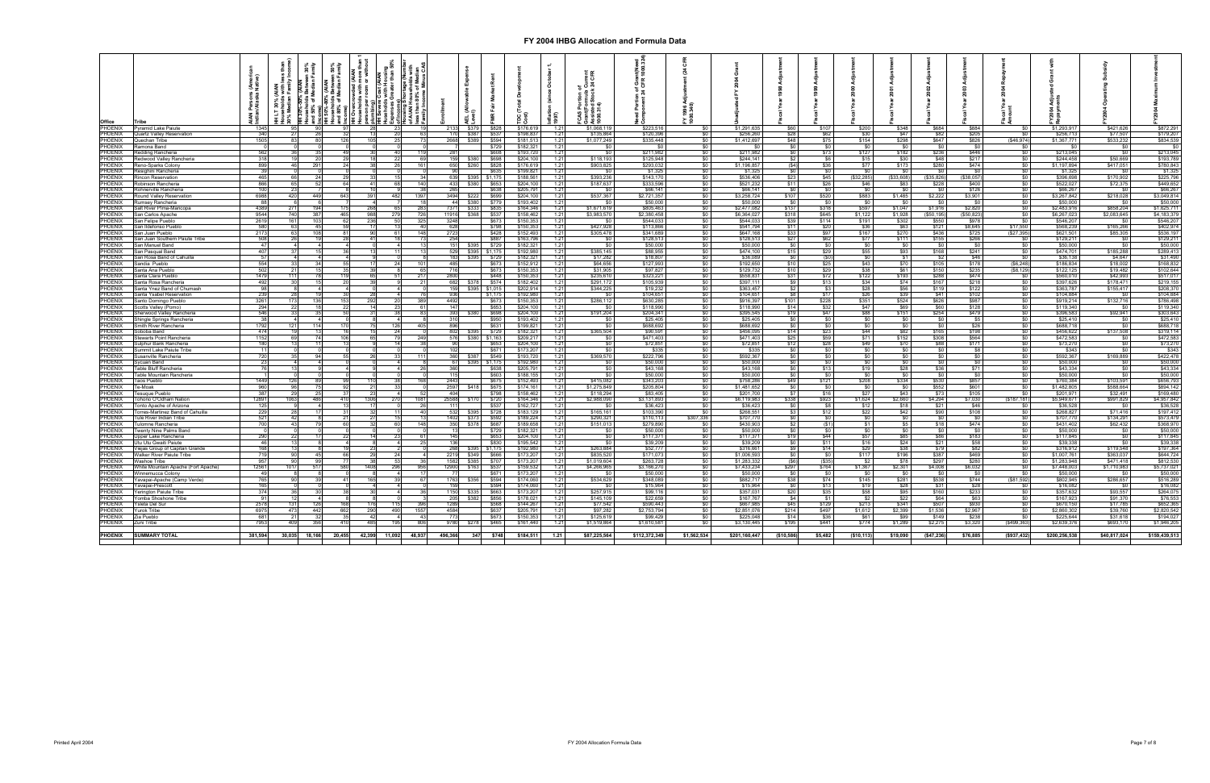# FY 2004 IHBG Allocation and Formula Data

| Office | Tribe | AIAN Persons (American Indian/Alaska Native) | HH LT 30% (AIAN Households with less than 30% Median Family Income) | HH 30%-50% (AIAN Households between 30% and 50% of Median Family Income) | HH 50%-80% (AIAN Households between 50% and 80% of Median Family Income) | HH Overcrowded (AIAN Households with more than 1 person per room or without kitchen or plumbing) | HH Severe Cost (AIAN Households with Housing Expenses Greater than 50% of Income) | Housing Shortage (Number of AIAN Households with less than 80% of Median Family Income Minus CAS) | Enrollment | AEL (Allowable Expense Level) | FMR (Fair Market Rent) | TDC (Total Development Cost) | Inflation (since October 1, 1997) | FCAS Portion of Grant (Formula Current Assisted Stock 24 CFR 1000.314) | Need Portion of Grant (Need Component 24 CFR 1000.324) | FY 1996 Adjustment (24 CFR 1000.340) | Unadjusted FY 2004 Grant | Fiscal Year 1998 Adjustment | Fiscal Year 1999 Adjustment | Fiscal Year 2000 Adjustment | Fiscal Year 2001 Adjustment | Fiscal Year 2002 Adjustment | Fiscal Year 2003 Adjustment | Fiscal Year 2004 Repayment Amount | FY2004 Adjusted Grant with Repayments | FY2004 Operating Subsidy | FY2004 Maximum Investment |
|---|---|---|---|---|---|---|---|---|---|---|---|---|---|---|---|---|---|---|---|---|---|---|---|---|---|---|---|
| PHOENIX | Pyramid Lake Paiute | 1345 | 95 | 90 | 97 | 28 | 23 | 19 | 2133 | $379 | $828 | $176,619 | 1.21 | $1,068,119 | $223,516 | $0 | $1,291,635 | $60 | $107 | $200 | $348 | $684 | $884 | $0 | $1,293,917 | $421,626 | $872,291 |
| PHOENIX | Quartz Valley Reservation | 240 | 27 | 25 | 32 | 13 | 20 | 63 | 170 | $387 | $537 | $198,837 | 1.21 | $135,904 | $120,396 | $0 | $256,260 | $28 | $62 | $30 | $47 | $82 | $205 | $0 | $256,713 | $77,507 | $179,207 |
| PHOENIX | Quechan Tribe | 1505 | 83 | 80 | 126 | 105 | 25 | 73 | 2668 | $389 | $594 | $181,513 | 1.21 | $1,077,249 | $335,448 | $0 | $1,412,697 | $48 | $75 | $154 | $298 | $647 | $826 | ($46,974) | $1,367,771 | $533,232 | $834,539 |
| PHOENIX | Ramona Band | 0 | 0 | 0 | 0 | 0 | 0 | 0 | | | $729 | $182,321 | 1.21 | $0 | $0 | $0 | $0 | $0 | $0 | $0 | $0 | $0 | $0 | $0 | $0 | $0 | $0 |
| PHOENIX | Redding Rancheria | 562 | 36 | 35 | 49 | 30 | 40 | 119 | 281 | | $608 | $193,720 | 1.21 | $0 | $211,982 | $0 | $211,982 | $0 | $73 | $127 | $182 | $236 | $446 | $0 | $213,045 | $0 | $213,045 |
| PHOENIX | Redwood Valley Rancheria | 318 | 19 | 20 | 29 | 18 | 22 | 69 | 159 | $380 | $698 | $204,100 | 1.21 | $118,193 | $125,948 | $0 | $244,141 | $2 | $6 | $15 | $30 | $48 | $217 | $0 | $244,458 | $50,669 | $193,789 |
| PHOENIX | Reno-Sparks Colony | 899 | 46 | 29 | 24 | 38 | 26 | 161 | 950 | $380 | $828 | $176,619 | 1.21 | $903,625 | $293,032 | $0 | $1,196,657 | ($4) | $36 | $77 | $173 | $280 | $474 | $0 | $1,197,694 | $417,051 | $780,643 |
| PHOENIX | Resighini Rancheria | 39 | 0 | 0 | 0 | 0 | 0 | 0 | 90 | | $635 | $199,821 | 1.21 | $0 | $1,325 | $0 | $1,325 | $0 | $0 | $0 | $0 | $0 | $0 | $0 | $1,325 | $0 | $1,325 |
| PHOENIX | Rincon Reservation | 465 | 66 | 24 | 29 | 33 | 15 | 34 | 639 | $395 | $1,175 | $188,561 | 1.21 | $393,236 | $143,170 | $0 | $536,406 | $23 | $45 | ($32,285) | ($33,608) | ($35,826) | ($38,057) | $0 | $396,698 | $170,902 | $225,796 |
| PHOENIX | Robinson Rancheria | 866 | 65 | 52 | 64 | 41 | 68 | 140 | 433 | $380 | $653 | $204,100 | 1.21 | $187,637 | $333,596 | $0 | $521,232 | $11 | $26 | $46 | $83 | $228 | $400 | $0 | $522,027 | $72,375 | $449,652 |
| PHOENIX | Rohnerville Rancheria | 100 | 23 | 7 | 8 | 10 | 9 | 38 | 265 | | $635 | $205,791 | 1.21 | $0 | $66,141 | $0 | $66,141 | $0 | $0 | $0 | $0 | $0 | $126 | $0 | $66,267 | $0 | $66,267 |
| PHOENIX | Round Valley Reservation | 6988 | 420 | 449 | 643 | 391 | 482 | 1397 | 3494 | $222 | $699 | $204,100 | 1.21 | $537,367 | $2,721,357 | $0 | $3,258,724 | $107 | $520 | $883 | $1,485 | $2,222 | $3,901 | $0 | $3,267,842 | $218,028 | $3,049,814 |
| PHOENIX | Rumsey Rancheria | 88 | 6 | 6 | 7 | 4 | 7 | 18 | 44 | $380 | $779 | $193,402 | 1.21 | $0 | $50,000 | $0 | $50,000 | $0 | $0 | $0 | $0 | $0 | $0 | $0 | $50,000 | $0 | $50,000 |
| PHOENIX | Salt River Pima-Maricopa | 4389 | 271 | 194 | 175 | 268 | 65 | 263 | 7371 | $333 | $835 | $164,346 | 1.21 | $1,671,619 | $805,463 | $0 | $2,477,082 | $137 | $318 | $597 | $1,047 | $1,916 | $2,820 | $0 | $2,483,916 | $858,204 | $1,625,711 |
| PHOENIX | San Carlos Apache | 9544 | 740 | 387 | 465 | 988 | 279 | 726 | 11916 | $368 | $537 | $158,462 | 1.21 | $3,983,570 | $2,380,458 | $0 | $6,364,027 | $318 | $645 | $1,122 | $1,928 | ($50,195) | ($50,823) | $0 | $6,267,023 | $2,083,645 | $4,183,379 |
| PHOENIX | San Felipe Pueblo | 2619 | 161 | 103 | 62 | 238 | 50 | 325 | 3248 | | $673 | $150,353 | 1.21 | $0 | $544,033 | $0 | $544,033 | $39 | $114 | $191 | $302 | $550 | $978 | $0 | $546,207 | $0 | $546,207 |
| PHOENIX | San Ildefonso Pueblo | 580 | 63 | 45 | 59 | 17 | 13 | 40 | 628 | | $798 | $150,353 | 1.21 | $427,928 | $113,866 | $0 | $541,794 | $11 | $20 | $36 | $63 | $121 | $8,645 | $17,550 | $568,239 | $165,266 | $402,974 |
| PHOENIX | San Juan Pueblo | 2173 | 63 | 108 | 81 | 90 | 61 | 148 | 2723 | | $428 | $152,493 | 1.21 | $305,478 | $341,689 | $0 | $647,168 | $33 | $97 | $167 | $270 | $436 | $725 | ($27,395) | $621,501 | $85,305 | $536,197 |
| PHOENIX | San Juan Southern Paiute Tribe | 508 | 26 | 19 | 28 | 41 | 18 | 73 | 254 | | $887 | $163,796 | 1.21 | $0 | $128,513 | $0 | $128,513 | $27 | $62 | $77 | $111 | $155 | $266 | $0 | $129,211 | $0 | $129,211 |
| PHOENIX | San Manuel Band | 47 | 4 | 4 | 4 | 0 | 4 | 13 | 151 | $395 | $729 | $182,321 | 1.21 | $0 | $50,000 | $0 | $50,000 | $0 | $0 | $0 | $0 | $0 | $0 | $0 | $50,000 | $0 | $50,000 |
| PHOENIX | San Pasqual Band | 407 | 37 | 15 | 36 | 13 | 11 | 13 | 529 | $395 | $1,175 | $192,980 | 1.21 | $385,145 | $88,955 | $0 | $474,100 | $15 | $29 | $55 | $93 | $168 | $241 | $0 | $474,701 | $185,288 | $289,413 |
| PHOENIX | San Rosa Band of Cahuilla | 57 | 4 | 4 | 4 | 4 | 8 | 8 | 183 | $395 | $729 | $182,321 | 1.21 | $17,282 | $18,807 | $0 | $36,089 | $0 | ($0) | $1 | $2 | $0 | $46 | $0 | $36,138 | $4,647 | $31,490 |
| PHOENIX | Sandia Pueblo | 554 | 33 | 34 | 55 | 17 | 24 | 101 | 485 | | $673 | $152,912 | 1.21 | $64,656 | $127,993 | $0 | $192,650 | $10 | $25 | $43 | $70 | $105 | $178 | ($6,248) | $186,834 | $18,002 | $168,832 |
| PHOENIX | Santa Ana Pueblo | 502 | 21 | 15 | 35 | 39 | 8 | 65 | 716 | | $673 | $150,353 | 1.21 | $31,905 | $97,827 | $0 | $129,732 | $10 | $29 | $38 | $61 | $150 | $253 | ($8,129) | $122,125 | $19,482 | $102,644 |
| PHOENIX | Santa Clara Pueblo | 1479 | 111 | 78 | 119 | 65 | 51 | 217 | 2800 | | $445 | $150,353 | 1.21 | $235,610 | $323,221 | $0 | $558,831 | $31 | $72 | $122 | $193 | $288 | $474 | $0 | $560,010 | $42,993 | $517,017 |
| PHOENIX | Santa Rosa Rancheria | 492 | 30 | 15 | 20 | 39 | 9 | 21 | 682 | $378 | $574 | $182,402 | 1.21 | $291,172 | $105,939 | $0 | $397,111 | $9 | $13 | $34 | $74 | $167 | $218 | $0 | $397,626 | $178,471 | $219,155 |
| PHOENIX | Santa Ynez Band of Chumash | 98 | 8 | 4 | 4 | 0 | 4 | 8 | 159 | $395 | $1,015 | $202,914 | 1.21 | $344,225 | $19,232 | $0 | $363,457 | $2 | $3 | $28 | $56 | $119 | $122 | $0 | $363,787 | $155,417 | $208,370 |
| PHOENIX | Santa Ysabel Reservation | 239 | 26 | 19 | 30 | 28 | 4 | 76 | 936 | | $1,175 | $192,980 | 1.21 | $0 | $104,651 | $0 | $104,651 | $8 | $17 | $26 | $39 | $41 | $102 | $0 | $104,884 | $0 | $104,884 |
| PHOENIX | Santo Domingo Pueblo | 3261 | 173 | 138 | 153 | 292 | 20 | 389 | 4492 | | $673 | $150,353 | 1.21 | $286,112 | $630,285 | $0 | $916,397 | $101 | $228 | $351 | $524 | $626 | $987 | $0 | $919,214 | $132,716 | $786,498 |
| PHOENIX | Scotts Valley (Pomo) | 294 | 22 | 18 | 22 | 14 | 23 | 61 | 147 | | $653 | $204,100 | 1.21 | $0 | $118,990 | $0 | $118,990 | $14 | $32 | $47 | $69 | $60 | $128 | $0 | $119,340 | $0 | $119,340 |
| PHOENIX | Sherwood Valley Rancheria | 546 | 33 | 35 | 50 | 31 | 38 | 83 | 393 | $380 | $698 | $204,100 | 1.21 | $191,204 | $204,341 | $0 | $395,545 | $19 | $47 | $88 | $151 | $254 | $479 | $0 | $396,583 | $92,941 | $303,643 |
| PHOENIX | Shingle Springs Rancheria | 35 | 4 | 4 | 0 | 0 | 8 | 8 | 310 | | $950 | $193,402 | 1.21 | $0 | $25,405 | $0 | $25,405 | $0 | $0 | $0 | $0 | $0 | $5 | $0 | $25,410 | $0 | $25,410 |
| PHOENIX | Smith River Rancheria | 1792 | 121 | 114 | 170 | 75 | 126 | 405 | 896 | | $631 | $199,821 | 1.21 | $0 | $688,692 | $0 | $688,692 | $0 | $0 | $0 | $0 | $0 | $26 | $0 | $688,718 | $0 | $688,718 |
| PHOENIX | Soboba Band | 474 | 19 | 13 | 16 | 15 | 24 | 0 | 802 | $395 | $729 | $182,321 | 1.21 | $365,504 | $90,591 | $0 | $456,095 | $14 | $23 | $44 | $82 | $165 | $198 | $0 | $456,622 | $137,508 | $319,114 |
| PHOENIX | Stewarts Point Rancheria | 1152 | 69 | 74 | 106 | 65 | 79 | 249 | 576 | $380 | $1,163 | $209,217 | 1.21 | $0 | $471,403 | $0 | $471,403 | $25 | $59 | $71 | $152 | $308 | $564 | $0 | $472,583 | $0 | $472,583 |
| PHOENIX | Sulphur Bank Rancheria | 180 | 13 | 11 | 13 | 9 | 14 | 38 | 90 | | $653 | $204,100 | 1.21 | $0 | $72,851 | $0 | $72,851 | $12 | $28 | $49 | $70 | $88 | $171 | $0 | $73,270 | $0 | $73,270 |
| PHOENIX | Summit Lake Paiute Tribe | 11 | 0 | 0 | 0 | 0 | 0 | 0 | 102 | | $671 | $173,207 | 1.21 | $0 | $335 | $0 | $335 | $0 | $0 | $0 | $0 | $0 | $8 | $0 | $343 | $0 | $343 |
| PHOENIX | Susanville Rancheria | 720 | 35 | 94 | 55 | 26 | 33 | 111 | 360 | $387 | $549 | $193,720 | 1.21 | $369,570 | $222,796 | $0 | $592,367 | $0 | $0 | $0 | $0 | $0 | $0 | $0 | $592,367 | $169,889 | $422,478 |
| PHOENIX | Sycuan Band | 23 | 4 | 4 | 0 | 0 | 4 | 8 | 67 | $395 | $1,175 | $192,980 | 1.21 | $0 | $50,000 | $0 | $50,000 | $0 | $0 | $0 | $0 | $0 | $0 | $0 | $50,000 | $0 | $50,000 |
| PHOENIX | Table Bluff Rancheria | 76 | 13 | 9 | 4 | 9 | 4 | 26 | 360 | | $638 | $205,791 | 1.21 | $0 | $43,168 | $0 | $43,168 | $0 | $13 | $19 | $28 | $36 | $71 | $0 | $43,334 | $0 | $43,334 |
| PHOENIX | Table Mountain Rancheria | 1 | 0 | 0 | 0 | 0 | 0 | 0 | 115 | | $603 | $188,155 | 1.21 | $0 | $50,000 | $0 | $50,000 | $0 | $0 | $0 | $0 | $0 | $0 | $0 | $50,000 | $0 | $50,000 |
| PHOENIX | Taos Pueblo | 1449 | 126 | 89 | 99 | 110 | 38 | 168 | 2443 | | $675 | $152,493 | 1.21 | $415,082 | $343,203 | $0 | $758,286 | $49 | $121 | $208 | $334 | $530 | $857 | $0 | $760,384 | $103,591 | $656,793 |
| PHOENIX | Te-Moak | 960 | 96 | 75 | 92 | 21 | 33 | 0 | 2597 | $418 | $675 | $174,161 | 1.21 | $1,275,849 | $205,804 | $0 | $1,481,652 | $0 | $0 | $0 | $0 | $552 | $601 | $0 | $1,482,805 | $588,664 | $894,142 |
| PHOENIX | Tesuque Pueblo | 387 | 29 | 25 | 37 | 23 | 4 | 52 | 404 | | $798 | $158,462 | 1.21 | $118,294 | $83,405 | $0 | $201,700 | $7 | $16 | $27 | $43 | $73 | $105 | $0 | $201,971 | $32,491 | $169,480 |
| PHOENIX | Tohono O'Odham Nation | 12891 | 1063 | 486 | 410 | 1306 | 270 | 1061 | 25588 | $170 | $720 | $164,346 | 1.21 | $2,988,090 | $3,131,893 | $0 | $6,119,983 | $338 | $923 | $1,624 | $2,660 | $4,294 | $7,030 | ($187,161) | $5,949,671 | $991,829 | $4,957,842 |
| PHOENIX | Tonto Apache of Arizona | 125 | 9 | 4 | 13 | 17 | 0 | 26 | 111 | | $537 | $162,727 | 1.21 | $0 | $36,423 | $0 | $36,423 | $0 | $8 | $12 | $18 | $21 | $46 | $0 | $36,528 | $0 | $36,528 |
| PHOENIX | Torres-Martinez Band of Cahuilla | 229 | 28 | 17 | 31 | 32 | 11 | 40 | 532 | $395 | $728 | $183,129 | 1.21 | $165,161 | $103,390 | $0 | $268,551 | $3 | $12 | $22 | $42 | $90 | $108 | $0 | $268,827 | $71,416 | $197,412 |
| PHOENIX | Tule River Indian Tribe | 521 | 42 | 8 | 21 | 27 | 15 | 13 | 1402 | $373 | $582 | $189,224 | 1.21 | $290,321 | $110,113 | $307,336 | $707,770 | $0 | $0 | $0 | $0 | $0 | $0 | $0 | $707,770 | $134,291 | $573,479 |
| PHOENIX | Tuolumne Rancheria | 700 | 43 | 79 | 60 | 32 | 60 | 148 | 350 | $378 | $687 | $189,658 | 1.21 | $151,013 | $279,890 | $0 | $430,903 | $2 | ($11) | $1 | $5 | $18 | $474 | $0 | $431,402 | $62,432 | $368,970 |
| PHOENIX | Twenty Nine Palms Band | 0 | 0 | 0 | 0 | 0 | 0 | 0 | 13 | | $729 | $182,321 | 1.21 | $0 | $50,000 | $0 | $50,000 | $0 | $0 | $0 | $0 | $0 | $0 | $0 | $50,000 | $0 | $50,000 |
| PHOENIX | Upper Lake Rancheria | 290 | 22 | 17 | 22 | 14 | 23 | 61 | 145 | | $653 | $204,100 | 1.21 | $0 | $117,371 | $0 | $117,371 | $19 | $44 | $57 | $85 | $86 | $183 | $0 | $117,845 | $0 | $117,845 |
| PHOENIX | Utu Utu Gwaiti Paiute | 46 | 13 | 8 | 4 | 8 | 4 | 25 | 136 | | $830 | $195,542 | 1.21 | $0 | $39,209 | $0 | $39,209 | $0 | $11 | $16 | $24 | $21 | $58 | $0 | $39,338 | $0 | $39,338 |
| PHOENIX | Viejas Group of Capitan Grande | 168 | 13 | 8 | 19 | 23 | 2 | 0 | 268 | $395 | $1,175 | $192,980 | 1.21 | $263,884 | $52,777 | $0 | $316,661 | $9 | $14 | $29 | $38 | $79 | $82 | $0 | $316,912 | $119,548 | $197,364 |
| PHOENIX | Walker River Paiute Tribe | 719 | 90 | 45 | 66 | 29 | 24 | 4 | 2219 | $349 | $666 | $173,207 | 1.21 | $835,520 | $171,073 | $0 | $1,006,593 | $0 | $0 | $117 | $196 | $387 | $469 | $0 | $1,007,761 | $363,037 | $644,724 |
| PHOENIX | Washoe Tribe | 957 | 90 | 99 | 77 | 38 | 53 | 36 | 1582 | $385 | $707 | $173,207 | 1.21 | $1,019,604 | $263,728 | $0 | $1,283,332 | ($8) | ($35) | $2 | $78 | $297 | $280 | $0 | $1,283,948 | $471,418 | $812,530 |
| PHOENIX | White Mountain Apache (Fort Apache) | 12561 | 1017 | 517 | 580 | 1408 | 296 | 956 | 12900 | $163 | $537 | $159,532 | 1.21 | $4,268,965 | $3,166,270 | $0 | $7,433,234 | $297 | $764 | $1,367 | $2,301 | $4,008 | $6,032 | $0 | $7,448,003 | $1,710,983 | $5,737,021 |
| PHOENIX | Winnemucca Colony | 49 | 8 | 4 | 4 | 8 | 4 | 17 | 77 | | $671 | $173,207 | 1.21 | $0 | $50,000 | $0 | $50,000 | $0 | $0 | $0 | $0 | $0 | $0 | $0 | $50,000 | $0 | $50,000 |
| PHOENIX | Yavapai-Apache (Camp Verde) | 765 | 90 | 39 | 41 | 165 | 39 | 67 | 1763 | $356 | $594 | $174,060 | 1.21 | $534,629 | $348,089 | $0 | $882,717 | $38 | $74 | $145 | $281 | $538 | $744 | ($81,592) | $802,945 | $286,657 | $516,289 |
| PHOENIX | Yavapai-Prescott | 165 | 4 | 8 | 4 | 0 | 4 | 0 | 159 | | $594 | $174,060 | 1.21 | $0 | $15,964 | $0 | $15,964 | $0 | $13 | $19 | $25 | $31 | $28 | $0 | $16,082 | $0 | $16,082 |
| PHOENIX | Yerington Paiute Tribe | 374 | 36 | 30 | 38 | 30 | 4 | 38 | 1150 | $335 | $663 | $173,207 | 1.21 | $257,915 | $99,116 | $0 | $357,031 | $20 | $35 | $58 | $95 | $160 | $233 | $0 | $357,632 | $93,557 | $264,075 |
| PHOENIX | Yomba Shoshone Tribe | 91 | 12 | 4 | 8 | 8 | 0 | 0 | 205 | $382 | $656 | $178,021 | 1.21 | $145,109 | $22,659 | $0 | $167,767 | $4 | $1 | $2 | $22 | $64 | $63 | $0 | $167,923 | $91,370 | $76,553 |
| PHOENIX | Ysleta Del Sur | 2578 | 131 | 126 | 168 | 176 | 115 | 396 | 1289 | | $588 | $144,267 | 1.21 | $77,542 | $590,443 | $0 | $667,985 | $45 | $129 | $213 | $341 | $507 | $930 | $0 | $670,150 | $17,785 | $652,365 |
| PHOENIX | Yurok Tribe | 6975 | 473 | 442 | 662 | 290 | 490 | 1557 | 4584 | | $637 | $205,791 | 1.21 | $97,282 | $2,753,794 | $0 | $2,851,076 | $214 | $497 | $1,612 | $2,399 | $1,536 | $2,967 | $0 | $2,860,302 | $39,760 | $2,820,542 |
| PHOENIX | Zia Pueblo | 681 | 21 | 32 | 35 | 42 | 4 | 43 | 773 | | $673 | $150,353 | 1.21 | $125,619 | $99,429 | $0 | $225,048 | $14 | $36 | $61 | $69 | $149 | $238 | $0 | $225,644 | $31,618 | $194,027 |
| PHOENIX | Zuni Tribe | 7953 | 409 | 356 | 410 | 485 | 195 | 806 | 9789 | $278 | $465 | $161,440 | 1.21 | $1,519,864 | $1,610,581 | $0 | $3,130,445 | $195 | $441 | $774 | $1,289 | $2,275 | $3,320 | ($499,363) | $2,639,376 | $693,170 | $1,946,205 |
| **PHOENIX** | **SUMMARY TOTAL** | **381,594** | **30,035** | **18,166** | **20,455** | **42,399** | **11,092** | **48,937** | **496,366** | **347** | **$748** | **$184,511** | **1.21** | **$87,225,564** | **$112,372,349** | **$1,562,534** | **$201,160,447** | **($10,586)** | **$5,482** | **($10,113)** | **$19,690** | **($47,236)** | **$76,885** | **($937,432)** | **$200,256,538** | **$40,817,024** | **$159,439,513** |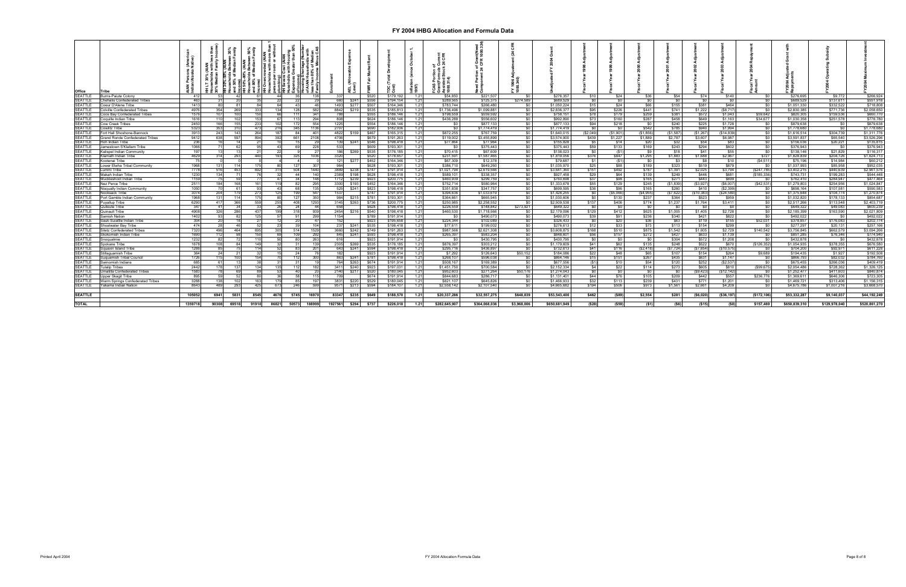# FY 2004 IHBG Allocation and Formula Data

| Office | Tribe | AIAN Persons (American Indian/Alaska Native) | HH LT 30% (AIAN Households with less than 30% Median Family Income) | HH 30%-50% (AIAN Households Between 30% and 50% of Median Family Income) | HH 50%-80% (AIAN Households Between 50% and 80% of Median Family Income) | HH Overcrowded (AIAN Households with more than 1 person per room or without plumbing) | HH Severe Cost (AIAN Households with Housing Expenses Greater than 50% of Income) | Housing Shortage (Number of AIAN Households with less than 80% of Median Family Income Minus CAS) | Enrollment | AEL (Allowable Expense Level) | FMR Fair Market Rent | TDC (Total Development Cost) | Inflation (since October 1, 1997) | FCAS Portion of Grant(Formula Current Assisted Stock 24 CFR 1000.312) | Need Portion of Grant(Need 24 CFR 1000.324) | FY 1996 Adjustment (24 CFR 1000.340) | Unadjusted FY 2004 Grant | Fiscal Year 1998 Adjustment | Fiscal Year 1999 Adjustment | Fiscal Year 2000 Adjustment | Fiscal Year 2001 Adjustment | Fiscal Year 2002 Adjustment | Fiscal Year 2003 Adjustment | Fiscal Year 2004 Repayment Amount | FY2004 Adjusted Grant with Repayments | FY2004 Operating Subsidy | FY2004 Maximum Investment |
|---|---|---|---|---|---|---|---|---|---|---|---|---|---|---|---|---|---|---|---|---|---|---|---|---|---|---|---|
| SEATTLE | Burns-Paiute Colony | 412 | 53 | 42 | 61 | 44 | 36 | 138 | 337 | | $520 | $179,192 | 1.21 | $54,850 | $221,507 | $0 | $276,357 | $10 | $24 | $36 | $54 | $74 | $140 | $0 | $276,695 | $9,772 | $266,924 |
| SEATTLE | Chehalis Confederated Tribes | 463 | 20 | 35 | 22 | 22 | 29 | 60 | 660 | $241 | $556 | $194,154 | 1.21 | $289,585 | $125,375 | $274,969 | $689,929 | $0 | $0 | $0 | $0 | $0 | $0 | $0 | $689,929 | $137,611 | $551,918 |
| SEATTLE | Coeur D'Alene Tribe | 1413 | 80 | 81 | 84 | 64 | 43 | 46 | 1493 | $277 | $507 | $164,346 | 1.21 | $783,744 | $266,480 | $0 | $1,050,224 | $15 | $24 | $66 | $155 | $381 | $464 | $0 | $1,051,330 | $332,522 | $718,808 |
| SEATTLE | Colville Confederated Tribes | 4978 | 354 | 269 | 333 | 134 | 128 | 582 | 8842 | $219 | $535 | $185,813 | 1.21 | $1,736,496 | $1,099,881 | $0 | $2,836,377 | $95 | $226 | $441 | $741 | $1,222 | ($8,717) | $0 | $2,830,385 | $771,736 | $2,058,650 |
| SEATTLE | Coos Bay Confederated Tribes | 1576 | 107 | 100 | 150 | 66 | 111 | 341 | 788 | | $555 | $186,146 | 1.21 | $198,559 | $559,592 | $0 | $758,151 | $79 | $179 | $259 | $381 | $672 | $1,043 | $59,642 | $820,305 | $159,536 | $660,770 |
| SEATTLE | Coquille Indian Tribe | 1616 | 110 | 102 | 153 | 67 | 113 | 294 | 808 | | $624 | $186,146 | 1.21 | $436,288 | $556,602 | $0 | $992,890 | $73 | $160 | $287 | $458 | $649 | $1,163 | $34,677 | $1,030,358 | $251,578 | $778,780 |
| SEATTLE | Cow Creek Tribes | 2450 | 166 | 155 | 233 | 102 | 172 | 554 | 1225 | | $584 | $186,146 | 1.21 | $0 | $877,133 | $0 | $877,133 | $94 | $218 | $0 | $240 | $225 | $1,726 | $0 | $879,636 | $0 | $879,636 |
| SEATTLE | Cowlitz Tribe | 5323 | 353 | 310 | 473 | 218 | 345 | 1136 | 2707 | | $690 | $182,936 | 1.21 | $0 | $1,774,419 | $0 | $1,774,419 | $0 | $0 | $542 | $785 | $840 | $1,994 | $0 | $1,778,580 | $0 | $1,778,580 |
| SEATTLE | Fort Hall Shoshone-Bannock | 3913 | 243 | 143 | 264 | 187 | 84 | 401 | 4822 | $159 | $467 | $165,315 | 1.21 | $872,255 | $767,759 | $0 | $1,640,015 | ($2,049) | ($1,901) | ($1,856) | ($1,587) | ($1,267) | ($14,839) | $0 | $1,616,514 | $304,739 | $1,311,776 |
| SEATTLE | Grand Ronde Confederated Tribes | 9412 | 638 | 597 | 894 | 392 | 661 | 2108 | 4706 | | $679 | $191,263 | 1.21 | $119,002 | $3,455,899 | $0 | $3,574,900 | $439 | $1,227 | $1,889 | $2,787 | $3,607 | $6,987 | $0 | $3,591,837 | $65,540 | $3,526,298 |
| SEATTLE | Hoh Indian Tribe | 236 | 16 | 14 | 21 | 10 | 15 | 29 | 139 | $241 | $546 | $198,418 | 1.21 | $77,864 | $77,964 | $0 | $155,828 | $5 | $14 | $20 | $32 | $54 | $83 | $0 | $156,036 | $20,221 | $135,815 |
| SEATTLE | Jamestown S'Klallam Tribe | 1066 | 71 | 62 | 95 | 43 | 69 | 228 | 533 | | $609 | $193,301 | 1.21 | $0 | $375,443 | $0 | $375,443 | $59 | $133 | $169 | $243 | $294 | $602 | $0 | $376,943 | $0 | $376,943 |
| SEATTLE | Kalispel Indian Community | 197 | 13 | 13 | 21 | 22 | 9 | 27 | 186 | $269 | $535 | $176,185 | 1.21 | $70,415 | $67,609 | $0 | $138,023 | $0 | ($1) | $9 | $18 | $41 | $55 | $0 | $138,146 | $21,829 | $116,317 |
| SEATTLE | Klamath Indian Tribe | 4629 | 314 | 293 | 440 | 193 | 325 | 1036 | 3320 | | $520 | $178,657 | 1.21 | $231,591 | $1,587,465 | $0 | $1,819,056 | $376 | $847 | $1,295 | $1,883 | $1,688 | $2,967 | $727 | $1,828,839 | $204,126 | $1,624,713 |
| SEATTLE | Kootenai Tribe | 75 | 0 | 0 | 0 | 4 | 4 | 0 | 121 | $277 | $452 | $164,346 | 1.21 | $67,309 | $12,378 | $0 | $79,687 | $1 | ($1) | $0 | $3 | $8 | $10 | ($4,511) | $75,196 | $14,984 | $60,212 |
| SEATTLE | Lower Elwha Tribal Community | 1968 | 131 | 114 | 175 | 80 | 127 | 307 | 984 | | $628 | $193,301 | 1.21 | $386,710 | $649,260 | $0 | $1,035,970 | $25 | $88 | $189 | $323 | $519 | $879 | $0 | $1,037,993 | $85,958 | $952,035 |
| SEATTLE | Lummi Tribe | 7778 | 576 | 453 | 692 | 315 | 504 | 1440 | 3889 | $238 | $747 | $191,914 | 1.21 | $1,021,794 | $2,619,566 | $0 | $3,641,360 | $151 | $462 | $787 | $1,391 | $2,025 | $3,794 | ($247,785) | $3,402,215 | $440,639 | $2,961,576 |
| SEATTLE | Makah Indian Tribe | 1230 | 134 | 71 | 78 | 32 | 44 | 140 | 2389 | $198 | $628 | $198,418 | 1.21 | $589,101 | $338,357 | $0 | $927,458 | $29 | $64 | $139 | $249 | $446 | $681 | ($185,336) | $743,731 | $199,263 | $544,468 |
| SEATTLE | Muckleshoot Indian Tribe | 1159 | 75 | 59 | 77 | 47 | 34 | 148 | 1712 | $239 | $923 | $200,775 | 1.21 | $460,939 | $299,759 | $0 | $760,698 | $37 | $98 | $165 | $271 | $443 | $699 | $0 | $762,410 | $284,947 | $477,464 |
| SEATTLE | Nez Perce Tribe | 2511 | 184 | 168 | 161 | 119 | 82 | 295 | 3300 | $193 | $452 | $164,346 | 1.21 | $752,714 | $580,964 | $0 | $1,333,678 | $55 | $129 | $245 | ($1,839) | ($3,927) | ($6,007) | ($42,531) | $1,279,803 | $254,956 | $1,024,847 |
| SEATTLE | Nisqually Indian Community | 1050 | 70 | 61 | 93 | 43 | 68 | 135 | 525 | $241 | $823 | $198,418 | 1.21 | $351,838 | $347,757 | $0 | $699,595 | $38 | $96 | $165 | $260 | $410 | ($2,399) | $0 | $698,164 | $107,581 | $590,583 |
| SEATTLE | Nooksack Tribe | 3074 | 204 | 179 | 273 | 125 | 199 | 547 | 1537 | | $747 | $191,914 | 1.21 | $394,636 | $1,033,619 | $0 | $1,428,255 | $0 | ($5,068) | ($4,955) | ($7,622) | ($10,383) | ($24,580) | $0 | $1,375,648 | $104,774 | $1,270,874 |
| SEATTLE | Port Gamble Indian Community | 1968 | 131 | 114 | 175 | 80 | 127 | 350 | 984 | $215 | $781 | $193,301 | 1.21 | $394,861 | $665,945 | $0 | $1,030,806 | $0 | $130 | $237 | $364 | $523 | $959 | $0 | $1,032,820 | $178,133 | $854,687 |
| SEATTLE | Puyallup Tribe | 6290 | 417 | 366 | 559 | 255 | 408 | 1293 | 3145 | $263 | $736 | $200,775 | 1.21 | $250,985 | $2,258,552 | $0 | $2,509,538 | $137 | $406 | $774 | $1,237 | $1,764 | $3,411 | $0 | $2,517,266 | $113,548 | $2,403,719 |
| SEATTLE | Quileute Tribe | 347 | 41 | 34 | 33 | 26 | 24 | 44 | 658 | | $628 | $198,418 | 1.21 | $228,559 | $148,842 | $273,921 | $649,322 | $0 | $0 | $0 | $0 | $0 | $0 | $0 | $649,322 | $49,083 | $600,239 |
| SEATTLE | Quinault Tribe | 4908 | 326 | 286 | 437 | 199 | 318 | 939 | 2454 | $216 | $540 | $198,418 | 1.21 | $460,530 | $1,718,566 | $0 | $2,179,096 | $129 | $412 | $625 | $1,005 | $1,405 | $2,726 | $0 | $2,185,399 | $163,590 | $2,021,809 |
| SEATTLE | Samish Nation | 1402 | 93 | 82 | 125 | 57 | 91 | 299 | 1154 | | $789 | $191,914 | 1.21 | $0 | $490,073 | $0 | $490,073 | $39 | $91 | $236 | $340 | $421 | $822 | $0 | $492,022 | $0 | $492,022 |
| SEATTLE | Sauk-Suiattle Indian Tribe | 304 | 20 | 18 | 27 | 12 | 20 | 47 | 152 | | $923 | $195,658 | 1.21 | $224,344 | $102,089 | $0 | $326,433 | $0 | $20 | $36 | $63 | $119 | $155 | $52,031 | $378,857 | $176,083 | $202,774 |
| SEATTLE | Shoalwater Bay Tribe | 474 | 28 | 46 | 52 | 23 | 39 | 104 | 237 | $241 | $535 | $198,418 | 1.21 | $77,611 | $199,002 | $0 | $276,613 | $12 | $33 | $73 | $113 | $154 | $299 | $0 | $277,297 | $20,131 | $257,166 |
| SEATTLE | Siletz Confederated Tribes | 7320 | 496 | 464 | 695 | 305 | 514 | 1529 | 3660 | $242 | $749 | $191,263 | 1.21 | $987,566 | $2,621,308 | $0 | $3,608,875 | $168 | $510 | $875 | $1,542 | $1,605 | $2,729 | $140,542 | $3,756,845 | $662,579 | $3,094,266 |
| SEATTLE | Skokomish Indian Tribe | 1690 | 112 | 98 | 150 | 69 | 109 | 262 | 845 | $241 | $593 | $198,418 | 1.21 | $265,397 | $583,204 | $0 | $848,601 | $56 | $157 | $272 | $427 | $633 | $1,139 | $0 | $851,285 | $76,346 | $774,940 |
| SEATTLE | Snoqualmie | 1232 | 82 | 72 | 110 | 50 | 80 | 263 | 616 | | $923 | $191,914 | 1.21 | $0 | $430,795 | $0 | $430,795 | $0 | $0 | $0 | $304 | $572 | $1,208 | $0 | $432,878 | $0 | $432,878 |
| SEATTLE | Spokane Tribe | 1678 | 108 | 84 | 149 | 32 | 31 | 139 | 2305 | $269 | $535 | $176,185 | 1.21 | $876,397 | $303,212 | $0 | $1,179,609 | $41 | $62 | $135 | $248 | $522 | $670 | ($126,352) | $1,054,935 | $378,355 | $676,580 |
| SEATTLE | Squaxin Island Tribe | 1286 | 85 | 75 | 114 | 52 | 83 | 201 | 643 | $241 | $594 | $198,418 | 1.21 | $295,716 | $436,897 | $0 | $732,613 | $41 | $116 | ($2,418) | ($7,724) | ($7,854) | ($10,575) | $0 | $704,200 | $92,971 | $611,228 |
| SEATTLE | Stillaguamish Tribe | 364 | 24 | 21 | 32 | 15 | 24 | 76 | 182 | | $923 | $191,914 | 1.21 | $7,292 | $126,643 | $50,152 | $184,086 | $22 | $48 | $65 | $107 | $154 | $264 | $9,689 | $194,435 | $1,927 | $192,508 |
| SEATTLE | Suquamish Tribal Council | 1726 | 115 | 100 | 154 | 70 | 112 | 300 | 863 | $241 | $781 | $198,418 | 1.21 | $268,107 | $596,039 | $0 | $864,146 | $15 | $151 | $267 | $435 | $631 | $1,147 | $0 | $866,793 | $82,032 | $784,760 |
| SEATTLE | Swinomish Indians | 685 | 61 | 13 | 38 | 31 | 31 | 19 | 764 | $263 | $674 | $191,914 | 1.21 | $508,167 | $169,389 | $0 | $677,556 | ($1) | $10 | $54 | $120 | $252 | ($2,537) | $0 | $675,455 | $266,036 | $409,419 |
| SEATTLE | Tulalip Tribes | 2442 | 178 | 137 | 134 | 135 | 112 | 182 | 3411 | $240 | $923 | $197,031 | 1.21 | $1,451,750 | $700,584 | $0 | $2,152,334 | $4 | $22 | $114 | $273 | $605 | $810 | ($99,675) | $2,054,486 | $728,362 | $1,326,125 |
| SEATTLE | Umatilla Confederated Tribes | 1583 | 78 | 69 | 89 | 53 | 40 | 20 | 2140 | $217 | $520 | $180,045 | 1.21 | $952,603 | $271,264 | $50,176 | $1,274,043 | $0 | $0 | $0 | $0 | ($9,423) | ($12,142) | $0 | $1,252,477 | $411,603 | $840,874 |
| SEATTLE | Upper Skagit Tribe | 895 | 59 | 52 | 80 | 36 | 58 | 115 | 709 | | $674 | $191,914 | 1.21 | $844,683 | $286,717 | $0 | $1,131,401 | $44 | $76 | $105 | $209 | $442 | $557 | $236,776 | $1,369,611 | $646,306 | $723,305 |
| SEATTLE | Warm Springs Confederated Tribes | 3288 | 138 | 102 | 163 | 179 | 85 | 197 | 3831 | $220 | $529 | $180,045 | 1.21 | $821,107 | $645,826 | $0 | $1,466,933 | $32 | $113 | $239 | $431 | $771 | $1,201 | $0 | $1,469,721 | $313,406 | $1,156,315 |
| SEATTLE | Yakama Indian Nation | 8643 | 489 | 293 | 425 | 673 | 246 | 599 | 9571 | $213 | $594 | $184,107 | 1.21 | $2,558,142 | $2,107,540 | $0 | $4,665,682 | $194 | $506 | $973 | $1,561 | $2,661 | $4,209 | $0 | $4,675,786 | $1,007,216 | $3,668,570 |
| | | | | | | | | | | | | | | | | | | | | | | | | | | | |
| SEATTLE | | 105052 | 6941 | 5831 | 8545 | 4676 | 5745 | 16970 | 83347 | $220 | $649 | $188,570 | 1.21 | $20,337,286 | $32,557,275 | $648,839 | $53,543,400 | $462 | ($89) | $2,554 | $281 | ($6,020) | ($36,197) | ($172,106) | $53,332,287 | $9,140,037 | $44,192,249 |
| | | | | | | | | | | | | | | | | | | | | | | | | | | | |
| TOTAL | | 1359718 | 90308 | 69518 | 91910 | 86821 | 50573 | 188999 | 1927561 | $294 | $737 | $226,018 | 1.21 | $282,645,907 | $364,068,036 | $3,968,006 | $650,681,949 | ($28) | ($59) | ($1) | ($6) | ($15) | ($0) | $157,469 | $650,839,310 | $129,978,040 | $520,861,270 |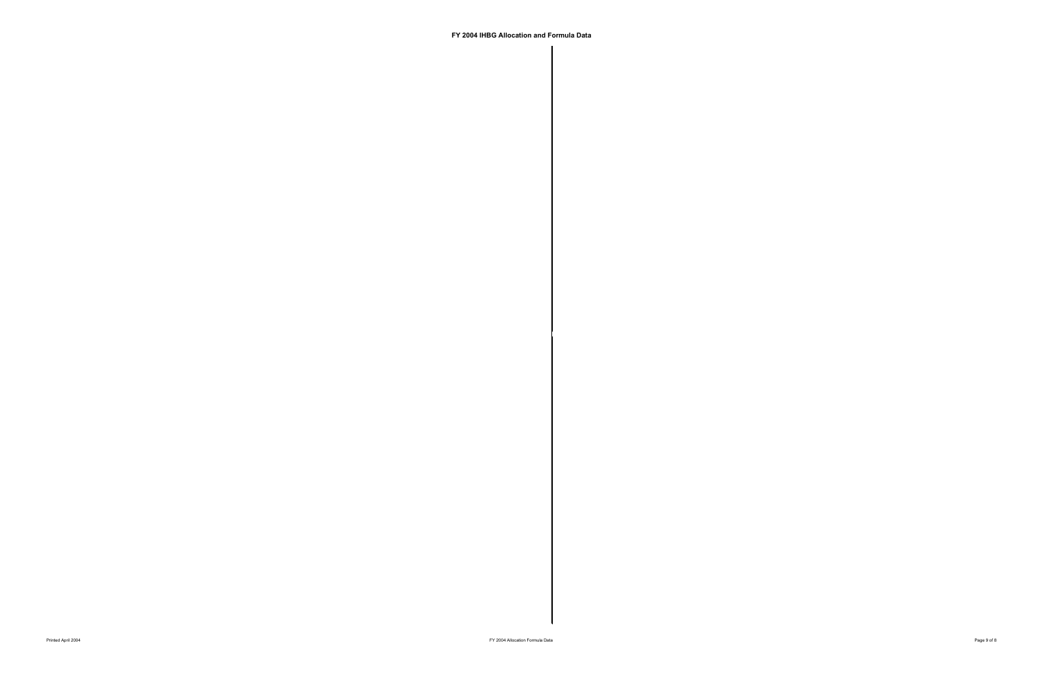**FY 2004 IHBG Allocation and Formula Data**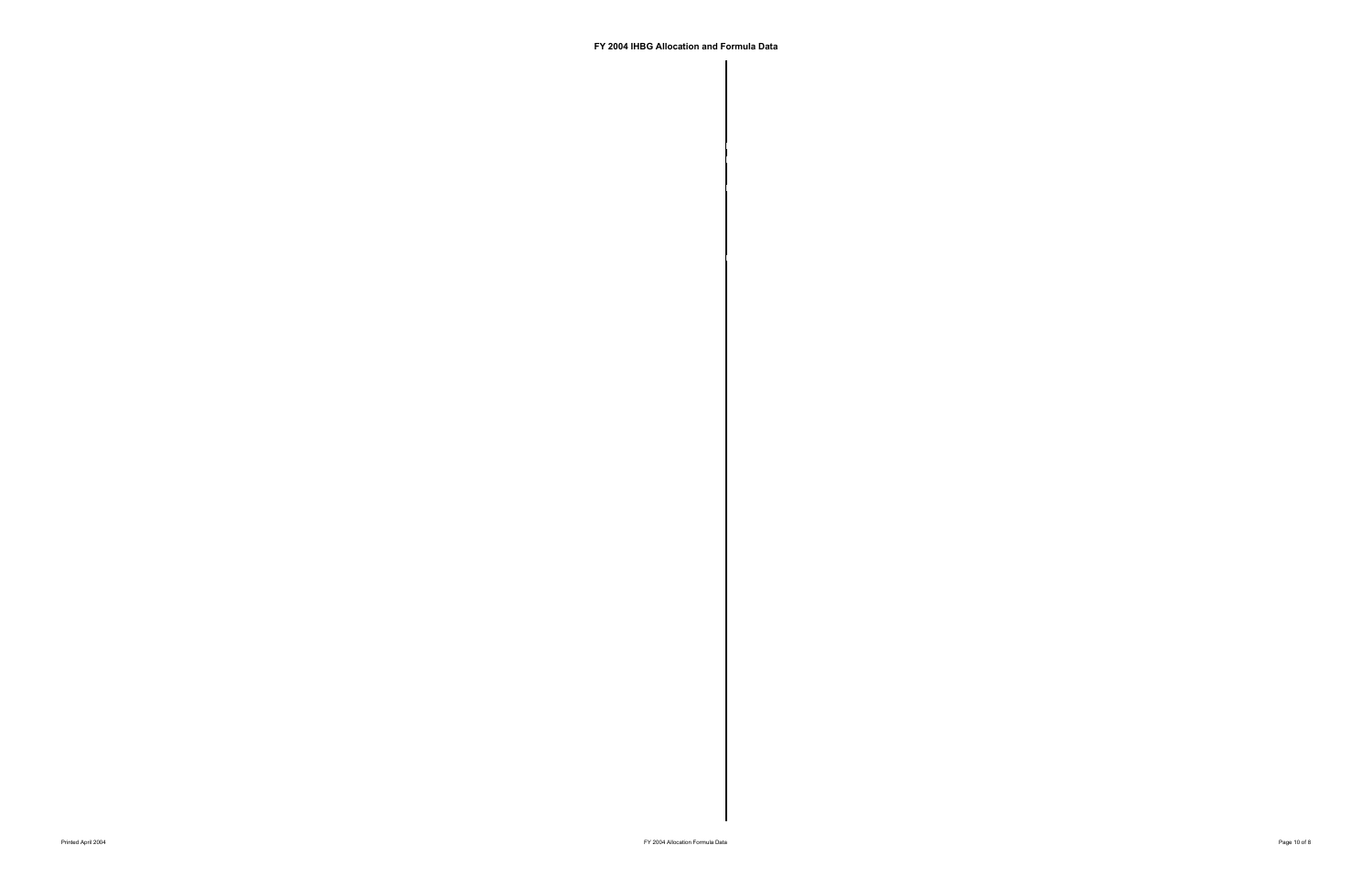**FY 2004 IHBG Allocation and Formula Data**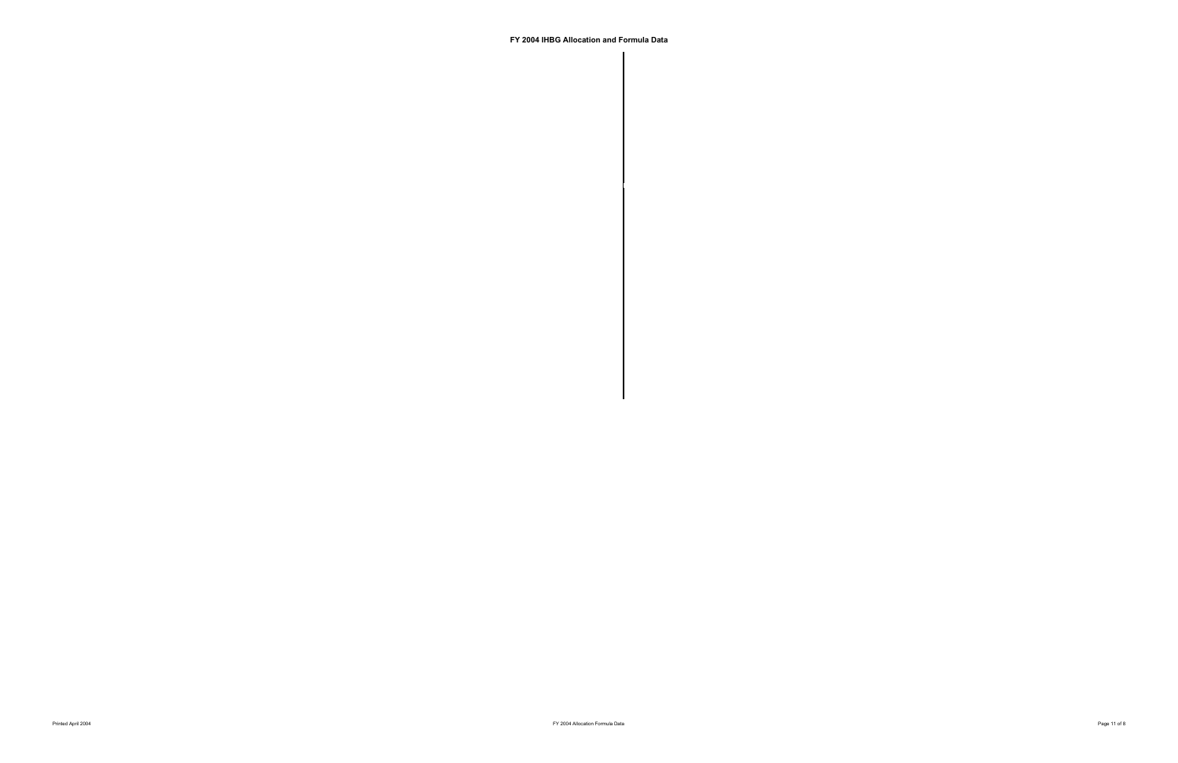**FY 2004 IHBG Allocation and Formula Data**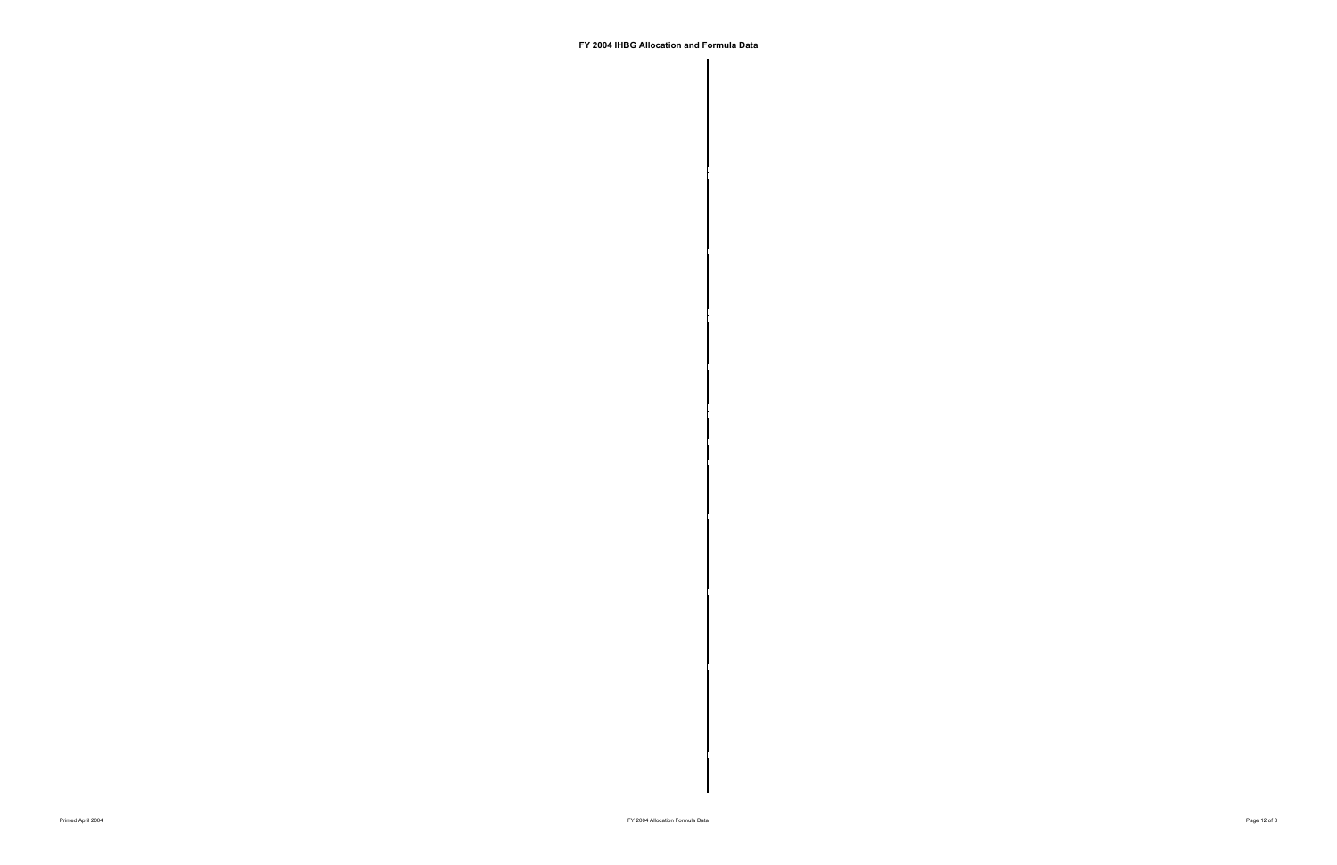# FY 2004 IHBG Allocation and Formula Data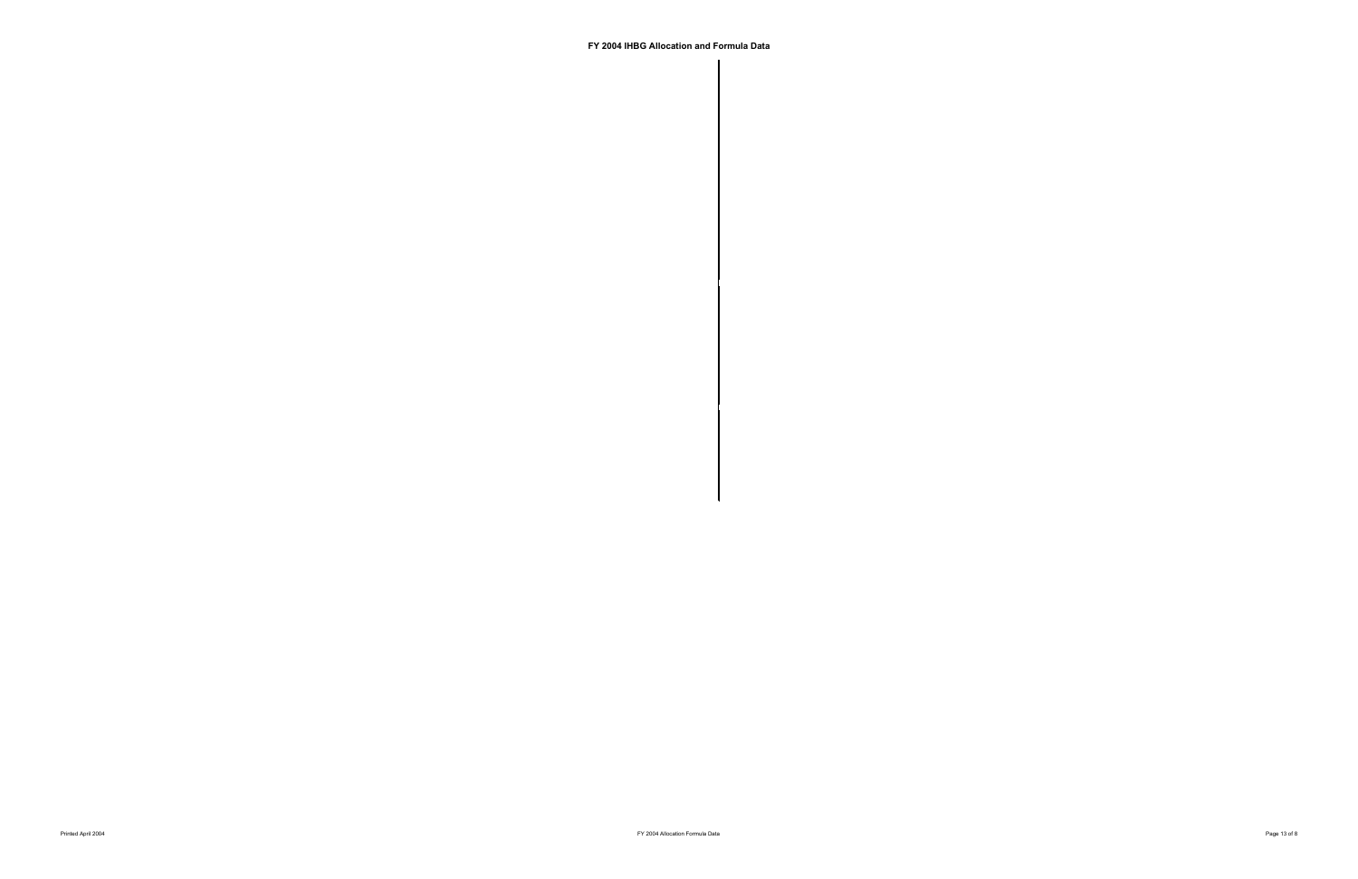**FY 2004 IHBG Allocation and Formula Data**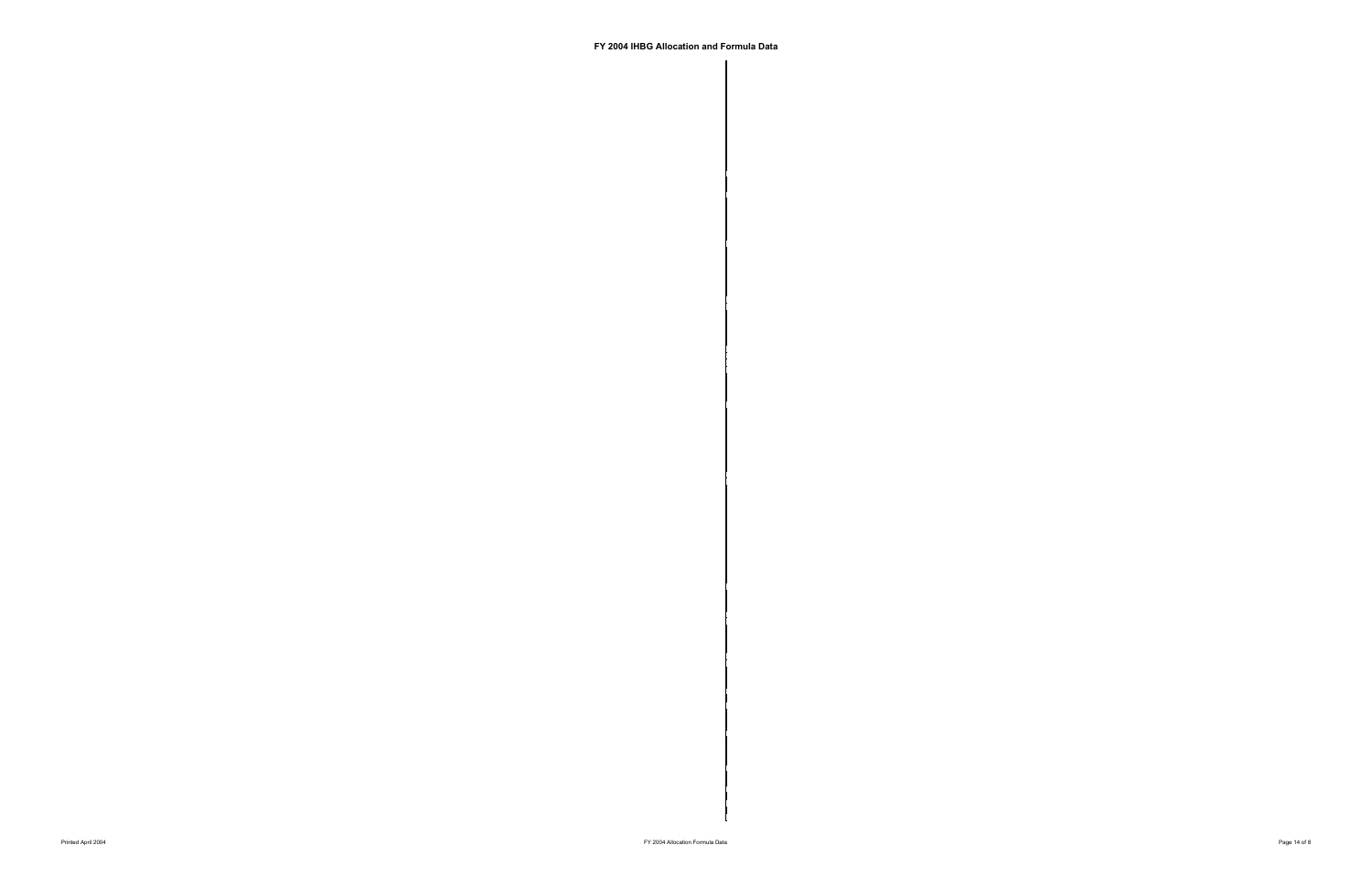**FY 2004 IHBG Allocation and Formula Data**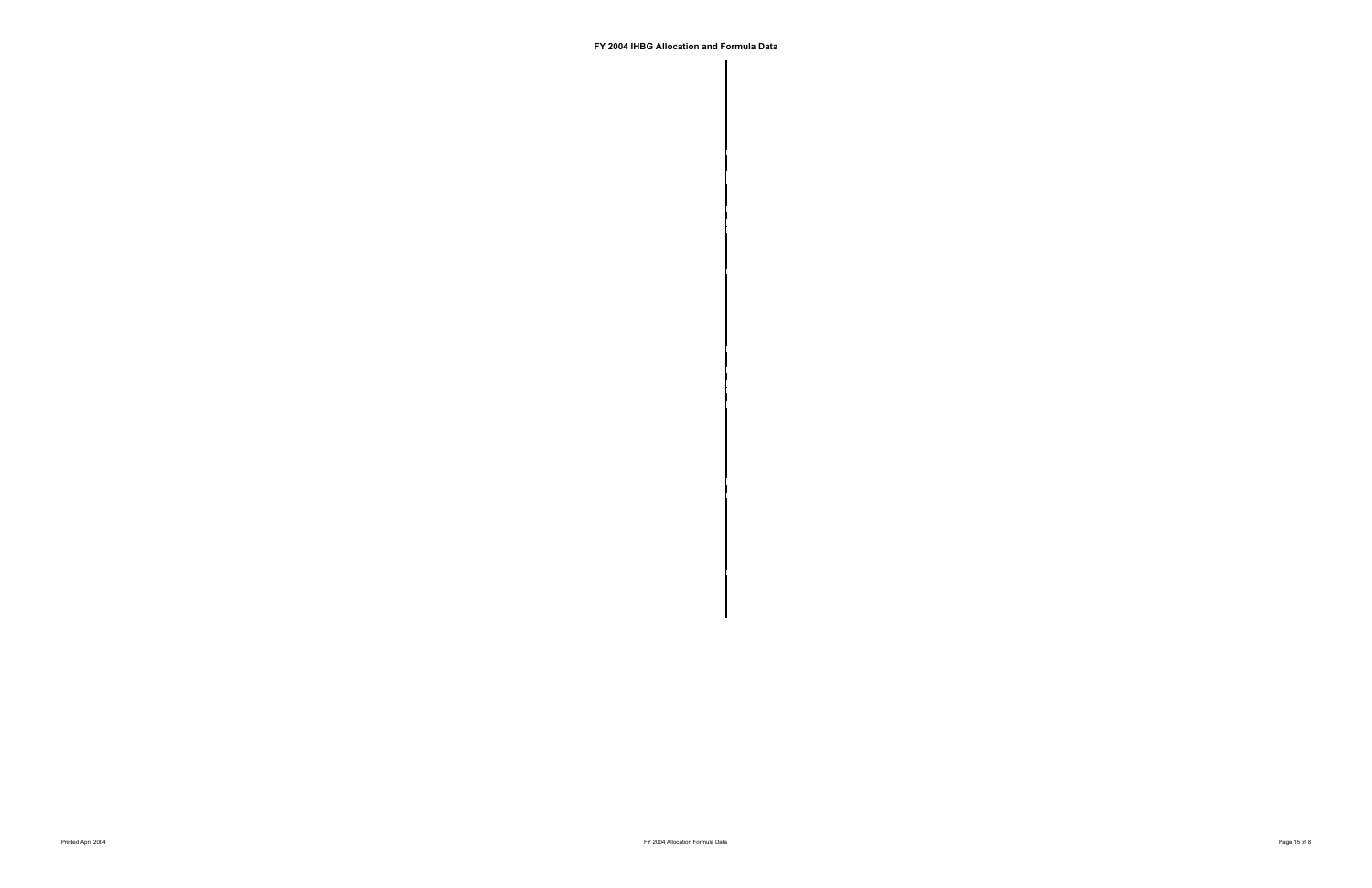**FY 2004 IHBG Allocation and Formula Data**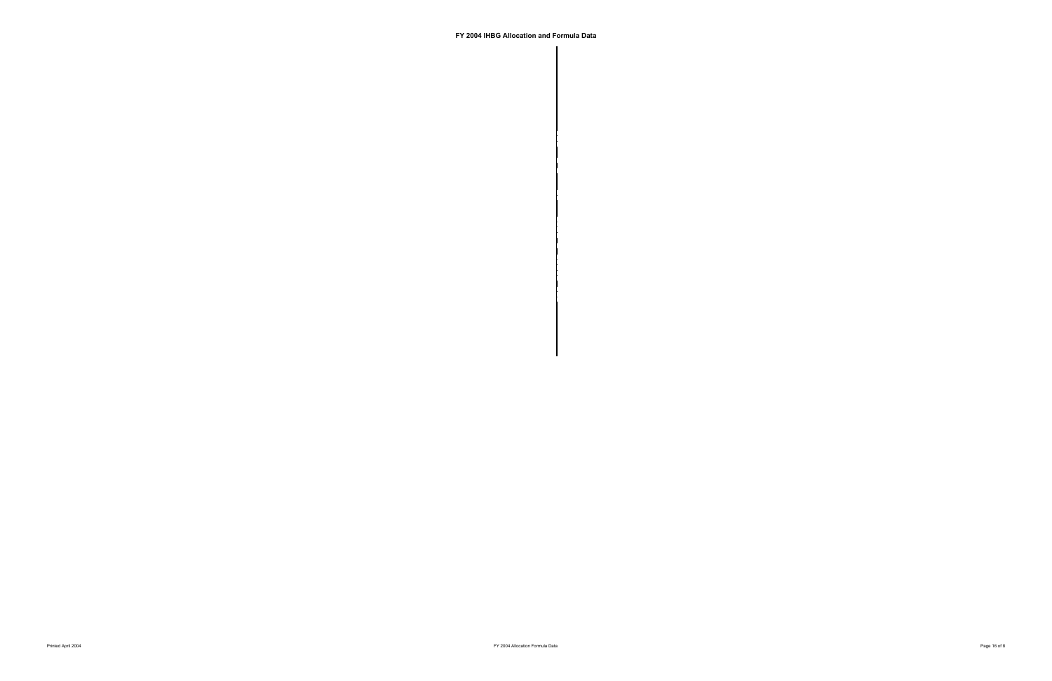**FY 2004 IHBG Allocation and Formula Data**